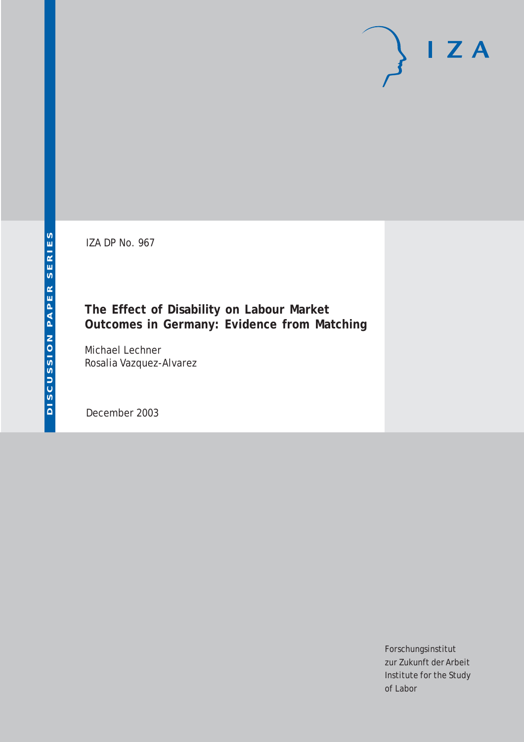IZA

DISCUSSION PAPER SERIES

IZA DP No. 967

# The Effect of Disability on Labour Market Outcomes in Germany: Evidence from Matching

Michael Lechner
Rosalia Vazquez-Alvarez

December 2003

Forschungsinstitut
zur Zukunft der Arbeit
Institute for the Study
of Labor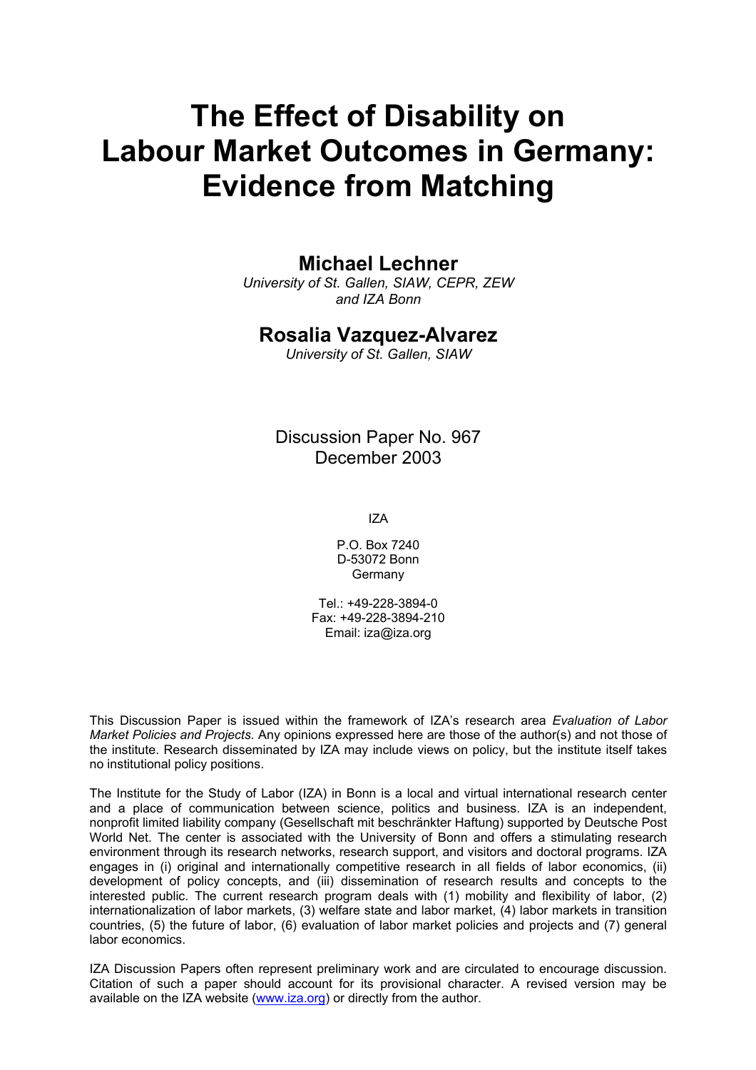# The Effect of Disability on Labour Market Outcomes in Germany: Evidence from Matching

## Michael Lechner

*University of St. Gallen, SIAW, CEPR, ZEW and IZA Bonn*

## Rosalia Vazquez-Alvarez

*University of St. Gallen, SIAW*

Discussion Paper No. 967
December 2003

IZA

P.O. Box 7240
D-53072 Bonn
Germany

Tel.: +49-228-3894-0
Fax: +49-228-3894-210
Email: iza@iza.org

This Discussion Paper is issued within the framework of IZA's research area *Evaluation of Labor Market Policies and Projects.* Any opinions expressed here are those of the author(s) and not those of the institute. Research disseminated by IZA may include views on policy, but the institute itself takes no institutional policy positions.

The Institute for the Study of Labor (IZA) in Bonn is a local and virtual international research center and a place of communication between science, politics and business. IZA is an independent, nonprofit limited liability company (Gesellschaft mit beschränkter Haftung) supported by Deutsche Post World Net. The center is associated with the University of Bonn and offers a stimulating research environment through its research networks, research support, and visitors and doctoral programs. IZA engages in (i) original and internationally competitive research in all fields of labor economics, (ii) development of policy concepts, and (iii) dissemination of research results and concepts to the interested public. The current research program deals with (1) mobility and flexibility of labor, (2) internationalization of labor markets, (3) welfare state and labor market, (4) labor markets in transition countries, (5) the future of labor, (6) evaluation of labor market policies and projects and (7) general labor economics.

IZA Discussion Papers often represent preliminary work and are circulated to encourage discussion. Citation of such a paper should account for its provisional character. A revised version may be available on the IZA website (www.iza.org) or directly from the author.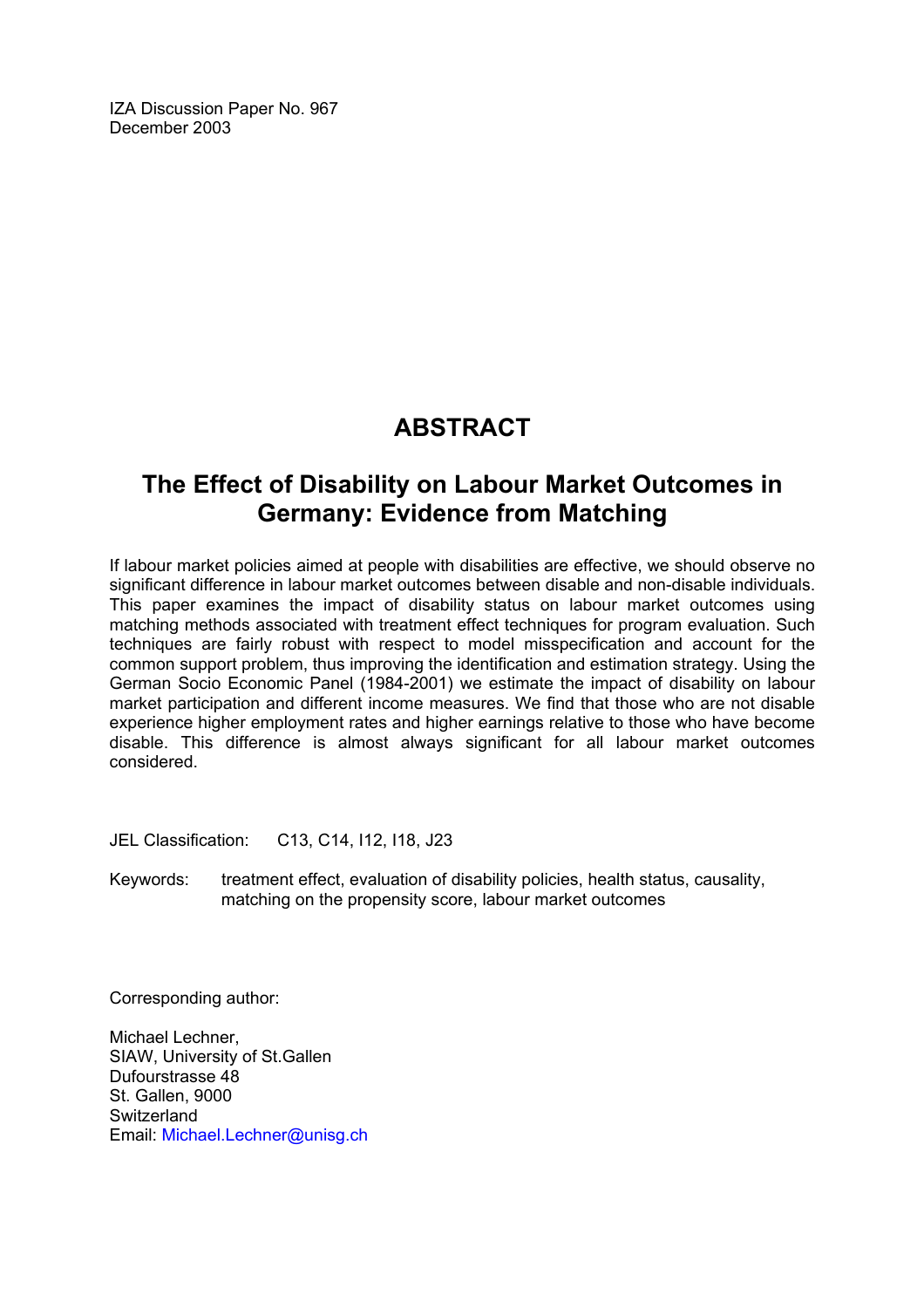IZA Discussion Paper No. 967
December 2003

# ABSTRACT

## The Effect of Disability on Labour Market Outcomes in Germany: Evidence from Matching

If labour market policies aimed at people with disabilities are effective, we should observe no significant difference in labour market outcomes between disable and non-disable individuals. This paper examines the impact of disability status on labour market outcomes using matching methods associated with treatment effect techniques for program evaluation. Such techniques are fairly robust with respect to model misspecification and account for the common support problem, thus improving the identification and estimation strategy. Using the German Socio Economic Panel (1984-2001) we estimate the impact of disability on labour market participation and different income measures. We find that those who are not disable experience higher employment rates and higher earnings relative to those who have become disable. This difference is almost always significant for all labour market outcomes considered.

JEL Classification: C13, C14, I12, I18, J23

Keywords: treatment effect, evaluation of disability policies, health status, causality, matching on the propensity score, labour market outcomes

Corresponding author:

Michael Lechner,
SIAW, University of St.Gallen
Dufourstrasse 48
St. Gallen, 9000
Switzerland
Email: Michael.Lechner@unisg.ch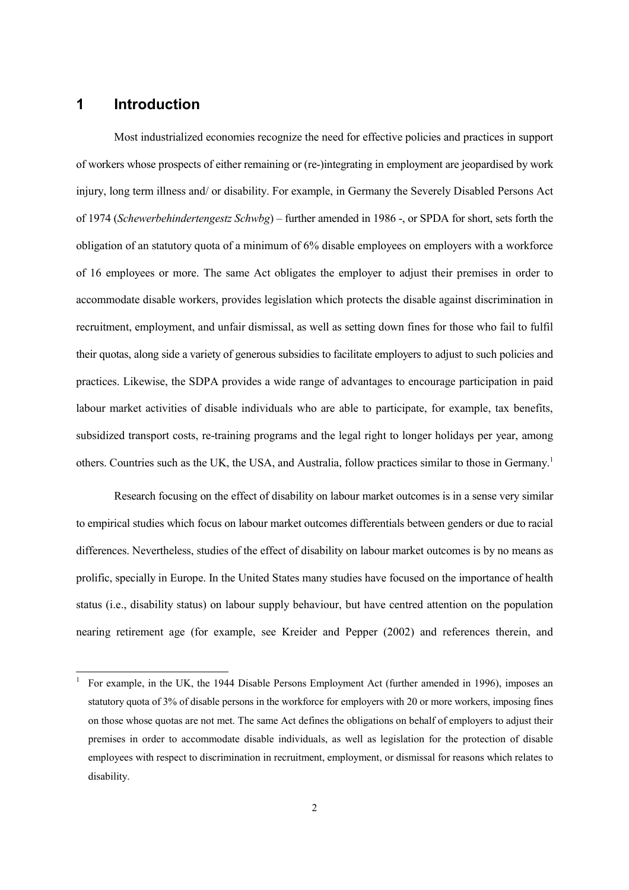# 1 Introduction

Most industrialized economies recognize the need for effective policies and practices in support of workers whose prospects of either remaining or (re-)integrating in employment are jeopardised by work injury, long term illness and/ or disability. For example, in Germany the Severely Disabled Persons Act of 1974 (*Schewerbehindertengestz Schwbg*) – further amended in 1986 -, or SPDA for short, sets forth the obligation of an statutory quota of a minimum of 6% disable employees on employers with a workforce of 16 employees or more. The same Act obligates the employer to adjust their premises in order to accommodate disable workers, provides legislation which protects the disable against discrimination in recruitment, employment, and unfair dismissal, as well as setting down fines for those who fail to fulfil their quotas, along side a variety of generous subsidies to facilitate employers to adjust to such policies and practices. Likewise, the SDPA provides a wide range of advantages to encourage participation in paid labour market activities of disable individuals who are able to participate, for example, tax benefits, subsidized transport costs, re-training programs and the legal right to longer holidays per year, among others. Countries such as the UK, the USA, and Australia, follow practices similar to those in Germany.[1]

Research focusing on the effect of disability on labour market outcomes is in a sense very similar to empirical studies which focus on labour market outcomes differentials between genders or due to racial differences. Nevertheless, studies of the effect of disability on labour market outcomes is by no means as prolific, specially in Europe. In the United States many studies have focused on the importance of health status (i.e., disability status) on labour supply behaviour, but have centred attention on the population nearing retirement age (for example, see Kreider and Pepper (2002) and references therein, and

[1] For example, in the UK, the 1944 Disable Persons Employment Act (further amended in 1996), imposes an statutory quota of 3% of disable persons in the workforce for employers with 20 or more workers, imposing fines on those whose quotas are not met. The same Act defines the obligations on behalf of employers to adjust their premises in order to accommodate disable individuals, as well as legislation for the protection of disable employees with respect to discrimination in recruitment, employment, or dismissal for reasons which relates to disability.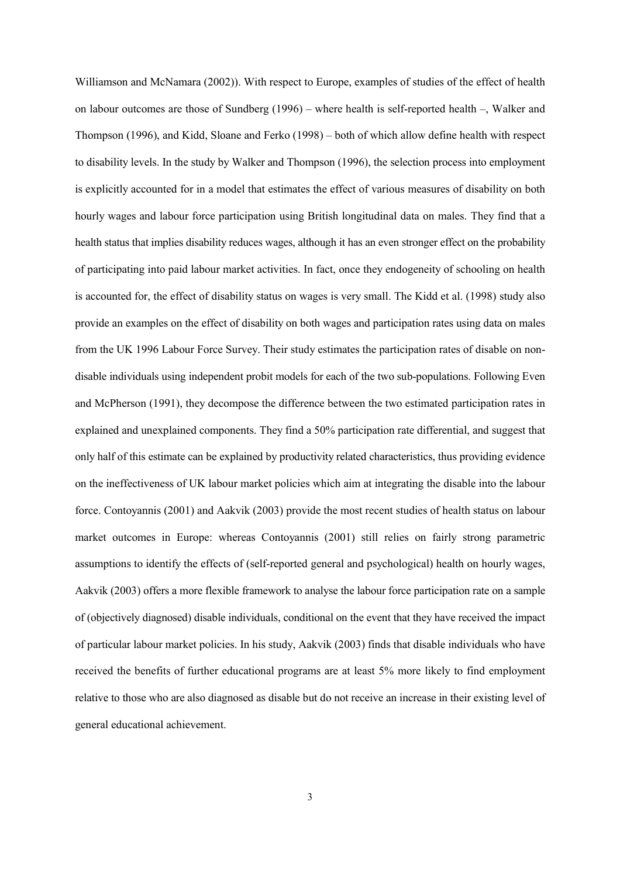Williamson and McNamara (2002)). With respect to Europe, examples of studies of the effect of health on labour outcomes are those of Sundberg (1996) – where health is self-reported health –, Walker and Thompson (1996), and Kidd, Sloane and Ferko (1998) – both of which allow define health with respect to disability levels. In the study by Walker and Thompson (1996), the selection process into employment is explicitly accounted for in a model that estimates the effect of various measures of disability on both hourly wages and labour force participation using British longitudinal data on males. They find that a health status that implies disability reduces wages, although it has an even stronger effect on the probability of participating into paid labour market activities. In fact, once they endogeneity of schooling on health is accounted for, the effect of disability status on wages is very small. The Kidd et al. (1998) study also provide an examples on the effect of disability on both wages and participation rates using data on males from the UK 1996 Labour Force Survey. Their study estimates the participation rates of disable on non-disable individuals using independent probit models for each of the two sub-populations. Following Even and McPherson (1991), they decompose the difference between the two estimated participation rates in explained and unexplained components. They find a 50% participation rate differential, and suggest that only half of this estimate can be explained by productivity related characteristics, thus providing evidence on the ineffectiveness of UK labour market policies which aim at integrating the disable into the labour force. Contoyannis (2001) and Aakvik (2003) provide the most recent studies of health status on labour market outcomes in Europe: whereas Contoyannis (2001) still relies on fairly strong parametric assumptions to identify the effects of (self-reported general and psychological) health on hourly wages, Aakvik (2003) offers a more flexible framework to analyse the labour force participation rate on a sample of (objectively diagnosed) disable individuals, conditional on the event that they have received the impact of particular labour market policies. In his study, Aakvik (2003) finds that disable individuals who have received the benefits of further educational programs are at least 5% more likely to find employment relative to those who are also diagnosed as disable but do not receive an increase in their existing level of general educational achievement.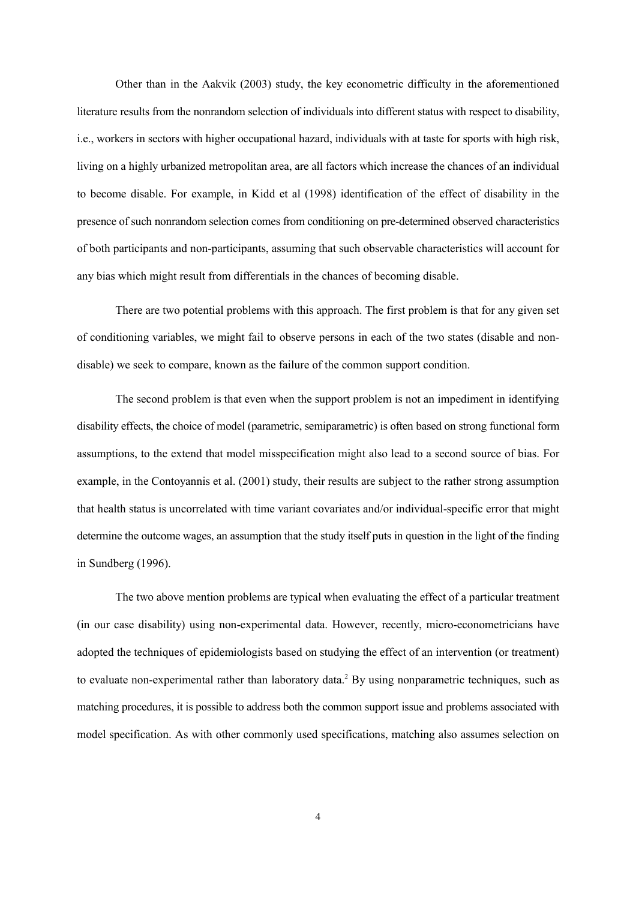Other than in the Aakvik (2003) study, the key econometric difficulty in the aforementioned literature results from the nonrandom selection of individuals into different status with respect to disability, i.e., workers in sectors with higher occupational hazard, individuals with at taste for sports with high risk, living on a highly urbanized metropolitan area, are all factors which increase the chances of an individual to become disable. For example, in Kidd et al (1998) identification of the effect of disability in the presence of such nonrandom selection comes from conditioning on pre-determined observed characteristics of both participants and non-participants, assuming that such observable characteristics will account for any bias which might result from differentials in the chances of becoming disable.

There are two potential problems with this approach. The first problem is that for any given set of conditioning variables, we might fail to observe persons in each of the two states (disable and non-disable) we seek to compare, known as the failure of the common support condition.

The second problem is that even when the support problem is not an impediment in identifying disability effects, the choice of model (parametric, semiparametric) is often based on strong functional form assumptions, to the extend that model misspecification might also lead to a second source of bias. For example, in the Contoyannis et al. (2001) study, their results are subject to the rather strong assumption that health status is uncorrelated with time variant covariates and/or individual-specific error that might determine the outcome wages, an assumption that the study itself puts in question in the light of the finding in Sundberg (1996).

The two above mention problems are typical when evaluating the effect of a particular treatment (in our case disability) using non-experimental data. However, recently, micro-econometricians have adopted the techniques of epidemiologists based on studying the effect of an intervention (or treatment) to evaluate non-experimental rather than laboratory data.[2] By using nonparametric techniques, such as matching procedures, it is possible to address both the common support issue and problems associated with model specification. As with other commonly used specifications, matching also assumes selection on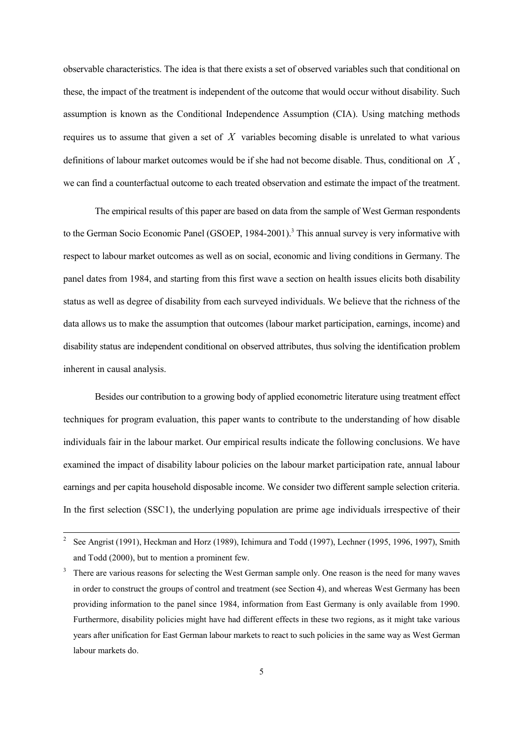observable characteristics. The idea is that there exists a set of observed variables such that conditional on these, the impact of the treatment is independent of the outcome that would occur without disability. Such assumption is known as the Conditional Independence Assumption (CIA). Using matching methods requires us to assume that given a set of $X$ variables becoming disable is unrelated to what various definitions of labour market outcomes would be if she had not become disable. Thus, conditional on $X$, we can find a counterfactual outcome to each treated observation and estimate the impact of the treatment.

The empirical results of this paper are based on data from the sample of West German respondents to the German Socio Economic Panel (GSOEP, 1984-2001).[3] This annual survey is very informative with respect to labour market outcomes as well as on social, economic and living conditions in Germany. The panel dates from 1984, and starting from this first wave a section on health issues elicits both disability status as well as degree of disability from each surveyed individuals. We believe that the richness of the data allows us to make the assumption that outcomes (labour market participation, earnings, income) and disability status are independent conditional on observed attributes, thus solving the identification problem inherent in causal analysis.

Besides our contribution to a growing body of applied econometric literature using treatment effect techniques for program evaluation, this paper wants to contribute to the understanding of how disable individuals fair in the labour market. Our empirical results indicate the following conclusions. We have examined the impact of disability labour policies on the labour market participation rate, annual labour earnings and per capita household disposable income. We consider two different sample selection criteria. In the first selection (SSC1), the underlying population are prime age individuals irrespective of their

---

[2] See Angrist (1991), Heckman and Horz (1989), Ichimura and Todd (1997), Lechner (1995, 1996, 1997), Smith and Todd (2000), but to mention a prominent few.

[3] There are various reasons for selecting the West German sample only. One reason is the need for many waves in order to construct the groups of control and treatment (see Section 4), and whereas West Germany has been providing information to the panel since 1984, information from East Germany is only available from 1990. Furthermore, disability policies might have had different effects in these two regions, as it might take various years after unification for East German labour markets to react to such policies in the same way as West German labour markets do.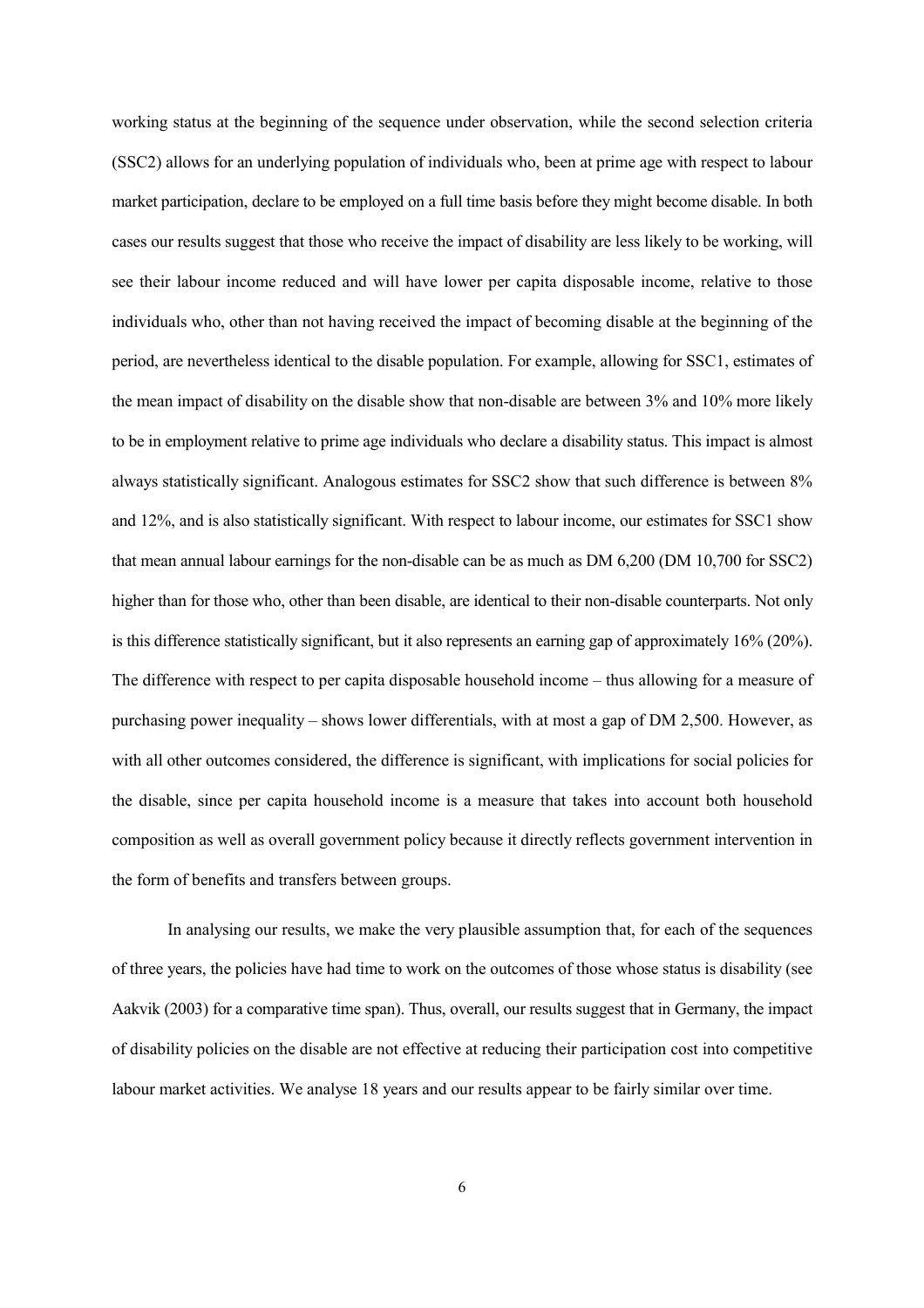working status at the beginning of the sequence under observation, while the second selection criteria (SSC2) allows for an underlying population of individuals who, been at prime age with respect to labour market participation, declare to be employed on a full time basis before they might become disable. In both cases our results suggest that those who receive the impact of disability are less likely to be working, will see their labour income reduced and will have lower per capita disposable income, relative to those individuals who, other than not having received the impact of becoming disable at the beginning of the period, are nevertheless identical to the disable population. For example, allowing for SSC1, estimates of the mean impact of disability on the disable show that non-disable are between 3% and 10% more likely to be in employment relative to prime age individuals who declare a disability status. This impact is almost always statistically significant. Analogous estimates for SSC2 show that such difference is between 8% and 12%, and is also statistically significant. With respect to labour income, our estimates for SSC1 show that mean annual labour earnings for the non-disable can be as much as DM 6,200 (DM 10,700 for SSC2) higher than for those who, other than been disable, are identical to their non-disable counterparts. Not only is this difference statistically significant, but it also represents an earning gap of approximately 16% (20%). The difference with respect to per capita disposable household income – thus allowing for a measure of purchasing power inequality – shows lower differentials, with at most a gap of DM 2,500. However, as with all other outcomes considered, the difference is significant, with implications for social policies for the disable, since per capita household income is a measure that takes into account both household composition as well as overall government policy because it directly reflects government intervention in the form of benefits and transfers between groups.

In analysing our results, we make the very plausible assumption that, for each of the sequences of three years, the policies have had time to work on the outcomes of those whose status is disability (see Aakvik (2003) for a comparative time span). Thus, overall, our results suggest that in Germany, the impact of disability policies on the disable are not effective at reducing their participation cost into competitive labour market activities. We analyse 18 years and our results appear to be fairly similar over time.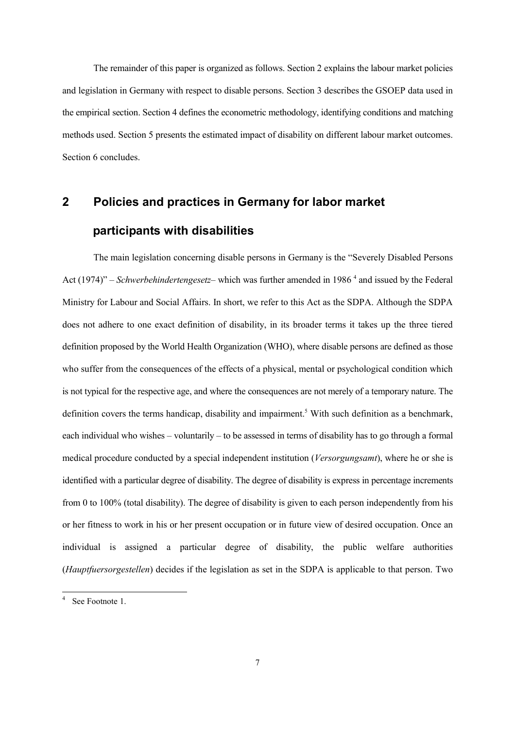The remainder of this paper is organized as follows. Section 2 explains the labour market policies and legislation in Germany with respect to disable persons. Section 3 describes the GSOEP data used in the empirical section. Section 4 defines the econometric methodology, identifying conditions and matching methods used. Section 5 presents the estimated impact of disability on different labour market outcomes. Section 6 concludes.

## 2 Policies and practices in Germany for labor market participants with disabilities

The main legislation concerning disable persons in Germany is the "Severely Disabled Persons Act (1974)" – *Schwerbehindertengesetz*– which was further amended in 1986 [4] and issued by the Federal Ministry for Labour and Social Affairs. In short, we refer to this Act as the SDPA. Although the SDPA does not adhere to one exact definition of disability, in its broader terms it takes up the three tiered definition proposed by the World Health Organization (WHO), where disable persons are defined as those who suffer from the consequences of the effects of a physical, mental or psychological condition which is not typical for the respective age, and where the consequences are not merely of a temporary nature. The definition covers the terms handicap, disability and impairment.[5] With such definition as a benchmark, each individual who wishes – voluntarily – to be assessed in terms of disability has to go through a formal medical procedure conducted by a special independent institution (*Versorgungsamt*), where he or she is identified with a particular degree of disability. The degree of disability is express in percentage increments from 0 to 100% (total disability). The degree of disability is given to each person independently from his or her fitness to work in his or her present occupation or in future view of desired occupation. Once an individual is assigned a particular degree of disability, the public welfare authorities (*Hauptfuersorgestellen*) decides if the legislation as set in the SDPA is applicable to that person. Two

[4] See Footnote 1.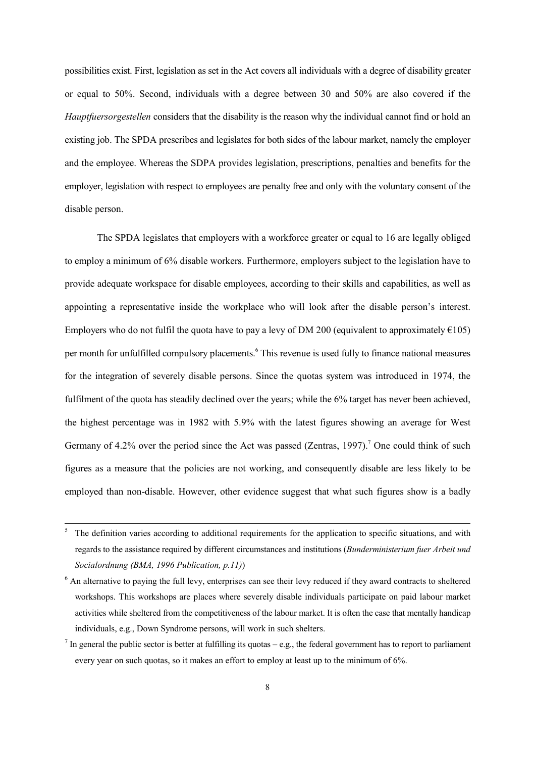possibilities exist. First, legislation as set in the Act covers all individuals with a degree of disability greater or equal to 50%. Second, individuals with a degree between 30 and 50% are also covered if the *Hauptfuersorgestellen* considers that the disability is the reason why the individual cannot find or hold an existing job. The SPDA prescribes and legislates for both sides of the labour market, namely the employer and the employee. Whereas the SDPA provides legislation, prescriptions, penalties and benefits for the employer, legislation with respect to employees are penalty free and only with the voluntary consent of the disable person.

The SPDA legislates that employers with a workforce greater or equal to 16 are legally obliged to employ a minimum of 6% disable workers. Furthermore, employers subject to the legislation have to provide adequate workspace for disable employees, according to their skills and capabilities, as well as appointing a representative inside the workplace who will look after the disable person's interest. Employers who do not fulfil the quota have to pay a levy of DM 200 (equivalent to approximately €105) per month for unfulfilled compulsory placements.[6] This revenue is used fully to finance national measures for the integration of severely disable persons. Since the quotas system was introduced in 1974, the fulfilment of the quota has steadily declined over the years; while the 6% target has never been achieved, the highest percentage was in 1982 with 5.9% with the latest figures showing an average for West Germany of 4.2% over the period since the Act was passed (Zentras, 1997).[7] One could think of such figures as a measure that the policies are not working, and consequently disable are less likely to be employed than non-disable. However, other evidence suggest that what such figures show is a badly

---

[5] The definition varies according to additional requirements for the application to specific situations, and with regards to the assistance required by different circumstances and institutions (*Bunderministerium fuer Arbeit und Socialordnung (BMA, 1996 Publication, p.11)*)

[6] An alternative to paying the full levy, enterprises can see their levy reduced if they award contracts to sheltered workshops. This workshops are places where severely disable individuals participate on paid labour market activities while sheltered from the competitiveness of the labour market. It is often the case that mentally handicap individuals, e.g., Down Syndrome persons, will work in such shelters.

[7] In general the public sector is better at fulfilling its quotas – e.g., the federal government has to report to parliament every year on such quotas, so it makes an effort to employ at least up to the minimum of 6%.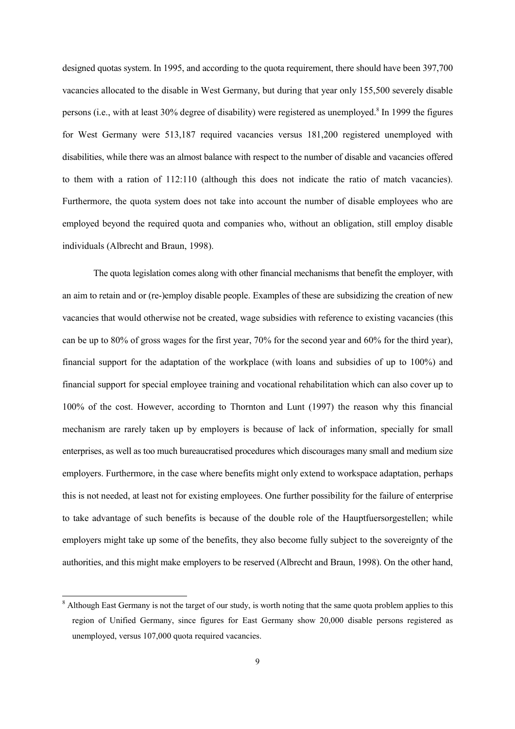designed quotas system. In 1995, and according to the quota requirement, there should have been 397,700 vacancies allocated to the disable in West Germany, but during that year only 155,500 severely disable persons (i.e., with at least 30% degree of disability) were registered as unemployed.[8] In 1999 the figures for West Germany were 513,187 required vacancies versus 181,200 registered unemployed with disabilities, while there was an almost balance with respect to the number of disable and vacancies offered to them with a ration of 112:110 (although this does not indicate the ratio of match vacancies). Furthermore, the quota system does not take into account the number of disable employees who are employed beyond the required quota and companies who, without an obligation, still employ disable individuals (Albrecht and Braun, 1998).

The quota legislation comes along with other financial mechanisms that benefit the employer, with an aim to retain and or (re-)employ disable people. Examples of these are subsidizing the creation of new vacancies that would otherwise not be created, wage subsidies with reference to existing vacancies (this can be up to 80% of gross wages for the first year, 70% for the second year and 60% for the third year), financial support for the adaptation of the workplace (with loans and subsidies of up to 100%) and financial support for special employee training and vocational rehabilitation which can also cover up to 100% of the cost. However, according to Thornton and Lunt (1997) the reason why this financial mechanism are rarely taken up by employers is because of lack of information, specially for small enterprises, as well as too much bureaucratised procedures which discourages many small and medium size employers. Furthermore, in the case where benefits might only extend to workspace adaptation, perhaps this is not needed, at least not for existing employees. One further possibility for the failure of enterprise to take advantage of such benefits is because of the double role of the Hauptfuersorgestellen; while employers might take up some of the benefits, they also become fully subject to the sovereignty of the authorities, and this might make employers to be reserved (Albrecht and Braun, 1998). On the other hand,

[8] Although East Germany is not the target of our study, is worth noting that the same quota problem applies to this region of Unified Germany, since figures for East Germany show 20,000 disable persons registered as unemployed, versus 107,000 quota required vacancies.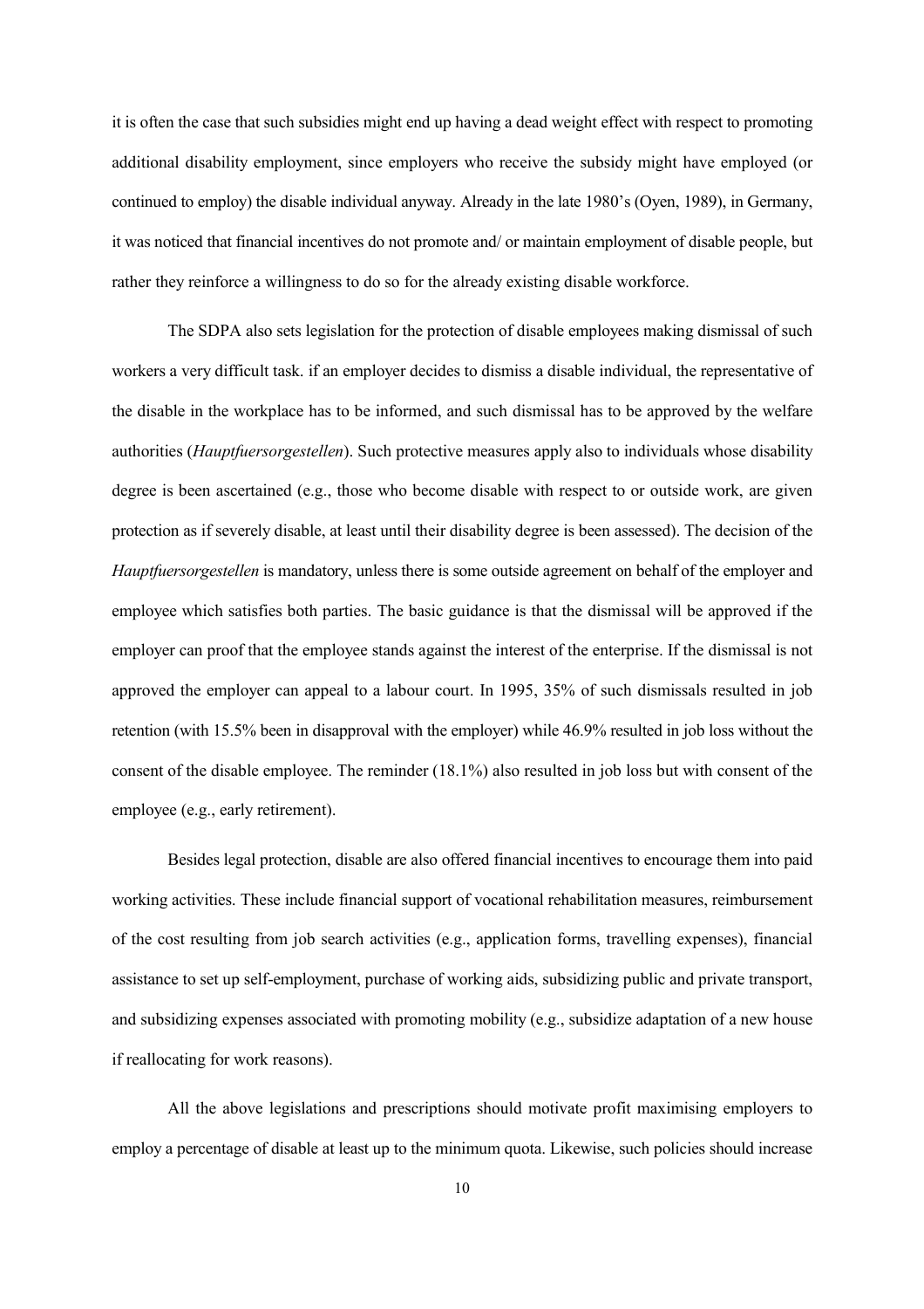it is often the case that such subsidies might end up having a dead weight effect with respect to promoting additional disability employment, since employers who receive the subsidy might have employed (or continued to employ) the disable individual anyway. Already in the late 1980's (Oyen, 1989), in Germany, it was noticed that financial incentives do not promote and/ or maintain employment of disable people, but rather they reinforce a willingness to do so for the already existing disable workforce.

The SDPA also sets legislation for the protection of disable employees making dismissal of such workers a very difficult task. if an employer decides to dismiss a disable individual, the representative of the disable in the workplace has to be informed, and such dismissal has to be approved by the welfare authorities (*Hauptfuersorgestellen*). Such protective measures apply also to individuals whose disability degree is been ascertained (e.g., those who become disable with respect to or outside work, are given protection as if severely disable, at least until their disability degree is been assessed). The decision of the *Hauptfuersorgestellen* is mandatory, unless there is some outside agreement on behalf of the employer and employee which satisfies both parties. The basic guidance is that the dismissal will be approved if the employer can proof that the employee stands against the interest of the enterprise. If the dismissal is not approved the employer can appeal to a labour court. In 1995, 35% of such dismissals resulted in job retention (with 15.5% been in disapproval with the employer) while 46.9% resulted in job loss without the consent of the disable employee. The reminder (18.1%) also resulted in job loss but with consent of the employee (e.g., early retirement).

Besides legal protection, disable are also offered financial incentives to encourage them into paid working activities. These include financial support of vocational rehabilitation measures, reimbursement of the cost resulting from job search activities (e.g., application forms, travelling expenses), financial assistance to set up self-employment, purchase of working aids, subsidizing public and private transport, and subsidizing expenses associated with promoting mobility (e.g., subsidize adaptation of a new house if reallocating for work reasons).

All the above legislations and prescriptions should motivate profit maximising employers to employ a percentage of disable at least up to the minimum quota. Likewise, such policies should increase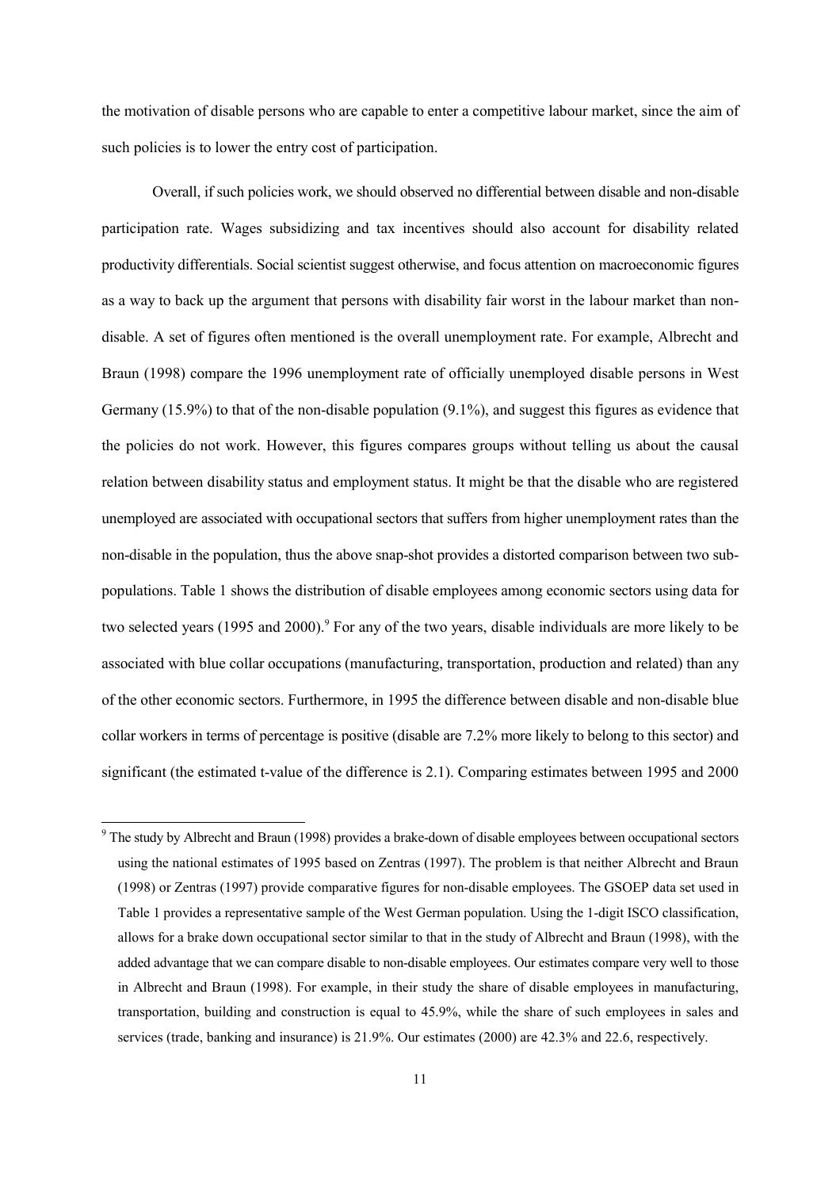the motivation of disable persons who are capable to enter a competitive labour market, since the aim of such policies is to lower the entry cost of participation.

Overall, if such policies work, we should observed no differential between disable and non-disable participation rate. Wages subsidizing and tax incentives should also account for disability related productivity differentials. Social scientist suggest otherwise, and focus attention on macroeconomic figures as a way to back up the argument that persons with disability fair worst in the labour market than non-disable. A set of figures often mentioned is the overall unemployment rate. For example, Albrecht and Braun (1998) compare the 1996 unemployment rate of officially unemployed disable persons in West Germany (15.9%) to that of the non-disable population (9.1%), and suggest this figures as evidence that the policies do not work. However, this figures compares groups without telling us about the causal relation between disability status and employment status. It might be that the disable who are registered unemployed are associated with occupational sectors that suffers from higher unemployment rates than the non-disable in the population, thus the above snap-shot provides a distorted comparison between two sub-populations. Table 1 shows the distribution of disable employees among economic sectors using data for two selected years (1995 and 2000).[9] For any of the two years, disable individuals are more likely to be associated with blue collar occupations (manufacturing, transportation, production and related) than any of the other economic sectors. Furthermore, in 1995 the difference between disable and non-disable blue collar workers in terms of percentage is positive (disable are 7.2% more likely to belong to this sector) and significant (the estimated t-value of the difference is 2.1). Comparing estimates between 1995 and 2000

[9] The study by Albrecht and Braun (1998) provides a brake-down of disable employees between occupational sectors using the national estimates of 1995 based on Zentras (1997). The problem is that neither Albrecht and Braun (1998) or Zentras (1997) provide comparative figures for non-disable employees. The GSOEP data set used in Table 1 provides a representative sample of the West German population. Using the 1-digit ISCO classification, allows for a brake down occupational sector similar to that in the study of Albrecht and Braun (1998), with the added advantage that we can compare disable to non-disable employees. Our estimates compare very well to those in Albrecht and Braun (1998). For example, in their study the share of disable employees in manufacturing, transportation, building and construction is equal to 45.9%, while the share of such employees in sales and services (trade, banking and insurance) is 21.9%. Our estimates (2000) are 42.3% and 22.6, respectively.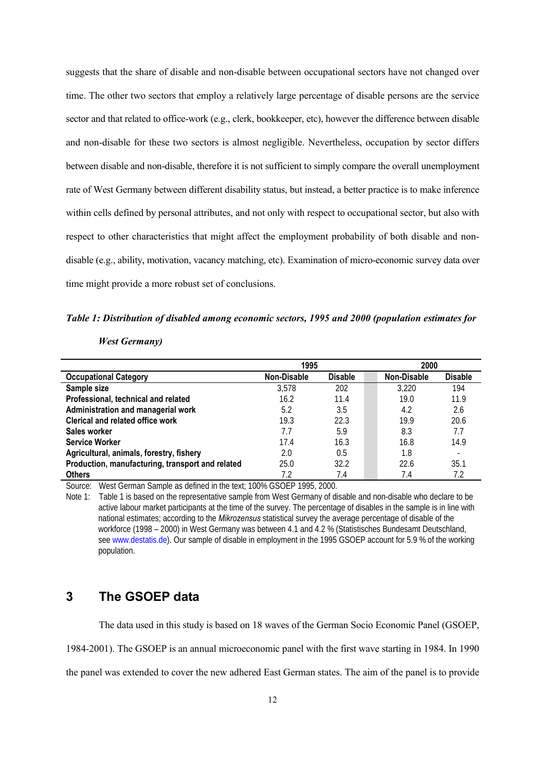suggests that the share of disable and non-disable between occupational sectors have not changed over time. The other two sectors that employ a relatively large percentage of disable persons are the service sector and that related to office-work (e.g., clerk, bookkeeper, etc), however the difference between disable and non-disable for these two sectors is almost negligible. Nevertheless, occupation by sector differs between disable and non-disable, therefore it is not sufficient to simply compare the overall unemployment rate of West Germany between different disability status, but instead, a better practice is to make inference within cells defined by personal attributes, and not only with respect to occupational sector, but also with respect to other characteristics that might affect the employment probability of both disable and non-disable (e.g., ability, motivation, vacancy matching, etc). Examination of micro-economic survey data over time might provide a more robust set of conclusions.

***Table 1: Distribution of disabled among economic sectors, 1995 and 2000 (population estimates for West Germany)***

| | 1995 | | 2000 | |
|---|---|---|---|---|
| **Occupational Category** | **Non-Disable** | **Disable** | **Non-Disable** | **Disable** |
| **Sample size** | 3,578 | 202 | 3,220 | 194 |
| **Professional, technical and related** | 16.2 | 11.4 | 19.0 | 11.9 |
| **Administration and managerial work** | 5.2 | 3.5 | 4.2 | 2.6 |
| **Clerical and related office work** | 19.3 | 22.3 | 19.9 | 20.6 |
| **Sales worker** | 7.7 | 5.9 | 8.3 | 7.7 |
| **Service Worker** | 17.4 | 16.3 | 16.8 | 14.9 |
| **Agricultural, animals, forestry, fishery** | 2.0 | 0.5 | 1.8 | - |
| **Production, manufacturing, transport and related** | 25.0 | 32.2 | 22.6 | 35.1 |
| **Others** | 7.2 | 7.4 | 7.4 | 7.2 |

Source: West German Sample as defined in the text; 100% GSOEP 1995, 2000.

Note 1: Table 1 is based on the representative sample from West Germany of disable and non-disable who declare to be active labour market participants at the time of the survey. The percentage of disables in the sample is in line with national estimates; according to the *Mikrozensus* statistical survey the average percentage of disable of the workforce (1998 – 2000) in West Germany was between 4.1 and 4.2 % (Statistisches Bundesamt Deutschland, see www.destatis.de). Our sample of disable in employment in the 1995 GSOEP account for 5.9 % of the working population.

# 3 The GSOEP data

The data used in this study is based on 18 waves of the German Socio Economic Panel (GSOEP, 1984-2001). The GSOEP is an annual microeconomic panel with the first wave starting in 1984. In 1990 the panel was extended to cover the new adhered East German states. The aim of the panel is to provide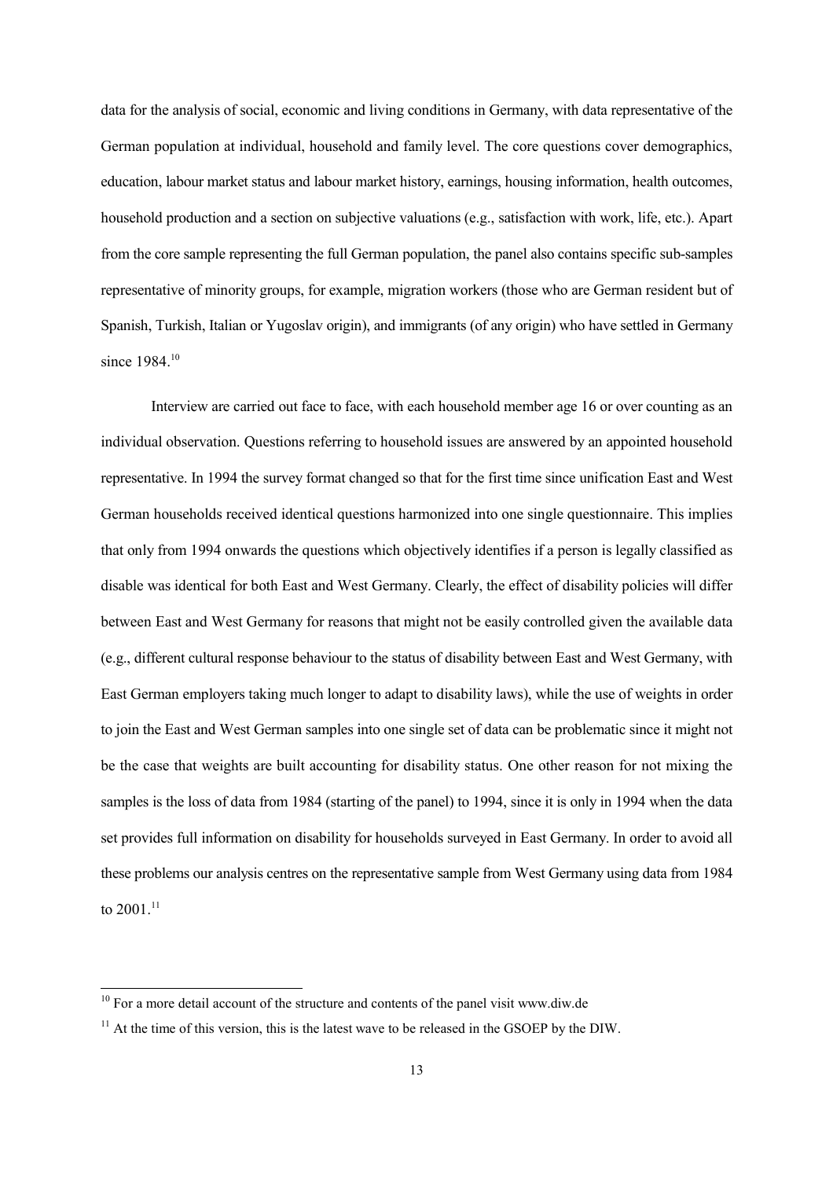data for the analysis of social, economic and living conditions in Germany, with data representative of the German population at individual, household and family level. The core questions cover demographics, education, labour market status and labour market history, earnings, housing information, health outcomes, household production and a section on subjective valuations (e.g., satisfaction with work, life, etc.). Apart from the core sample representing the full German population, the panel also contains specific sub-samples representative of minority groups, for example, migration workers (those who are German resident but of Spanish, Turkish, Italian or Yugoslav origin), and immigrants (of any origin) who have settled in Germany since 1984.[10]

Interview are carried out face to face, with each household member age 16 or over counting as an individual observation. Questions referring to household issues are answered by an appointed household representative. In 1994 the survey format changed so that for the first time since unification East and West German households received identical questions harmonized into one single questionnaire. This implies that only from 1994 onwards the questions which objectively identifies if a person is legally classified as disable was identical for both East and West Germany. Clearly, the effect of disability policies will differ between East and West Germany for reasons that might not be easily controlled given the available data (e.g., different cultural response behaviour to the status of disability between East and West Germany, with East German employers taking much longer to adapt to disability laws), while the use of weights in order to join the East and West German samples into one single set of data can be problematic since it might not be the case that weights are built accounting for disability status. One other reason for not mixing the samples is the loss of data from 1984 (starting of the panel) to 1994, since it is only in 1994 when the data set provides full information on disability for households surveyed in East Germany. In order to avoid all these problems our analysis centres on the representative sample from West Germany using data from 1984 to 2001.[11]

[10] For a more detail account of the structure and contents of the panel visit www.diw.de

[11] At the time of this version, this is the latest wave to be released in the GSOEP by the DIW.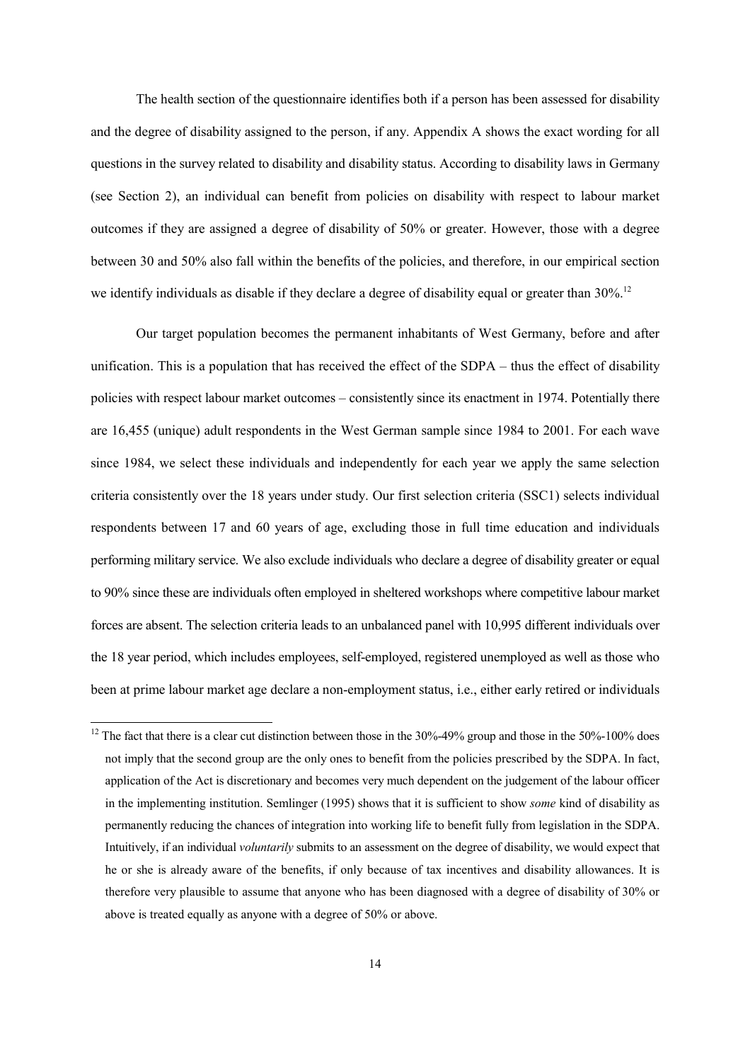The health section of the questionnaire identifies both if a person has been assessed for disability and the degree of disability assigned to the person, if any. Appendix A shows the exact wording for all questions in the survey related to disability and disability status. According to disability laws in Germany (see Section 2), an individual can benefit from policies on disability with respect to labour market outcomes if they are assigned a degree of disability of 50% or greater. However, those with a degree between 30 and 50% also fall within the benefits of the policies, and therefore, in our empirical section we identify individuals as disable if they declare a degree of disability equal or greater than 30%.[12]

Our target population becomes the permanent inhabitants of West Germany, before and after unification. This is a population that has received the effect of the SDPA – thus the effect of disability policies with respect labour market outcomes – consistently since its enactment in 1974. Potentially there are 16,455 (unique) adult respondents in the West German sample since 1984 to 2001. For each wave since 1984, we select these individuals and independently for each year we apply the same selection criteria consistently over the 18 years under study. Our first selection criteria (SSC1) selects individual respondents between 17 and 60 years of age, excluding those in full time education and individuals performing military service. We also exclude individuals who declare a degree of disability greater or equal to 90% since these are individuals often employed in sheltered workshops where competitive labour market forces are absent. The selection criteria leads to an unbalanced panel with 10,995 different individuals over the 18 year period, which includes employees, self-employed, registered unemployed as well as those who been at prime labour market age declare a non-employment status, i.e., either early retired or individuals

[12] The fact that there is a clear cut distinction between those in the 30%-49% group and those in the 50%-100% does not imply that the second group are the only ones to benefit from the policies prescribed by the SDPA. In fact, application of the Act is discretionary and becomes very much dependent on the judgement of the labour officer in the implementing institution. Semlinger (1995) shows that it is sufficient to show *some* kind of disability as permanently reducing the chances of integration into working life to benefit fully from legislation in the SDPA. Intuitively, if an individual *voluntarily* submits to an assessment on the degree of disability, we would expect that he or she is already aware of the benefits, if only because of tax incentives and disability allowances. It is therefore very plausible to assume that anyone who has been diagnosed with a degree of disability of 30% or above is treated equally as anyone with a degree of 50% or above.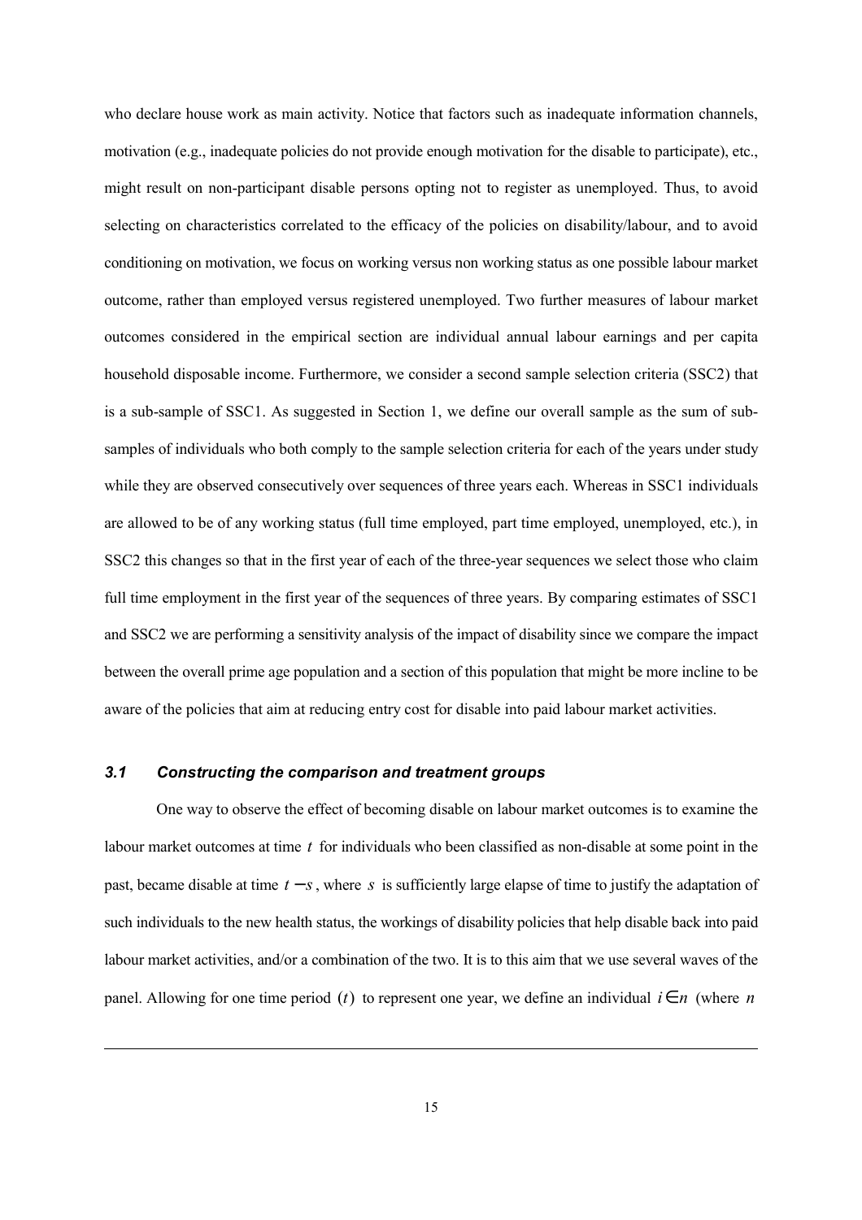who declare house work as main activity. Notice that factors such as inadequate information channels, motivation (e.g., inadequate policies do not provide enough motivation for the disable to participate), etc., might result on non-participant disable persons opting not to register as unemployed. Thus, to avoid selecting on characteristics correlated to the efficacy of the policies on disability/labour, and to avoid conditioning on motivation, we focus on working versus non working status as one possible labour market outcome, rather than employed versus registered unemployed. Two further measures of labour market outcomes considered in the empirical section are individual annual labour earnings and per capita household disposable income. Furthermore, we consider a second sample selection criteria (SSC2) that is a sub-sample of SSC1. As suggested in Section 1, we define our overall sample as the sum of sub-samples of individuals who both comply to the sample selection criteria for each of the years under study while they are observed consecutively over sequences of three years each. Whereas in SSC1 individuals are allowed to be of any working status (full time employed, part time employed, unemployed, etc.), in SSC2 this changes so that in the first year of each of the three-year sequences we select those who claim full time employment in the first year of the sequences of three years. By comparing estimates of SSC1 and SSC2 we are performing a sensitivity analysis of the impact of disability since we compare the impact between the overall prime age population and a section of this population that might be more incline to be aware of the policies that aim at reducing entry cost for disable into paid labour market activities.

### *3.1 Constructing the comparison and treatment groups*

One way to observe the effect of becoming disable on labour market outcomes is to examine the labour market outcomes at time $t$ for individuals who been classified as non-disable at some point in the past, became disable at time $t-s$, where $s$ is sufficiently large elapse of time to justify the adaptation of such individuals to the new health status, the workings of disability policies that help disable back into paid labour market activities, and/or a combination of the two. It is to this aim that we use several waves of the panel. Allowing for one time period $(t)$ to represent one year, we define an individual $i \in n$ (where $n$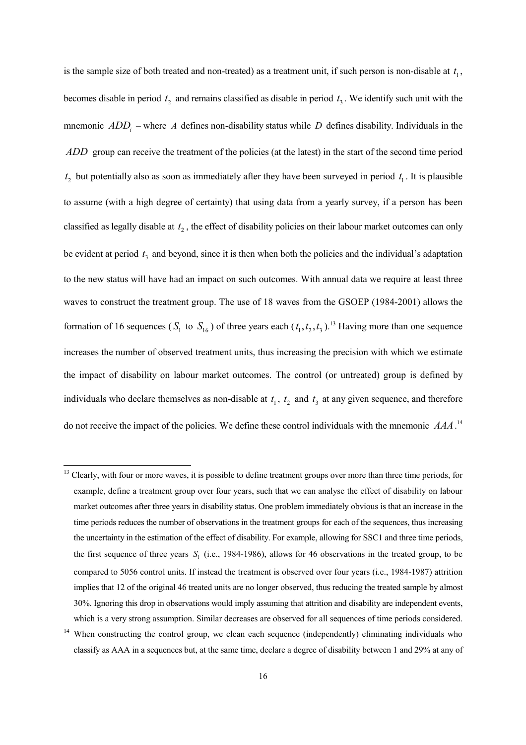is the sample size of both treated and non-treated) as a treatment unit, if such person is non-disable at $t_1$, becomes disable in period $t_2$ and remains classified as disable in period $t_3$. We identify such unit with the mnemonic $ADD_i$ – where $A$ defines non-disability status while $D$ defines disability. Individuals in the $ADD$ group can receive the treatment of the policies (at the latest) in the start of the second time period $t_2$ but potentially also as soon as immediately after they have been surveyed in period $t_1$. It is plausible to assume (with a high degree of certainty) that using data from a yearly survey, if a person has been classified as legally disable at $t_2$, the effect of disability policies on their labour market outcomes can only be evident at period $t_3$ and beyond, since it is then when both the policies and the individual's adaptation to the new status will have had an impact on such outcomes. With annual data we require at least three waves to construct the treatment group. The use of 18 waves from the GSOEP (1984-2001) allows the formation of 16 sequences ($S_1$ to $S_{16}$) of three years each ($t_1, t_2, t_3$).[13] Having more than one sequence increases the number of observed treatment units, thus increasing the precision with which we estimate the impact of disability on labour market outcomes. The control (or untreated) group is defined by individuals who declare themselves as non-disable at $t_1$, $t_2$ and $t_3$ at any given sequence, and therefore do not receive the impact of the policies. We define these control individuals with the mnemonic $AAA$.[14]

[13] Clearly, with four or more waves, it is possible to define treatment groups over more than three time periods, for example, define a treatment group over four years, such that we can analyse the effect of disability on labour market outcomes after three years in disability status. One problem immediately obvious is that an increase in the time periods reduces the number of observations in the treatment groups for each of the sequences, thus increasing the uncertainty in the estimation of the effect of disability. For example, allowing for SSC1 and three time periods, the first sequence of three years $S_1$ (i.e., 1984-1986), allows for 46 observations in the treated group, to be compared to 5056 control units. If instead the treatment is observed over four years (i.e., 1984-1987) attrition implies that 12 of the original 46 treated units are no longer observed, thus reducing the treated sample by almost 30%. Ignoring this drop in observations would imply assuming that attrition and disability are independent events, which is a very strong assumption. Similar decreases are observed for all sequences of time periods considered.

[14] When constructing the control group, we clean each sequence (independently) eliminating individuals who classify as AAA in a sequences but, at the same time, declare a degree of disability between 1 and 29% at any of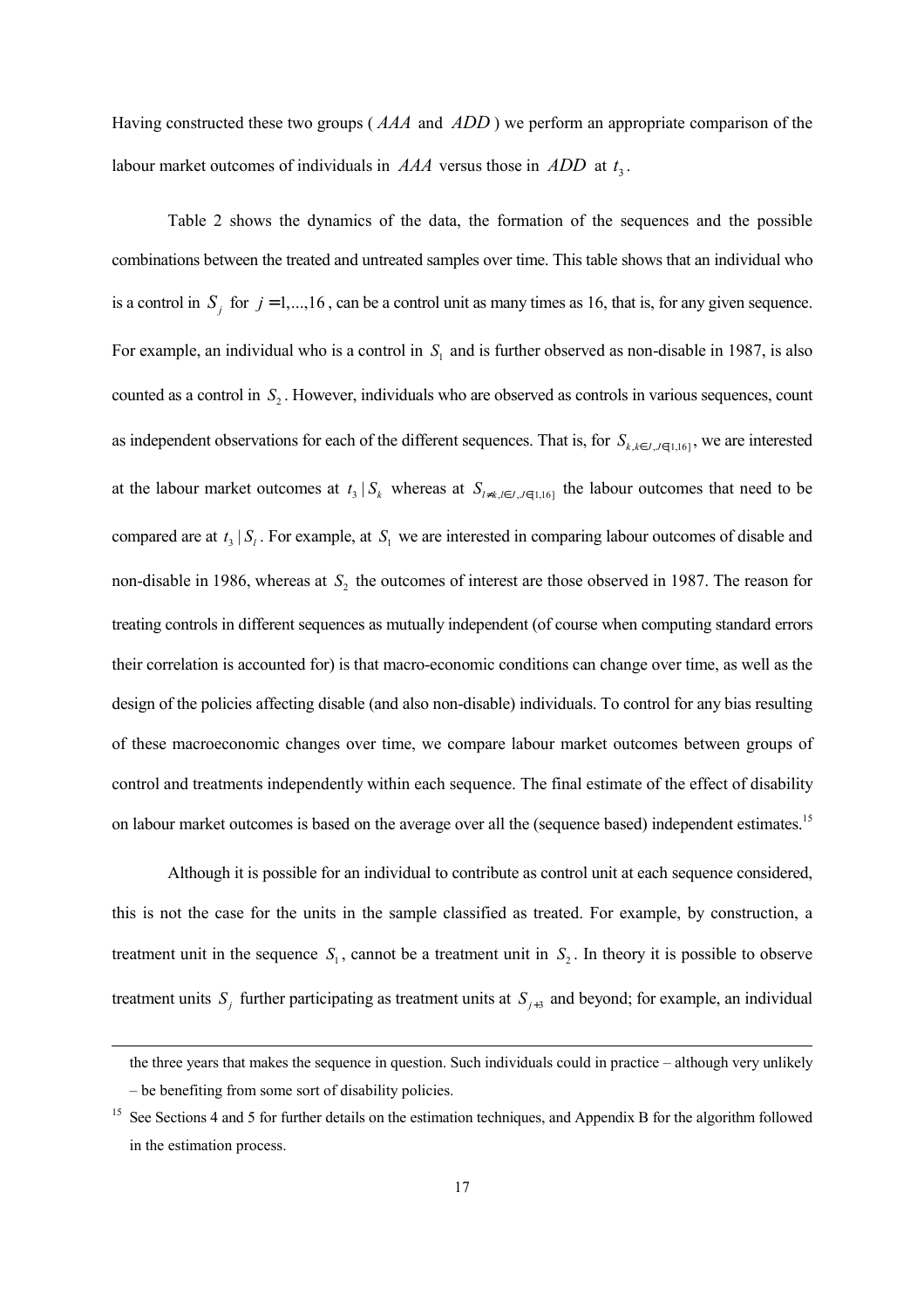Having constructed these two groups ( $AAA$ and $ADD$ ) we perform an appropriate comparison of the labour market outcomes of individuals in $AAA$ versus those in $ADD$ at $t_3$.

Table 2 shows the dynamics of the data, the formation of the sequences and the possible combinations between the treated and untreated samples over time. This table shows that an individual who is a control in $S_j$ for $j = 1,...,16$, can be a control unit as many times as 16, that is, for any given sequence. For example, an individual who is a control in $S_1$ and is further observed as non-disable in 1987, is also counted as a control in $S_2$. However, individuals who are observed as controls in various sequences, count as independent observations for each of the different sequences. That is, for $S_{k,k \in J, J \in [1,16]}$, we are interested at the labour market outcomes at $t_3 \mid S_k$ whereas at $S_{l \neq k, l \in J, J \in [1,16]}$ the labour outcomes that need to be compared are at $t_3 \mid S_l$. For example, at $S_1$ we are interested in comparing labour outcomes of disable and non-disable in 1986, whereas at $S_2$ the outcomes of interest are those observed in 1987. The reason for treating controls in different sequences as mutually independent (of course when computing standard errors their correlation is accounted for) is that macro-economic conditions can change over time, as well as the design of the policies affecting disable (and also non-disable) individuals. To control for any bias resulting of these macroeconomic changes over time, we compare labour market outcomes between groups of control and treatments independently within each sequence. The final estimate of the effect of disability on labour market outcomes is based on the average over all the (sequence based) independent estimates.[15]

Although it is possible for an individual to contribute as control unit at each sequence considered, this is not the case for the units in the sample classified as treated. For example, by construction, a treatment unit in the sequence $S_1$, cannot be a treatment unit in $S_2$. In theory it is possible to observe treatment units $S_j$ further participating as treatment units at $S_{j+3}$ and beyond; for example, an individual

---

the three years that makes the sequence in question. Such individuals could in practice – although very unlikely – be benefiting from some sort of disability policies.

[15] See Sections 4 and 5 for further details on the estimation techniques, and Appendix B for the algorithm followed in the estimation process.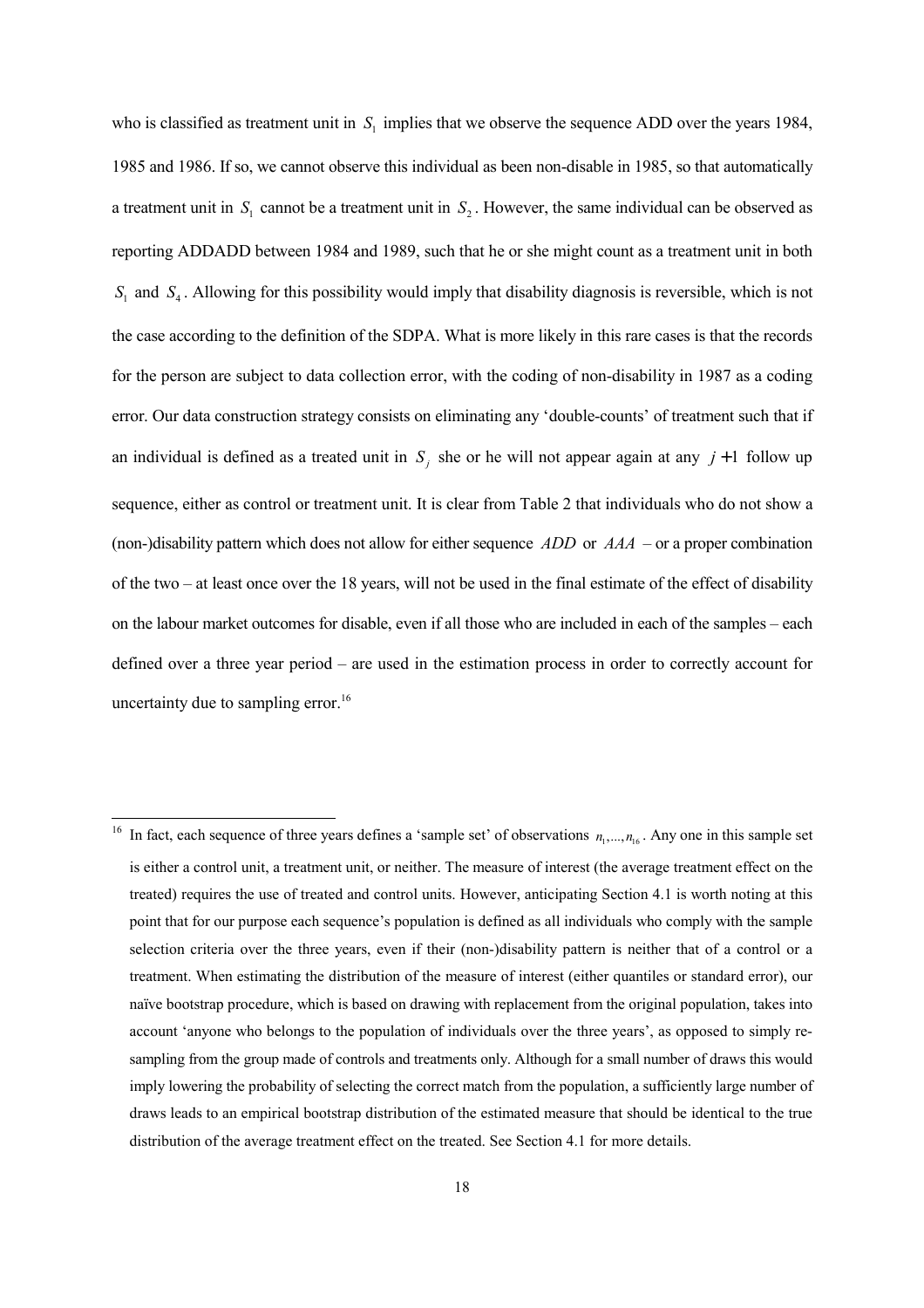who is classified as treatment unit in $S_1$ implies that we observe the sequence ADD over the years 1984, 1985 and 1986. If so, we cannot observe this individual as been non-disable in 1985, so that automatically a treatment unit in $S_1$ cannot be a treatment unit in $S_2$. However, the same individual can be observed as reporting ADDADD between 1984 and 1989, such that he or she might count as a treatment unit in both $S_1$ and $S_4$. Allowing for this possibility would imply that disability diagnosis is reversible, which is not the case according to the definition of the SDPA. What is more likely in this rare cases is that the records for the person are subject to data collection error, with the coding of non-disability in 1987 as a coding error. Our data construction strategy consists on eliminating any 'double-counts' of treatment such that if an individual is defined as a treated unit in $S_j$ she or he will not appear again at any $j+1$ follow up sequence, either as control or treatment unit. It is clear from Table 2 that individuals who do not show a (non-)disability pattern which does not allow for either sequence $ADD$ or $AAA$ – or a proper combination of the two – at least once over the 18 years, will not be used in the final estimate of the effect of disability on the labour market outcomes for disable, even if all those who are included in each of the samples – each defined over a three year period – are used in the estimation process in order to correctly account for uncertainty due to sampling error.[16]

---

[16] In fact, each sequence of three years defines a 'sample set' of observations $n_1,...,n_{16}$. Any one in this sample set is either a control unit, a treatment unit, or neither. The measure of interest (the average treatment effect on the treated) requires the use of treated and control units. However, anticipating Section 4.1 is worth noting at this point that for our purpose each sequence's population is defined as all individuals who comply with the sample selection criteria over the three years, even if their (non-)disability pattern is neither that of a control or a treatment. When estimating the distribution of the measure of interest (either quantiles or standard error), our naïve bootstrap procedure, which is based on drawing with replacement from the original population, takes into account 'anyone who belongs to the population of individuals over the three years', as opposed to simply re-sampling from the group made of controls and treatments only. Although for a small number of draws this would imply lowering the probability of selecting the correct match from the population, a sufficiently large number of draws leads to an empirical bootstrap distribution of the estimated measure that should be identical to the true distribution of the average treatment effect on the treated. See Section 4.1 for more details.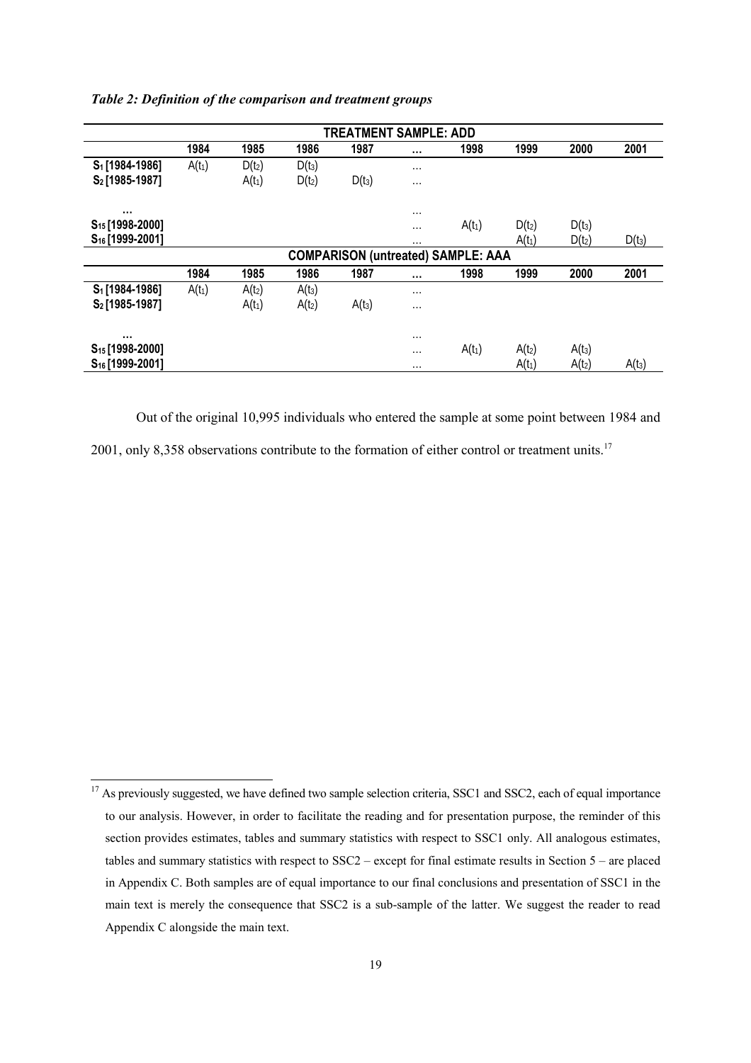*Table 2: Definition of the comparison and treatment groups*

| | TREATMENT SAMPLE: ADD | | | | | | | | |
|---|---|---|---|---|---|---|---|---|---|
| | **1984** | **1985** | **1986** | **1987** | **…** | **1998** | **1999** | **2000** | **2001** |
| **$S_1$ [1984-1986]** | $A(t_1)$ | $D(t_2)$ | $D(t_3)$ | | … | | | | |
| **$S_2$ [1985-1987]** | | $A(t_1)$ | $D(t_2)$ | $D(t_3)$ | … | | | | |
| **…** | | | | | … | | | | |
| **$S_{15}$ [1998-2000]** | | | | | … | $A(t_1)$ | $D(t_2)$ | $D(t_3)$ | |
| **$S_{16}$ [1999-2001]** | | | | | … | | $A(t_1)$ | $D(t_2)$ | $D(t_3)$ |
| | **COMPARISON (untreated) SAMPLE: AAA** | | | | | | | | |
| | **1984** | **1985** | **1986** | **1987** | **…** | **1998** | **1999** | **2000** | **2001** |
| **$S_1$ [1984-1986]** | $A(t_1)$ | $A(t_2)$ | $A(t_3)$ | | … | | | | |
| **$S_2$ [1985-1987]** | | $A(t_1)$ | $A(t_2)$ | $A(t_3)$ | … | | | | |
| **…** | | | | | … | | | | |
| **$S_{15}$ [1998-2000]** | | | | | … | $A(t_1)$ | $A(t_2)$ | $A(t_3)$ | |
| **$S_{16}$ [1999-2001]** | | | | | … | | $A(t_1)$ | $A(t_2)$ | $A(t_3)$ |

Out of the original 10,995 individuals who entered the sample at some point between 1984 and 2001, only 8,358 observations contribute to the formation of either control or treatment units.[17]

[17] As previously suggested, we have defined two sample selection criteria, SSC1 and SSC2, each of equal importance to our analysis. However, in order to facilitate the reading and for presentation purpose, the reminder of this section provides estimates, tables and summary statistics with respect to SSC1 only. All analogous estimates, tables and summary statistics with respect to SSC2 – except for final estimate results in Section 5 – are placed in Appendix C. Both samples are of equal importance to our final conclusions and presentation of SSC1 in the main text is merely the consequence that SSC2 is a sub-sample of the latter. We suggest the reader to read Appendix C alongside the main text.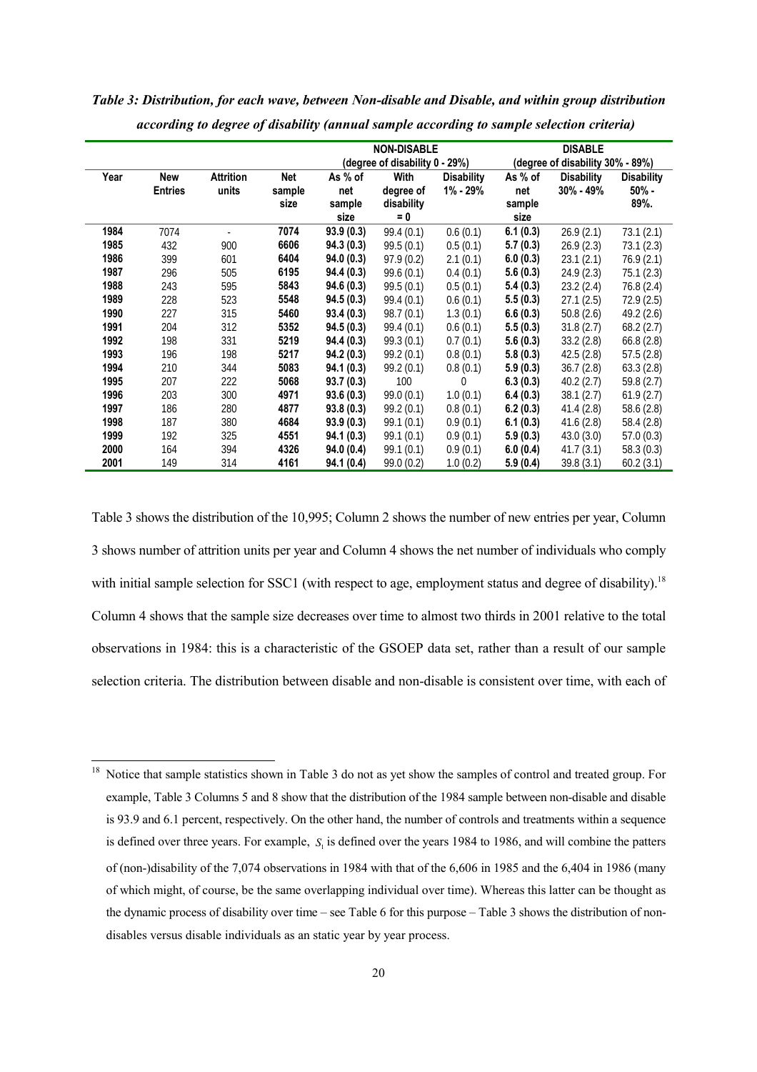*Table 3: Distribution, for each wave, between Non-disable and Disable, and within group distribution according to degree of disability (annual sample according to sample selection criteria)*

| | | | | NON-DISABLE (degree of disability 0 - 29%) | | | DISABLE (degree of disability 30% - 89%) | | |
|---|---|---|---|---|---|---|---|---|---|
| Year | New Entries | Attrition units | Net sample size | As % of net sample size | With degree of disability = 0 | Disability 1% - 29% | As % of net sample size | Disability 30% - 49% | Disability 50% - 89%. |
| 1984 | 7074 | - | **7074** | **93.9 (0.3)** | 99.4 (0.1) | 0.6 (0.1) | **6.1 (0.3)** | 26.9 (2.1) | 73.1 (2.1) |
| 1985 | 432 | 900 | **6606** | **94.3 (0.3)** | 99.5 (0.1) | 0.5 (0.1) | **5.7 (0.3)** | 26.9 (2.3) | 73.1 (2.3) |
| 1986 | 399 | 601 | **6404** | **94.0 (0.3)** | 97.9 (0.2) | 2.1 (0.1) | **6.0 (0.3)** | 23.1 (2.1) | 76.9 (2.1) |
| 1987 | 296 | 505 | **6195** | **94.4 (0.3)** | 99.6 (0.1) | 0.4 (0.1) | **5.6 (0.3)** | 24.9 (2.3) | 75.1 (2.3) |
| 1988 | 243 | 595 | **5843** | **94.6 (0.3)** | 99.5 (0.1) | 0.5 (0.1) | **5.4 (0.3)** | 23.2 (2.4) | 76.8 (2.4) |
| 1989 | 228 | 523 | **5548** | **94.5 (0.3)** | 99.4 (0.1) | 0.6 (0.1) | **5.5 (0.3)** | 27.1 (2.5) | 72.9 (2.5) |
| 1990 | 227 | 315 | **5460** | **93.4 (0.3)** | 98.7 (0.1) | 1.3 (0.1) | **6.6 (0.3)** | 50.8 (2.6) | 49.2 (2.6) |
| 1991 | 204 | 312 | **5352** | **94.5 (0.3)** | 99.4 (0.1) | 0.6 (0.1) | **5.5 (0.3)** | 31.8 (2.7) | 68.2 (2.7) |
| 1992 | 198 | 331 | **5219** | **94.4 (0.3)** | 99.3 (0.1) | 0.7 (0.1) | **5.6 (0.3)** | 33.2 (2.8) | 66.8 (2.8) |
| 1993 | 196 | 198 | **5217** | **94.2 (0.3)** | 99.2 (0.1) | 0.8 (0.1) | **5.8 (0.3)** | 42.5 (2.8) | 57.5 (2.8) |
| 1994 | 210 | 344 | **5083** | **94.1 (0.3)** | 99.2 (0.1) | 0.8 (0.1) | **5.9 (0.3)** | 36.7 (2.8) | 63.3 (2.8) |
| 1995 | 207 | 222 | **5068** | **93.7 (0.3)** | 100 | 0 | **6.3 (0.3)** | 40.2 (2.7) | 59.8 (2.7) |
| 1996 | 203 | 300 | **4971** | **93.6 (0.3)** | 99.0 (0.1) | 1.0 (0.1) | **6.4 (0.3)** | 38.1 (2.7) | 61.9 (2.7) |
| 1997 | 186 | 280 | **4877** | **93.8 (0.3)** | 99.2 (0.1) | 0.8 (0.1) | **6.2 (0.3)** | 41.4 (2.8) | 58.6 (2.8) |
| 1998 | 187 | 380 | **4684** | **93.9 (0.3)** | 99.1 (0.1) | 0.9 (0.1) | **6.1 (0.3)** | 41.6 (2.8) | 58.4 (2.8) |
| 1999 | 192 | 325 | **4551** | **94.1 (0.3)** | 99.1 (0.1) | 0.9 (0.1) | **5.9 (0.3)** | 43.0 (3.0) | 57.0 (0.3) |
| 2000 | 164 | 394 | **4326** | **94.0 (0.4)** | 99.1 (0.1) | 0.9 (0.1) | **6.0 (0.4)** | 41.7 (3.1) | 58.3 (0.3) |
| 2001 | 149 | 314 | **4161** | **94.1 (0.4)** | 99.0 (0.2) | 1.0 (0.2) | **5.9 (0.4)** | 39.8 (3.1) | 60.2 (3.1) |

Table 3 shows the distribution of the 10,995; Column 2 shows the number of new entries per year, Column 3 shows number of attrition units per year and Column 4 shows the net number of individuals who comply with initial sample selection for SSC1 (with respect to age, employment status and degree of disability).[18] Column 4 shows that the sample size decreases over time to almost two thirds in 2001 relative to the total observations in 1984: this is a characteristic of the GSOEP data set, rather than a result of our sample selection criteria. The distribution between disable and non-disable is consistent over time, with each of

[18] Notice that sample statistics shown in Table 3 do not as yet show the samples of control and treated group. For example, Table 3 Columns 5 and 8 show that the distribution of the 1984 sample between non-disable and disable is 93.9 and 6.1 percent, respectively. On the other hand, the number of controls and treatments within a sequence is defined over three years. For example, $S_1$ is defined over the years 1984 to 1986, and will combine the patters of (non-)disability of the 7,074 observations in 1984 with that of the 6,606 in 1985 and the 6,404 in 1986 (many of which might, of course, be the same overlapping individual over time). Whereas this latter can be thought as the dynamic process of disability over time – see Table 6 for this purpose – Table 3 shows the distribution of non-disables versus disable individuals as an static year by year process.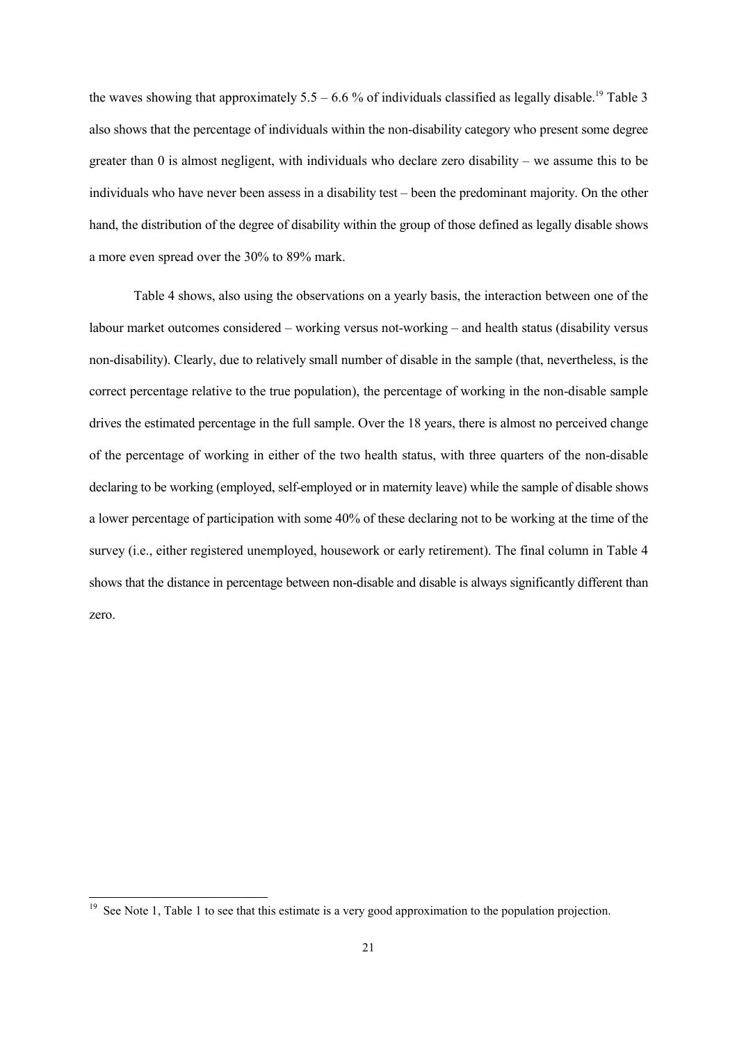the waves showing that approximately 5.5 – 6.6 % of individuals classified as legally disable.[19] Table 3 also shows that the percentage of individuals within the non-disability category who present some degree greater than 0 is almost negligent, with individuals who declare zero disability – we assume this to be individuals who have never been assess in a disability test – been the predominant majority. On the other hand, the distribution of the degree of disability within the group of those defined as legally disable shows a more even spread over the 30% to 89% mark.

Table 4 shows, also using the observations on a yearly basis, the interaction between one of the labour market outcomes considered – working versus not-working – and health status (disability versus non-disability). Clearly, due to relatively small number of disable in the sample (that, nevertheless, is the correct percentage relative to the true population), the percentage of working in the non-disable sample drives the estimated percentage in the full sample. Over the 18 years, there is almost no perceived change of the percentage of working in either of the two health status, with three quarters of the non-disable declaring to be working (employed, self-employed or in maternity leave) while the sample of disable shows a lower percentage of participation with some 40% of these declaring not to be working at the time of the survey (i.e., either registered unemployed, housework or early retirement). The final column in Table 4 shows that the distance in percentage between non-disable and disable is always significantly different than zero.

---

[19] See Note 1, Table 1 to see that this estimate is a very good approximation to the population projection.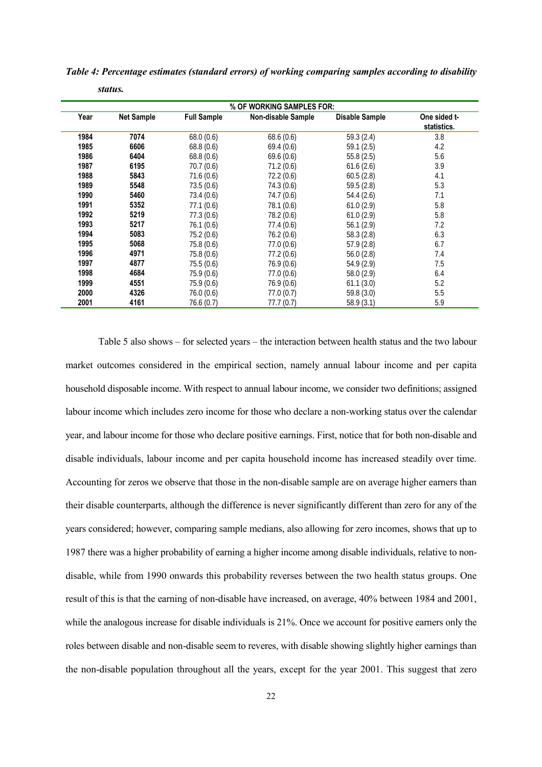*Table 4: Percentage estimates (standard errors) of working comparing samples according to disability status.*

| | | % OF WORKING SAMPLES FOR: | | | |
|---|---|---|---|---|---|
| **Year** | **Net Sample** | **Full Sample** | **Non-disable Sample** | **Disable Sample** | **One sided t-statistics.** |
| **1984** | **7074** | 68.0 (0.6) | 68.6 (0.6) | 59.3 (2.4) | 3.8 |
| **1985** | **6606** | 68.8 (0.6) | 69.4 (0.6) | 59.1 (2.5) | 4.2 |
| **1986** | **6404** | 68.8 (0.6) | 69.6 (0.6) | 55.8 (2.5) | 5.6 |
| **1987** | **6195** | 70.7 (0.6) | 71.2 (0.6) | 61.6 (2.6) | 3.9 |
| **1988** | **5843** | 71.6 (0.6) | 72.2 (0.6) | 60.5 (2.8) | 4.1 |
| **1989** | **5548** | 73.5 (0.6) | 74.3 (0.6) | 59.5 (2.8) | 5.3 |
| **1990** | **5460** | 73.4 (0.6) | 74.7 (0.6) | 54.4 (2.6) | 7.1 |
| **1991** | **5352** | 77.1 (0.6) | 78.1 (0.6) | 61.0 (2.9) | 5.8 |
| **1992** | **5219** | 77.3 (0.6) | 78.2 (0.6) | 61.0 (2.9) | 5.8 |
| **1993** | **5217** | 76.1 (0.6) | 77.4 (0.6) | 56.1 (2.9) | 7.2 |
| **1994** | **5083** | 75.2 (0.6) | 76.2 (0.6) | 58.3 (2.8) | 6.3 |
| **1995** | **5068** | 75.8 (0.6) | 77.0 (0.6) | 57.9 (2.8) | 6.7 |
| **1996** | **4971** | 75.8 (0.6) | 77.2 (0.6) | 56.0 (2.8) | 7.4 |
| **1997** | **4877** | 75.5 (0.6) | 76.9 (0.6) | 54.9 (2.9) | 7.5 |
| **1998** | **4684** | 75.9 (0.6) | 77.0 (0.6) | 58.0 (2.9) | 6.4 |
| **1999** | **4551** | 75.9 (0.6) | 76.9 (0.6) | 61.1 (3.0) | 5.2 |
| **2000** | **4326** | 76.0 (0.6) | 77.0 (0.7) | 59.8 (3.0) | 5.5 |
| **2001** | **4161** | 76.6 (0.7) | 77.7 (0.7) | 58.9 (3.1) | 5.9 |

Table 5 also shows – for selected years – the interaction between health status and the two labour market outcomes considered in the empirical section, namely annual labour income and per capita household disposable income. With respect to annual labour income, we consider two definitions; assigned labour income which includes zero income for those who declare a non-working status over the calendar year, and labour income for those who declare positive earnings. First, notice that for both non-disable and disable individuals, labour income and per capita household income has increased steadily over time. Accounting for zeros we observe that those in the non-disable sample are on average higher earners than their disable counterparts, although the difference is never significantly different than zero for any of the years considered; however, comparing sample medians, also allowing for zero incomes, shows that up to 1987 there was a higher probability of earning a higher income among disable individuals, relative to non-disable, while from 1990 onwards this probability reverses between the two health status groups. One result of this is that the earning of non-disable have increased, on average, 40% between 1984 and 2001, while the analogous increase for disable individuals is 21%. Once we account for positive earners only the roles between disable and non-disable seem to reveres, with disable showing slightly higher earnings than the non-disable population throughout all the years, except for the year 2001. This suggest that zero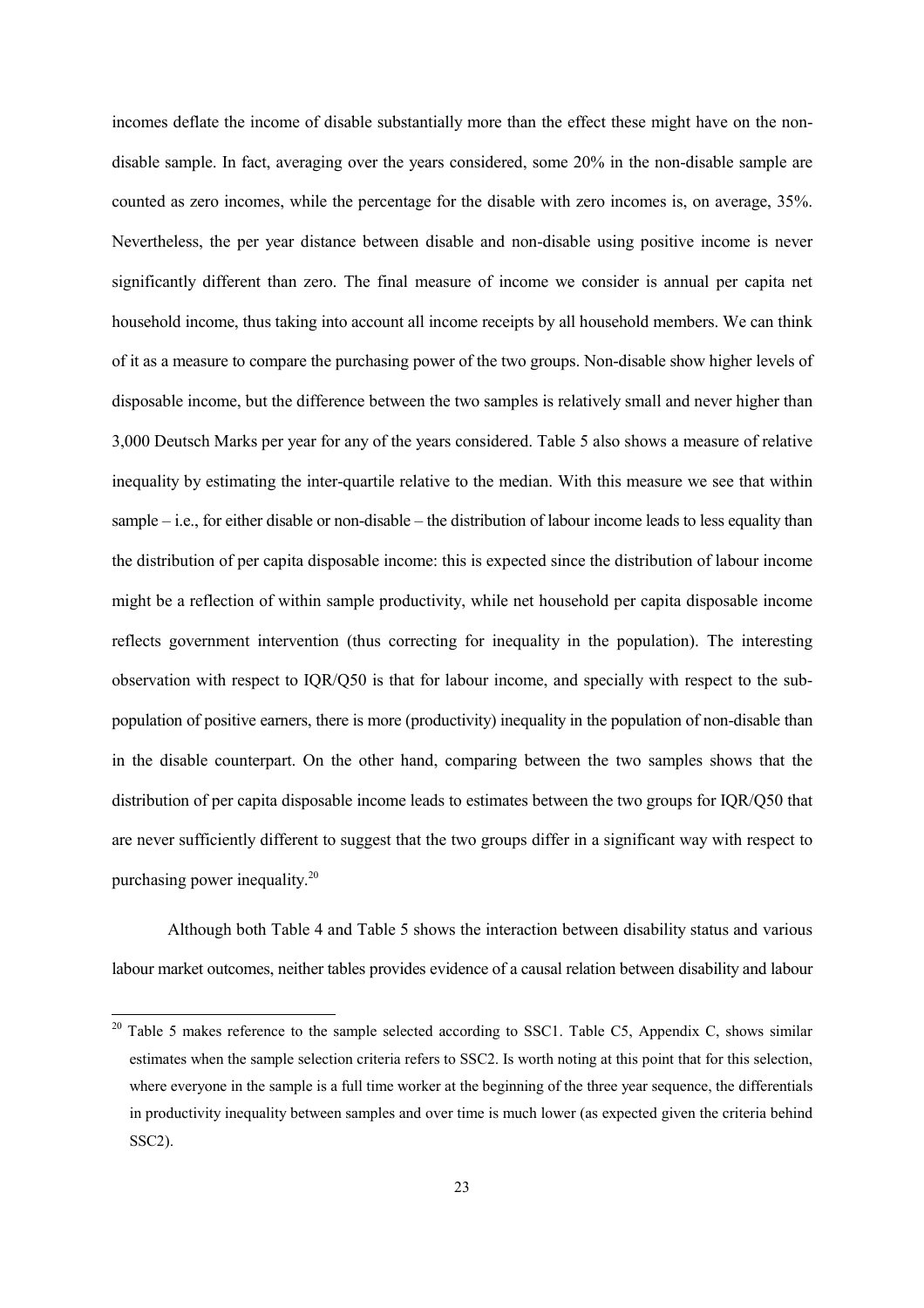incomes deflate the income of disable substantially more than the effect these might have on the non-disable sample. In fact, averaging over the years considered, some 20% in the non-disable sample are counted as zero incomes, while the percentage for the disable with zero incomes is, on average, 35%. Nevertheless, the per year distance between disable and non-disable using positive income is never significantly different than zero. The final measure of income we consider is annual per capita net household income, thus taking into account all income receipts by all household members. We can think of it as a measure to compare the purchasing power of the two groups. Non-disable show higher levels of disposable income, but the difference between the two samples is relatively small and never higher than 3,000 Deutsch Marks per year for any of the years considered. Table 5 also shows a measure of relative inequality by estimating the inter-quartile relative to the median. With this measure we see that within sample – i.e., for either disable or non-disable – the distribution of labour income leads to less equality than the distribution of per capita disposable income: this is expected since the distribution of labour income might be a reflection of within sample productivity, while net household per capita disposable income reflects government intervention (thus correcting for inequality in the population). The interesting observation with respect to IQR/Q50 is that for labour income, and specially with respect to the sub-population of positive earners, there is more (productivity) inequality in the population of non-disable than in the disable counterpart. On the other hand, comparing between the two samples shows that the distribution of per capita disposable income leads to estimates between the two groups for IQR/Q50 that are never sufficiently different to suggest that the two groups differ in a significant way with respect to purchasing power inequality.[20]

Although both Table 4 and Table 5 shows the interaction between disability status and various labour market outcomes, neither tables provides evidence of a causal relation between disability and labour

[20] Table 5 makes reference to the sample selected according to SSC1. Table C5, Appendix C, shows similar estimates when the sample selection criteria refers to SSC2. Is worth noting at this point that for this selection, where everyone in the sample is a full time worker at the beginning of the three year sequence, the differentials in productivity inequality between samples and over time is much lower (as expected given the criteria behind SSC2).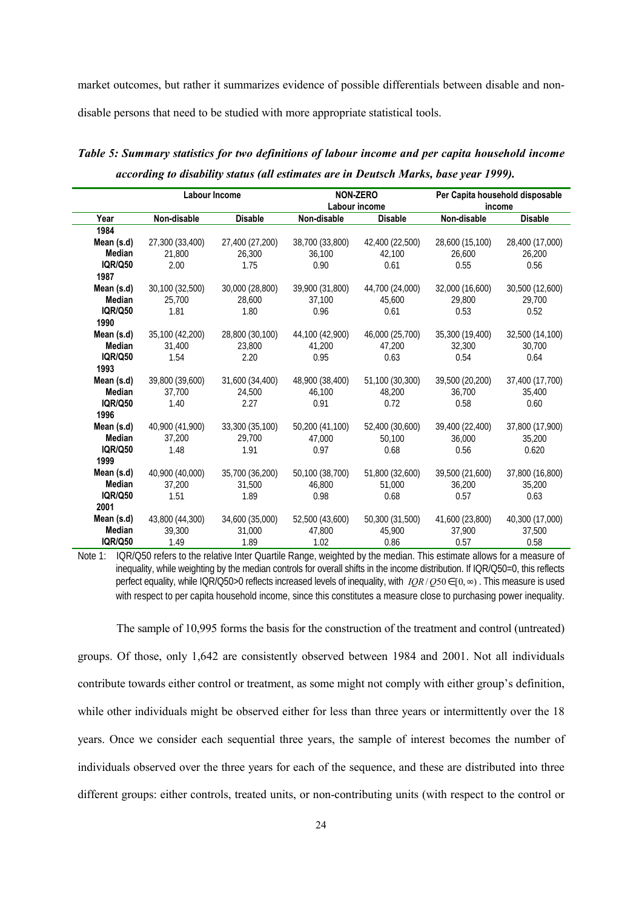market outcomes, but rather it summarizes evidence of possible differentials between disable and non-disable persons that need to be studied with more appropriate statistical tools.

***Table 5: Summary statistics for two definitions of labour income and per capita household income according to disability status (all estimates are in Deutsch Marks, base year 1999).***

| | Labour Income | | NON-ZERO Labour income | | Per Capita household disposable income | |
|---|---|---|---|---|---|---|
| **Year** | **Non-disable** | **Disable** | **Non-disable** | **Disable** | **Non-disable** | **Disable** |
| **1984** | | | | | | |
| **Mean (s.d)** | 27,300 (33,400) | 27,400 (27,200) | 38,700 (33,800) | 42,400 (22,500) | 28,600 (15,100) | 28,400 (17,000) |
| **Median** | 21,800 | 26,300 | 36,100 | 42,100 | 26,600 | 26,200 |
| **IQR/Q50** | 2.00 | 1.75 | 0.90 | 0.61 | 0.55 | 0.56 |
| **1987** | | | | | | |
| **Mean (s.d)** | 30,100 (32,500) | 30,000 (28,800) | 39,900 (31,800) | 44,700 (24,000) | 32,000 (16,600) | 30,500 (12,600) |
| **Median** | 25,700 | 28,600 | 37,100 | 45,600 | 29,800 | 29,700 |
| **IQR/Q50** | 1.81 | 1.80 | 0.96 | 0.61 | 0.53 | 0.52 |
| **1990** | | | | | | |
| **Mean (s.d)** | 35,100 (42,200) | 28,800 (30,100) | 44,100 (42,900) | 46,000 (25,700) | 35,300 (19,400) | 32,500 (14,100) |
| **Median** | 31,400 | 23,800 | 41,200 | 47,200 | 32,300 | 30,700 |
| **IQR/Q50** | 1.54 | 2.20 | 0.95 | 0.63 | 0.54 | 0.64 |
| **1993** | | | | | | |
| **Mean (s.d)** | 39,800 (39,600) | 31,600 (34,400) | 48,900 (38,400) | 51,100 (30,300) | 39,500 (20,200) | 37,400 (17,700) |
| **Median** | 37,700 | 24,500 | 46,100 | 48,200 | 36,700 | 35,400 |
| **IQR/Q50** | 1.40 | 2.27 | 0.91 | 0.72 | 0.58 | 0.60 |
| **1996** | | | | | | |
| **Mean (s.d)** | 40,900 (41,900) | 33,300 (35,100) | 50,200 (41,100) | 52,400 (30,600) | 39,400 (22,400) | 37,800 (17,900) |
| **Median** | 37,200 | 29,700 | 47,000 | 50,100 | 36,000 | 35,200 |
| **IQR/Q50** | 1.48 | 1.91 | 0.97 | 0.68 | 0.56 | 0.620 |
| **1999** | | | | | | |
| **Mean (s.d)** | 40,900 (40,000) | 35,700 (36,200) | 50,100 (38,700) | 51,800 (32,600) | 39,500 (21,600) | 37,800 (16,800) |
| **Median** | 37,200 | 31,500 | 46,800 | 51,000 | 36,200 | 35,200 |
| **IQR/Q50** | 1.51 | 1.89 | 0.98 | 0.68 | 0.57 | 0.63 |
| **2001** | | | | | | |
| **Mean (s.d)** | 43,800 (44,300) | 34,600 (35,000) | 52,500 (43,600) | 50,300 (31,500) | 41,600 (23,800) | 40,300 (17,000) |
| **Median** | 39,300 | 31,000 | 47,800 | 45,900 | 37,900 | 37,500 |
| **IQR/Q50** | 1.49 | 1.89 | 1.02 | 0.86 | 0.57 | 0.58 |

Note 1: IQR/Q50 refers to the relative Inter Quartile Range, weighted by the median. This estimate allows for a measure of inequality, while weighting by the median controls for overall shifts in the income distribution. If IQR/Q50=0, this reflects perfect equality, while IQR/Q50>0 reflects increased levels of inequality, with $IQR/Q50 \in [0,\infty)$ . This measure is used with respect to per capita household income, since this constitutes a measure close to purchasing power inequality.

The sample of 10,995 forms the basis for the construction of the treatment and control (untreated) groups. Of those, only 1,642 are consistently observed between 1984 and 2001. Not all individuals contribute towards either control or treatment, as some might not comply with either group's definition, while other individuals might be observed either for less than three years or intermittently over the 18 years. Once we consider each sequential three years, the sample of interest becomes the number of individuals observed over the three years for each of the sequence, and these are distributed into three different groups: either controls, treated units, or non-contributing units (with respect to the control or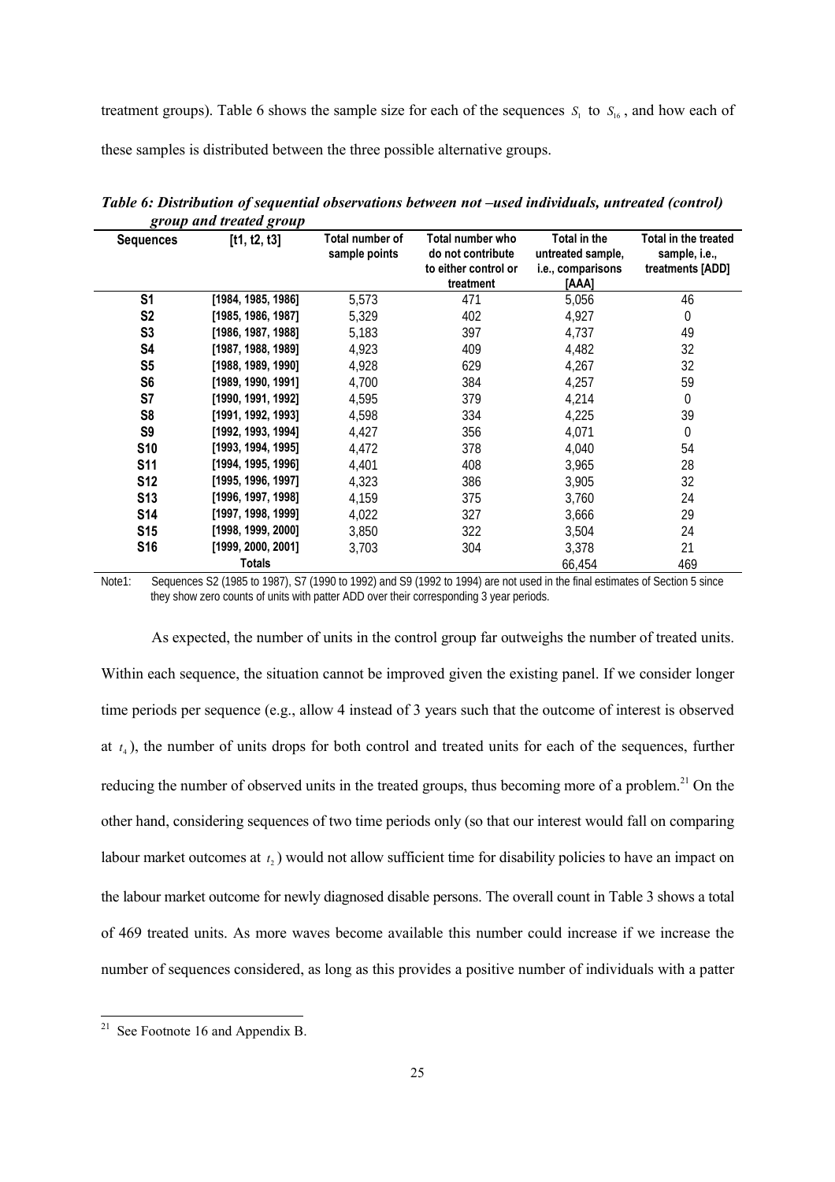treatment groups). Table 6 shows the sample size for each of the sequences $S_1$ to $S_{16}$, and how each of these samples is distributed between the three possible alternative groups.

***Table 6: Distribution of sequential observations between not –used individuals, untreated (control) group and treated group***

| Sequences | [t1, t2, t3] | Total number of sample points | Total number who do not contribute to either control or treatment | Total in the untreated sample, i.e., comparisons [AAA] | Total in the treated sample, i.e., treatments [ADD] |
|---|---|---|---|---|---|
| S1 | [1984, 1985, 1986] | 5,573 | 471 | 5,056 | 46 |
| S2 | [1985, 1986, 1987] | 5,329 | 402 | 4,927 | 0 |
| S3 | [1986, 1987, 1988] | 5,183 | 397 | 4,737 | 49 |
| S4 | [1987, 1988, 1989] | 4,923 | 409 | 4,482 | 32 |
| S5 | [1988, 1989, 1990] | 4,928 | 629 | 4,267 | 32 |
| S6 | [1989, 1990, 1991] | 4,700 | 384 | 4,257 | 59 |
| S7 | [1990, 1991, 1992] | 4,595 | 379 | 4,214 | 0 |
| S8 | [1991, 1992, 1993] | 4,598 | 334 | 4,225 | 39 |
| S9 | [1992, 1993, 1994] | 4,427 | 356 | 4,071 | 0 |
| S10 | [1993, 1994, 1995] | 4,472 | 378 | 4,040 | 54 |
| S11 | [1994, 1995, 1996] | 4,401 | 408 | 3,965 | 28 |
| S12 | [1995, 1996, 1997] | 4,323 | 386 | 3,905 | 32 |
| S13 | [1996, 1997, 1998] | 4,159 | 375 | 3,760 | 24 |
| S14 | [1997, 1998, 1999] | 4,022 | 327 | 3,666 | 29 |
| S15 | [1998, 1999, 2000] | 3,850 | 322 | 3,504 | 24 |
| S16 | [1999, 2000, 2001] | 3,703 | 304 | 3,378 | 21 |
| | Totals | | | 66,454 | 469 |

Note1: Sequences S2 (1985 to 1987), S7 (1990 to 1992) and S9 (1992 to 1994) are not used in the final estimates of Section 5 since they show zero counts of units with patter ADD over their corresponding 3 year periods.

As expected, the number of units in the control group far outweighs the number of treated units. Within each sequence, the situation cannot be improved given the existing panel. If we consider longer time periods per sequence (e.g., allow 4 instead of 3 years such that the outcome of interest is observed at $t_4$), the number of units drops for both control and treated units for each of the sequences, further reducing the number of observed units in the treated groups, thus becoming more of a problem.[21] On the other hand, considering sequences of two time periods only (so that our interest would fall on comparing labour market outcomes at $t_2$) would not allow sufficient time for disability policies to have an impact on the labour market outcome for newly diagnosed disable persons. The overall count in Table 3 shows a total of 469 treated units. As more waves become available this number could increase if we increase the number of sequences considered, as long as this provides a positive number of individuals with a patter

[21] See Footnote 16 and Appendix B.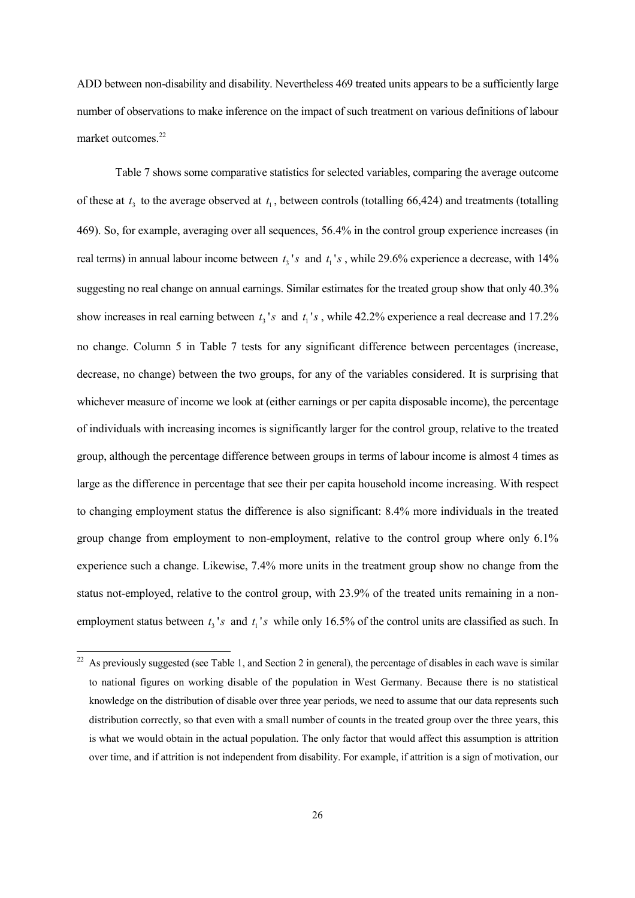ADD between non-disability and disability. Nevertheless 469 treated units appears to be a sufficiently large number of observations to make inference on the impact of such treatment on various definitions of labour market outcomes.[22]

Table 7 shows some comparative statistics for selected variables, comparing the average outcome of these at $t_3$ to the average observed at $t_1$, between controls (totalling 66,424) and treatments (totalling 469). So, for example, averaging over all sequences, 56.4% in the control group experience increases (in real terms) in annual labour income between $t_3$'s and $t_1$'s, while 29.6% experience a decrease, with 14% suggesting no real change on annual earnings. Similar estimates for the treated group show that only 40.3% show increases in real earning between $t_3$'s and $t_1$'s, while 42.2% experience a real decrease and 17.2% no change. Column 5 in Table 7 tests for any significant difference between percentages (increase, decrease, no change) between the two groups, for any of the variables considered. It is surprising that whichever measure of income we look at (either earnings or per capita disposable income), the percentage of individuals with increasing incomes is significantly larger for the control group, relative to the treated group, although the percentage difference between groups in terms of labour income is almost 4 times as large as the difference in percentage that see their per capita household income increasing. With respect to changing employment status the difference is also significant: 8.4% more individuals in the treated group change from employment to non-employment, relative to the control group where only 6.1% experience such a change. Likewise, 7.4% more units in the treatment group show no change from the status not-employed, relative to the control group, with 23.9% of the treated units remaining in a non-employment status between $t_3$'s and $t_1$'s while only 16.5% of the control units are classified as such. In

[22] As previously suggested (see Table 1, and Section 2 in general), the percentage of disables in each wave is similar to national figures on working disable of the population in West Germany. Because there is no statistical knowledge on the distribution of disable over three year periods, we need to assume that our data represents such distribution correctly, so that even with a small number of counts in the treated group over the three years, this is what we would obtain in the actual population. The only factor that would affect this assumption is attrition over time, and if attrition is not independent from disability. For example, if attrition is a sign of motivation, our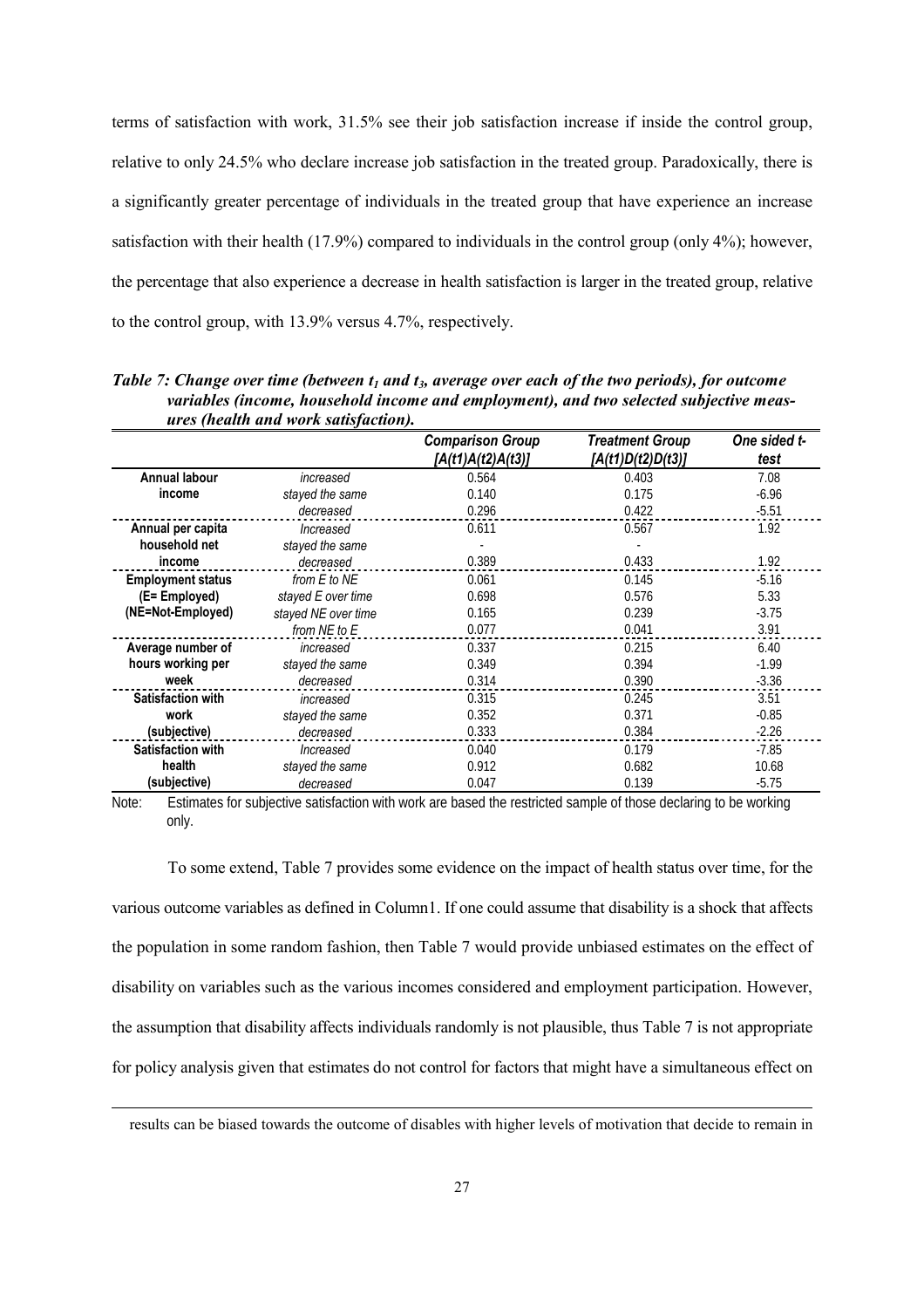terms of satisfaction with work, 31.5% see their job satisfaction increase if inside the control group, relative to only 24.5% who declare increase job satisfaction in the treated group. Paradoxically, there is a significantly greater percentage of individuals in the treated group that have experience an increase satisfaction with their health (17.9%) compared to individuals in the control group (only 4%); however, the percentage that also experience a decrease in health satisfaction is larger in the treated group, relative to the control group, with 13.9% versus 4.7%, respectively.

***Table 7: Change over time (between $t_1$ and $t_3$, average over each of the two periods), for outcome variables (income, household income and employment), and two selected subjective measures (health and work satisfaction).***

| | | *Comparison Group [A(t1)A(t2)A(t3)]* | *Treatment Group [A(t1)D(t2)D(t3)]* | *One sided t-test* |
|---|---|---|---|---|
| **Annual labour income** | *increased* | 0.564 | 0.403 | 7.08 |
| | *stayed the same* | 0.140 | 0.175 | -6.96 |
| | *decreased* | 0.296 | 0.422 | -5.51 |
| **Annual per capita household net income** | *Increased* | 0.611 | 0.567 | 1.92 |
| | *stayed the same* | - | - | |
| | *decreased* | 0.389 | 0.433 | 1.92 |
| **Employment status (E= Employed) (NE=Not-Employed)** | *from E to NE* | 0.061 | 0.145 | -5.16 |
| | *stayed E over time* | 0.698 | 0.576 | 5.33 |
| | *stayed NE over time* | 0.165 | 0.239 | -3.75 |
| | *from NE to E* | 0.077 | 0.041 | 3.91 |
| **Average number of hours working per week** | *increased* | 0.337 | 0.215 | 6.40 |
| | *stayed the same* | 0.349 | 0.394 | -1.99 |
| | *decreased* | 0.314 | 0.390 | -3.36 |
| **Satisfaction with work (subjective)** | *increased* | 0.315 | 0.245 | 3.51 |
| | *stayed the same* | 0.352 | 0.371 | -0.85 |
| | *decreased* | 0.333 | 0.384 | -2.26 |
| **Satisfaction with health (subjective)** | *Increased* | 0.040 | 0.179 | -7.85 |
| | *stayed the same* | 0.912 | 0.682 | 10.68 |
| | *decreased* | 0.047 | 0.139 | -5.75 |

Note: Estimates for subjective satisfaction with work are based the restricted sample of those declaring to be working only.

To some extend, Table 7 provides some evidence on the impact of health status over time, for the various outcome variables as defined in Column1. If one could assume that disability is a shock that affects the population in some random fashion, then Table 7 would provide unbiased estimates on the effect of disability on variables such as the various incomes considered and employment participation. However, the assumption that disability affects individuals randomly is not plausible, thus Table 7 is not appropriate for policy analysis given that estimates do not control for factors that might have a simultaneous effect on

results can be biased towards the outcome of disables with higher levels of motivation that decide to remain in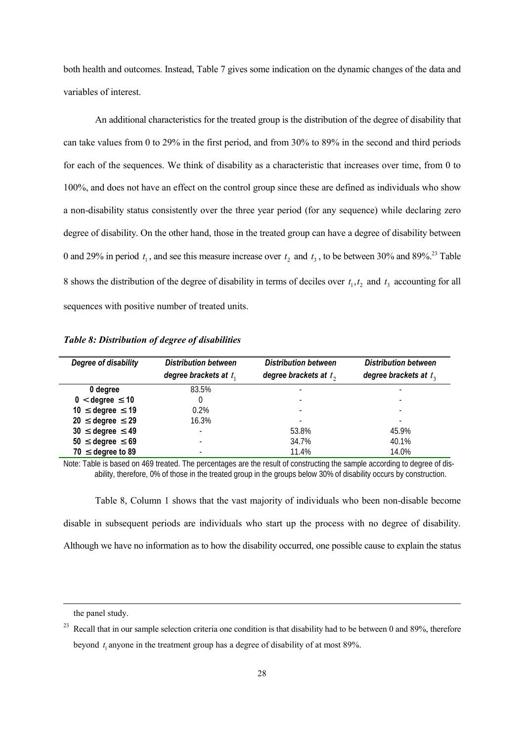both health and outcomes. Instead, Table 7 gives some indication on the dynamic changes of the data and variables of interest.

An additional characteristics for the treated group is the distribution of the degree of disability that can take values from 0 to 29% in the first period, and from 30% to 89% in the second and third periods for each of the sequences. We think of disability as a characteristic that increases over time, from 0 to 100%, and does not have an effect on the control group since these are defined as individuals who show a non-disability status consistently over the three year period (for any sequence) while declaring zero degree of disability. On the other hand, those in the treated group can have a degree of disability between 0 and 29% in period $t_1$, and see this measure increase over $t_2$ and $t_3$, to be between 30% and 89%.[23] Table 8 shows the distribution of the degree of disability in terms of deciles over $t_1, t_2$ and $t_3$ accounting for all sequences with positive number of treated units.

***Table 8: Distribution of degree of disabilities***

| *Degree of disability* | *Distribution between degree brackets at $t_1$* | *Distribution between degree brackets at $t_2$* | *Distribution between degree brackets at $t_3$* |
|---|---|---|---|
| **0 degree** | 83.5% | - | - |
| **$0 <$ degree $\leq 10$** | 0 | - | - |
| **$10 \leq$ degree $\leq 19$** | 0.2% | - | - |
| **$20 \leq$ degree $\leq 29$** | 16.3% | - | - |
| **$30 \leq$ degree $\leq 49$** | - | 53.8% | 45.9% |
| **$50 \leq$ degree $\leq 69$** | - | 34.7% | 40.1% |
| **$70 \leq$ degree to 89** | - | 11.4% | 14.0% |

Note: Table is based on 469 treated. The percentages are the result of constructing the sample according to degree of disability, therefore, 0% of those in the treated group in the groups below 30% of disability occurs by construction.

Table 8, Column 1 shows that the vast majority of individuals who been non-disable become disable in subsequent periods are individuals who start up the process with no degree of disability. Although we have no information as to how the disability occurred, one possible cause to explain the status

---

the panel study.

[23] Recall that in our sample selection criteria one condition is that disability had to be between 0 and 89%, therefore beyond $t_1$ anyone in the treatment group has a degree of disability of at most 89%.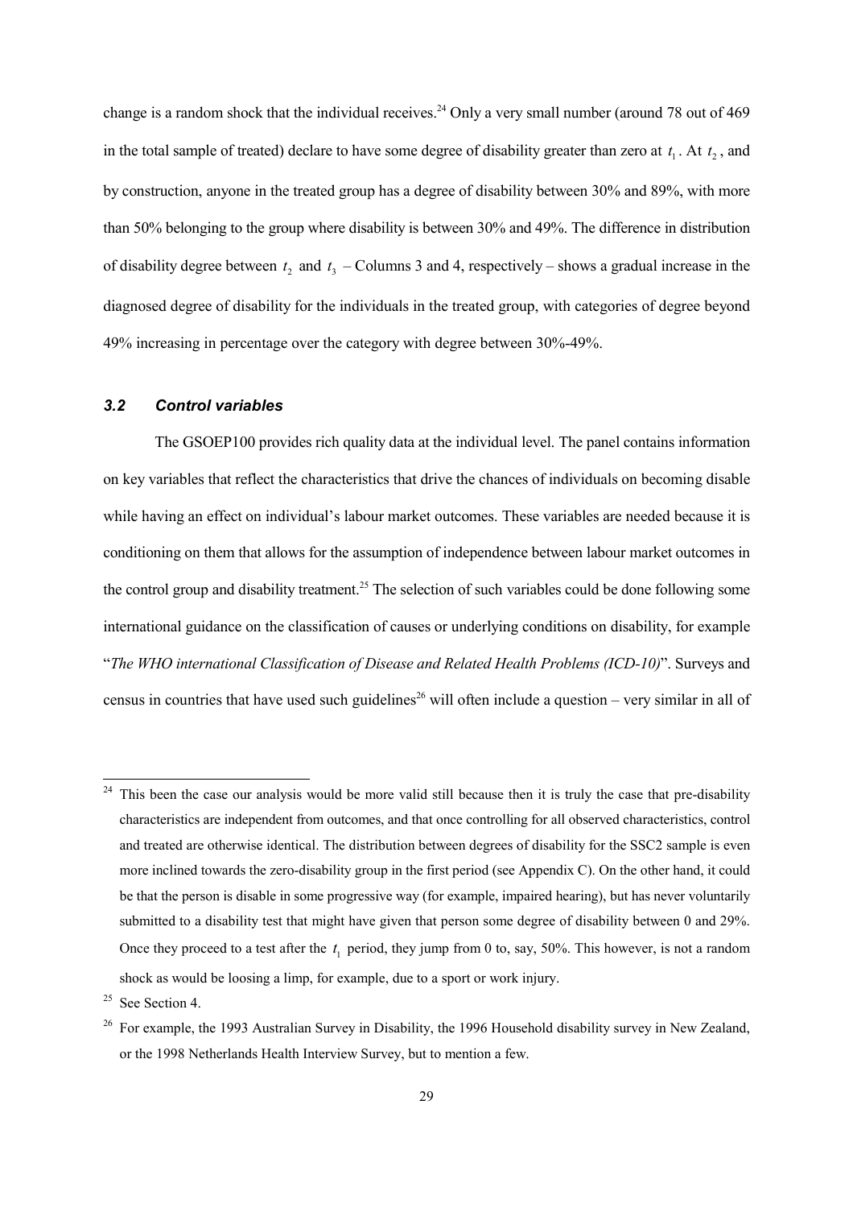change is a random shock that the individual receives.[24] Only a very small number (around 78 out of 469 in the total sample of treated) declare to have some degree of disability greater than zero at $t_1$. At $t_2$, and by construction, anyone in the treated group has a degree of disability between 30% and 89%, with more than 50% belonging to the group where disability is between 30% and 49%. The difference in distribution of disability degree between $t_2$ and $t_3$ – Columns 3 and 4, respectively – shows a gradual increase in the diagnosed degree of disability for the individuals in the treated group, with categories of degree beyond 49% increasing in percentage over the category with degree between 30%-49%.

### *3.2 Control variables*

The GSOEP100 provides rich quality data at the individual level. The panel contains information on key variables that reflect the characteristics that drive the chances of individuals on becoming disable while having an effect on individual's labour market outcomes. These variables are needed because it is conditioning on them that allows for the assumption of independence between labour market outcomes in the control group and disability treatment.[25] The selection of such variables could be done following some international guidance on the classification of causes or underlying conditions on disability, for example "*The WHO international Classification of Disease and Related Health Problems (ICD-10)*". Surveys and census in countries that have used such guidelines[26] will often include a question – very similar in all of

---

[24] This been the case our analysis would be more valid still because then it is truly the case that pre-disability characteristics are independent from outcomes, and that once controlling for all observed characteristics, control and treated are otherwise identical. The distribution between degrees of disability for the SSC2 sample is even more inclined towards the zero-disability group in the first period (see Appendix C). On the other hand, it could be that the person is disable in some progressive way (for example, impaired hearing), but has never voluntarily submitted to a disability test that might have given that person some degree of disability between 0 and 29%. Once they proceed to a test after the $t_1$ period, they jump from 0 to, say, 50%. This however, is not a random shock as would be loosing a limp, for example, due to a sport or work injury.

[25] See Section 4.

[26] For example, the 1993 Australian Survey in Disability, the 1996 Household disability survey in New Zealand, or the 1998 Netherlands Health Interview Survey, but to mention a few.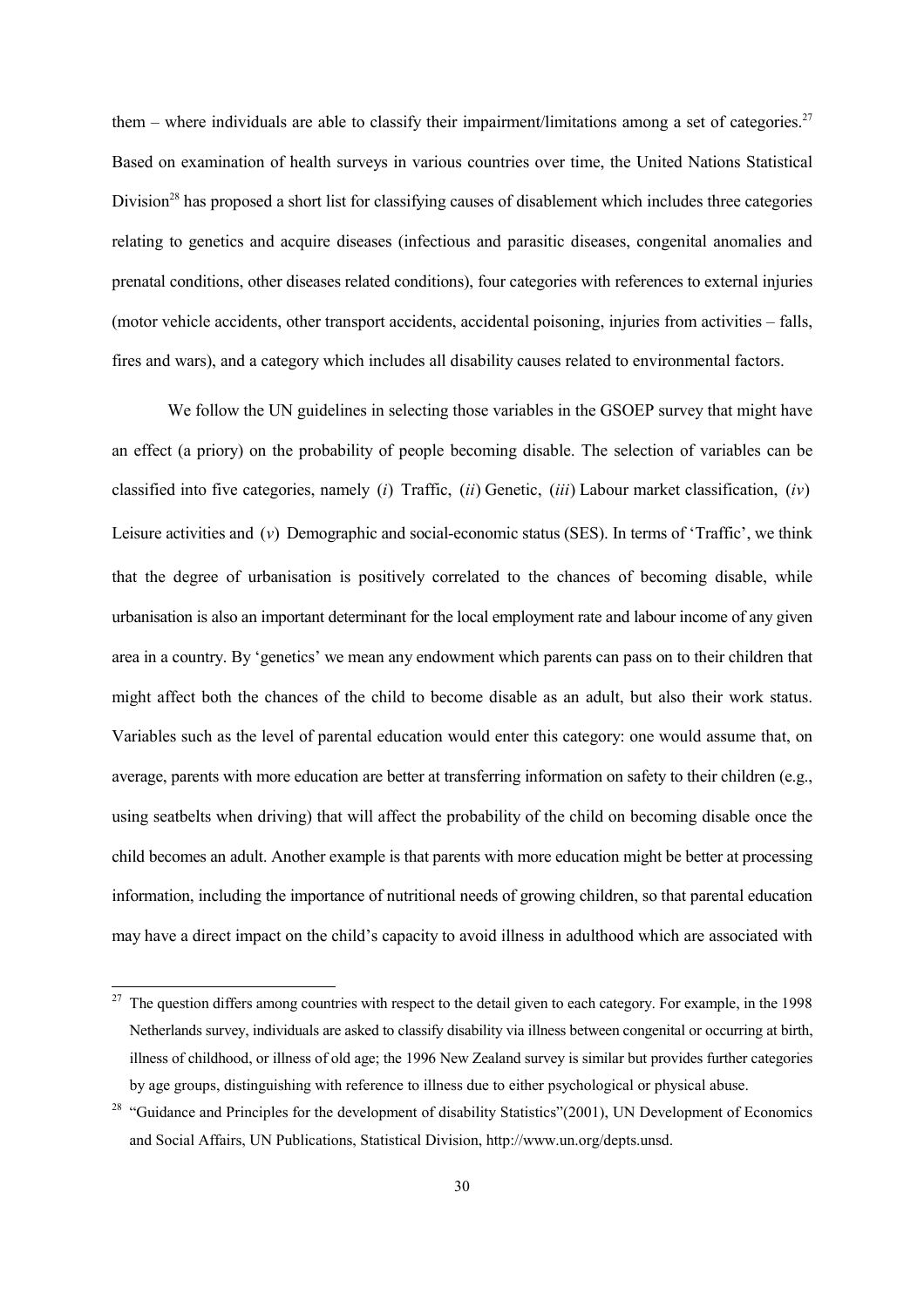them – where individuals are able to classify their impairment/limitations among a set of categories.[27] Based on examination of health surveys in various countries over time, the United Nations Statistical Division[28] has proposed a short list for classifying causes of disablement which includes three categories relating to genetics and acquire diseases (infectious and parasitic diseases, congenital anomalies and prenatal conditions, other diseases related conditions), four categories with references to external injuries (motor vehicle accidents, other transport accidents, accidental poisoning, injuries from activities – falls, fires and wars), and a category which includes all disability causes related to environmental factors.

We follow the UN guidelines in selecting those variables in the GSOEP survey that might have an effect (a priory) on the probability of people becoming disable. The selection of variables can be classified into five categories, namely (*i*) Traffic, (*ii*) Genetic, (*iii*) Labour market classification, (*iv*) Leisure activities and (*v*) Demographic and social-economic status (SES). In terms of 'Traffic', we think that the degree of urbanisation is positively correlated to the chances of becoming disable, while urbanisation is also an important determinant for the local employment rate and labour income of any given area in a country. By 'genetics' we mean any endowment which parents can pass on to their children that might affect both the chances of the child to become disable as an adult, but also their work status. Variables such as the level of parental education would enter this category: one would assume that, on average, parents with more education are better at transferring information on safety to their children (e.g., using seatbelts when driving) that will affect the probability of the child on becoming disable once the child becomes an adult. Another example is that parents with more education might be better at processing information, including the importance of nutritional needs of growing children, so that parental education may have a direct impact on the child's capacity to avoid illness in adulthood which are associated with

---

[27] The question differs among countries with respect to the detail given to each category. For example, in the 1998 Netherlands survey, individuals are asked to classify disability via illness between congenital or occurring at birth, illness of childhood, or illness of old age; the 1996 New Zealand survey is similar but provides further categories by age groups, distinguishing with reference to illness due to either psychological or physical abuse.

[28] "Guidance and Principles for the development of disability Statistics"(2001), UN Development of Economics and Social Affairs, UN Publications, Statistical Division, http://www.un.org/depts.unsd.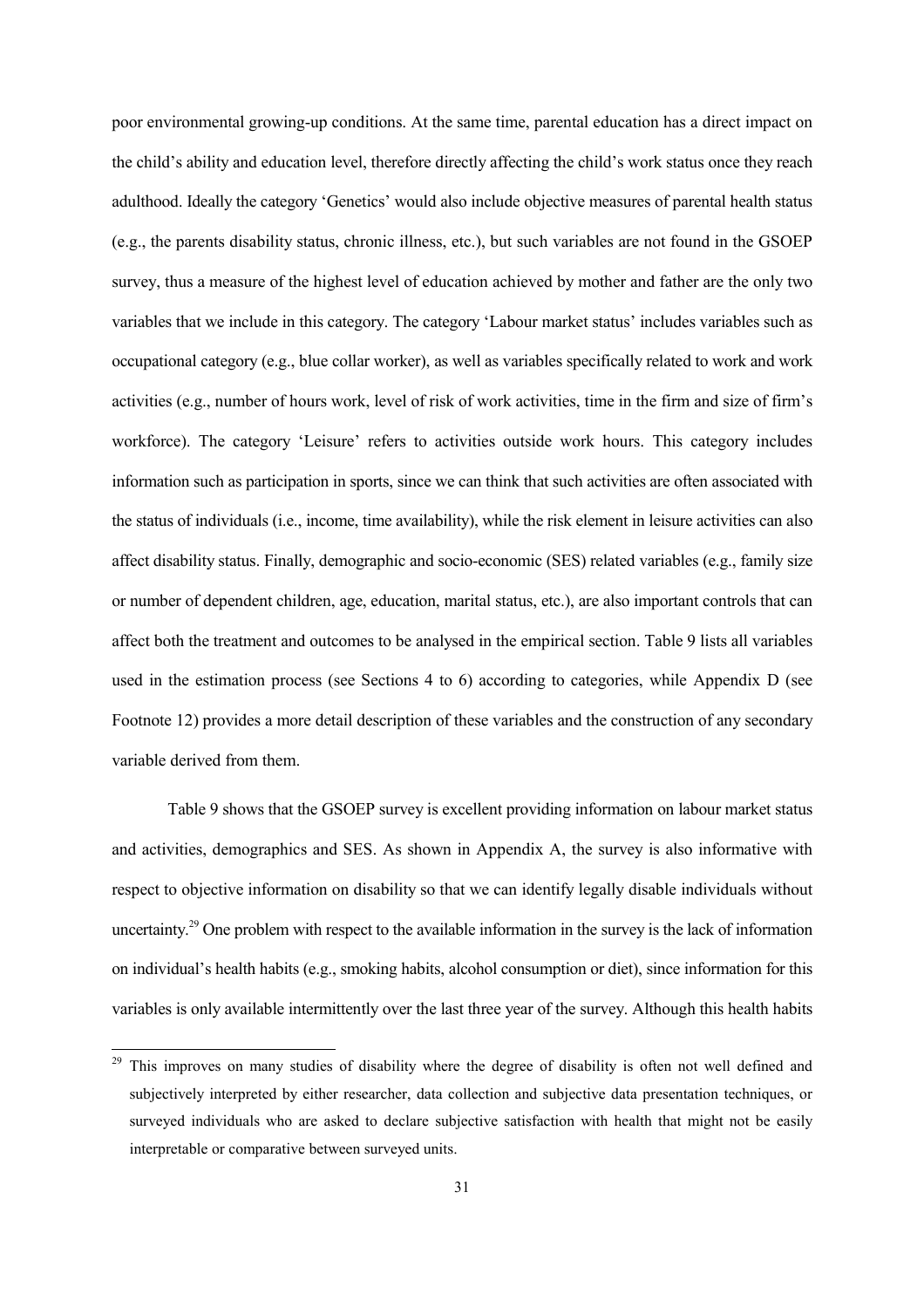poor environmental growing-up conditions. At the same time, parental education has a direct impact on the child's ability and education level, therefore directly affecting the child's work status once they reach adulthood. Ideally the category 'Genetics' would also include objective measures of parental health status (e.g., the parents disability status, chronic illness, etc.), but such variables are not found in the GSOEP survey, thus a measure of the highest level of education achieved by mother and father are the only two variables that we include in this category. The category 'Labour market status' includes variables such as occupational category (e.g., blue collar worker), as well as variables specifically related to work and work activities (e.g., number of hours work, level of risk of work activities, time in the firm and size of firm's workforce). The category 'Leisure' refers to activities outside work hours. This category includes information such as participation in sports, since we can think that such activities are often associated with the status of individuals (i.e., income, time availability), while the risk element in leisure activities can also affect disability status. Finally, demographic and socio-economic (SES) related variables (e.g., family size or number of dependent children, age, education, marital status, etc.), are also important controls that can affect both the treatment and outcomes to be analysed in the empirical section. Table 9 lists all variables used in the estimation process (see Sections 4 to 6) according to categories, while Appendix D (see Footnote 12) provides a more detail description of these variables and the construction of any secondary variable derived from them.

Table 9 shows that the GSOEP survey is excellent providing information on labour market status and activities, demographics and SES. As shown in Appendix A, the survey is also informative with respect to objective information on disability so that we can identify legally disable individuals without uncertainty.[29] One problem with respect to the available information in the survey is the lack of information on individual's health habits (e.g., smoking habits, alcohol consumption or diet), since information for this variables is only available intermittently over the last three year of the survey. Although this health habits

[29] This improves on many studies of disability where the degree of disability is often not well defined and subjectively interpreted by either researcher, data collection and subjective data presentation techniques, or surveyed individuals who are asked to declare subjective satisfaction with health that might not be easily interpretable or comparative between surveyed units.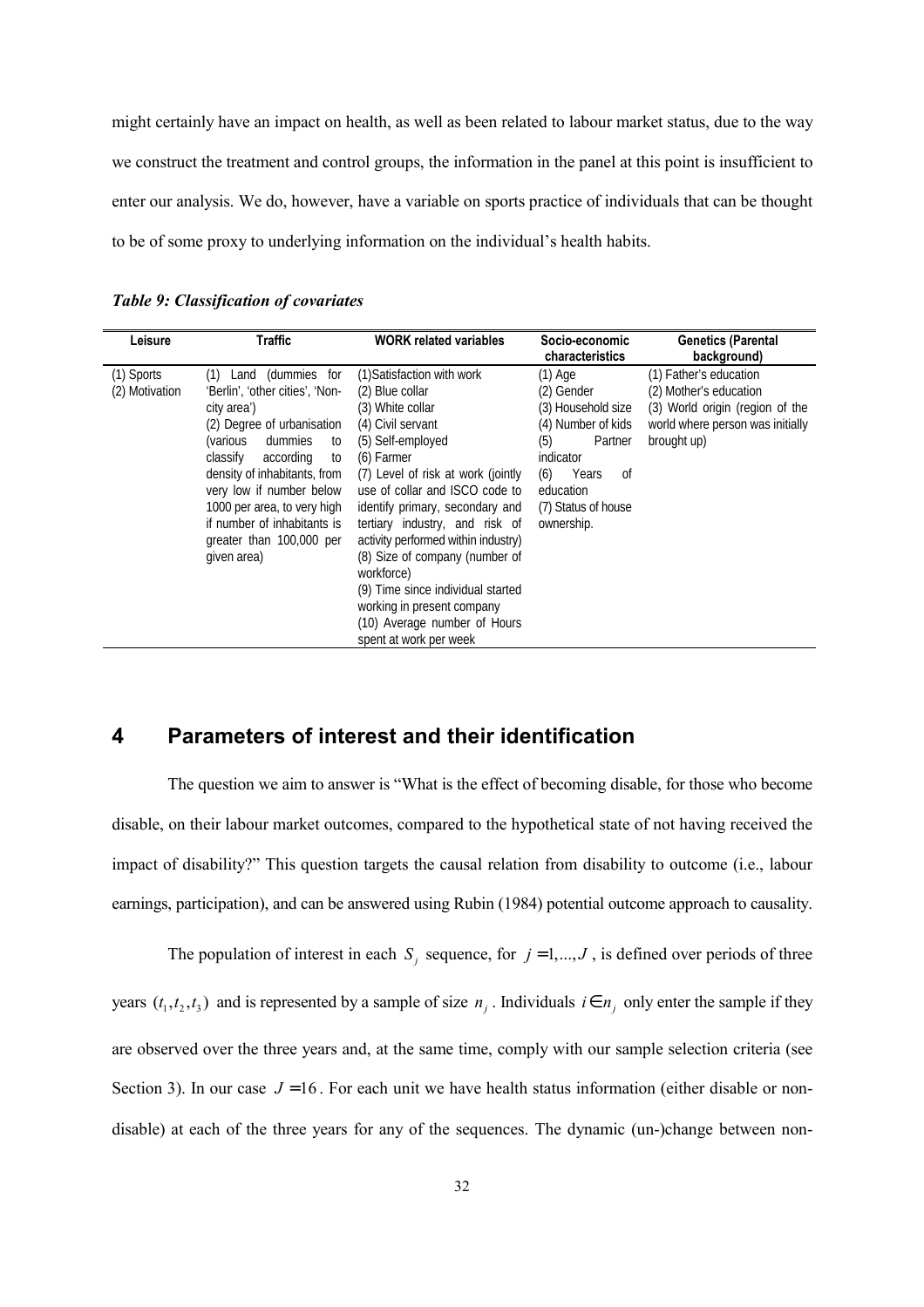might certainly have an impact on health, as well as been related to labour market status, due to the way we construct the treatment and control groups, the information in the panel at this point is insufficient to enter our analysis. We do, however, have a variable on sports practice of individuals that can be thought to be of some proxy to underlying information on the individual's health habits.

***Table 9: Classification of covariates***

| Leisure | Traffic | WORK related variables | Socio-economic characteristics | Genetics (Parental background) |
|---|---|---|---|---|
| (1) Sports<br>(2) Motivation | (1) Land (dummies for 'Berlin', 'other cities', 'Non-city area')<br>(2) Degree of urbanisation (various dummies to classify according to density of inhabitants, from very low if number below 1000 per area, to very high if number of inhabitants is greater than 100,000 per given area) | (1)Satisfaction with work<br>(2) Blue collar<br>(3) White collar<br>(4) Civil servant<br>(5) Self-employed<br>(6) Farmer<br>(7) Level of risk at work (jointly use of collar and ISCO code to identify primary, secondary and tertiary industry, and risk of activity performed within industry)<br>(8) Size of company (number of workforce)<br>(9) Time since individual started working in present company<br>(10) Average number of Hours spent at work per week | (1) Age<br>(2) Gender<br>(3) Household size<br>(4) Number of kids<br>(5) Partner indicator<br>(6) Years of education<br>(7) Status of house ownership. | (1) Father's education<br>(2) Mother's education<br>(3) World origin (region of the world where person was initially brought up) |

# 4 Parameters of interest and their identification

The question we aim to answer is "What is the effect of becoming disable, for those who become disable, on their labour market outcomes, compared to the hypothetical state of not having received the impact of disability?" This question targets the causal relation from disability to outcome (i.e., labour earnings, participation), and can be answered using Rubin (1984) potential outcome approach to causality.

The population of interest in each $S_j$ sequence, for $j = 1,...,J$, is defined over periods of three years $(t_1, t_2, t_3)$ and is represented by a sample of size $n_j$. Individuals $i \in n_j$ only enter the sample if they are observed over the three years and, at the same time, comply with our sample selection criteria (see Section 3). In our case $J = 16$. For each unit we have health status information (either disable or non-disable) at each of the three years for any of the sequences. The dynamic (un-)change between non-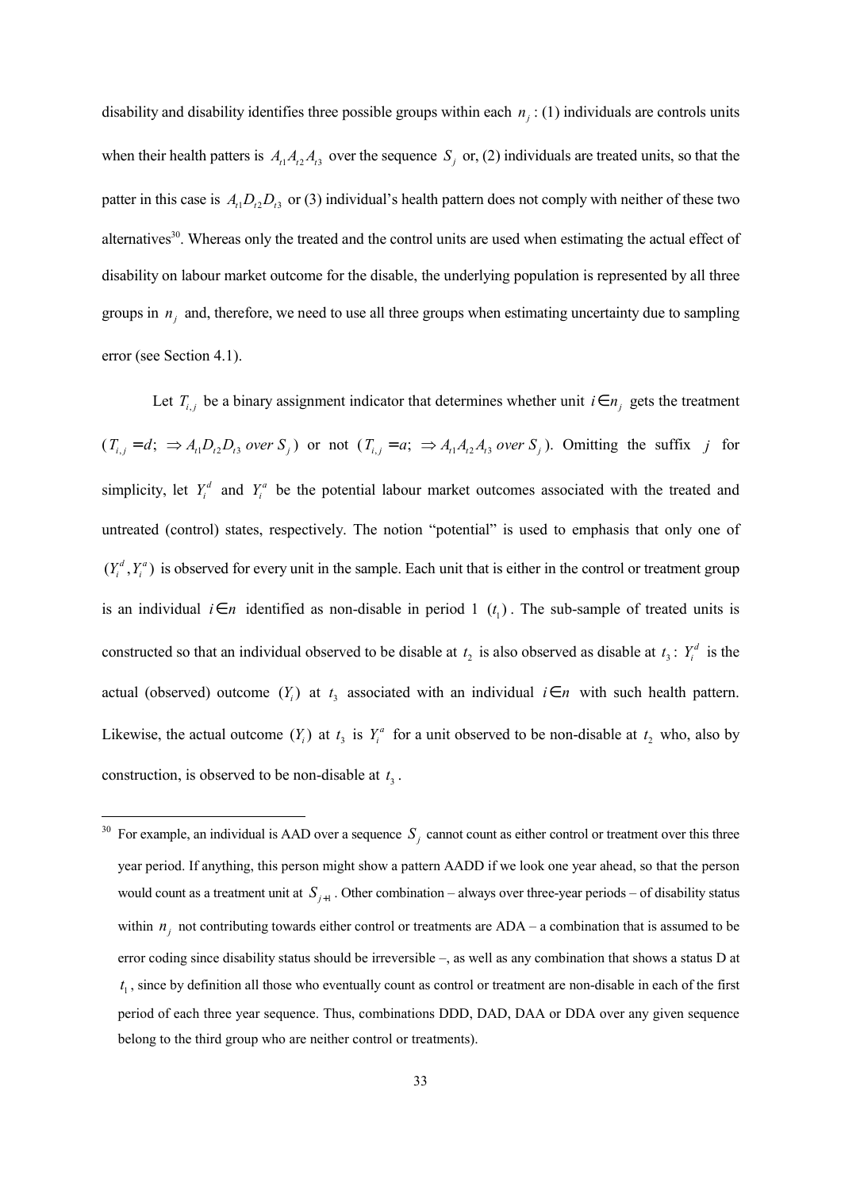disability and disability identifies three possible groups within each $n_j$ : (1) individuals are controls units when their health patters is $A_{t1}A_{t2}A_{t3}$ over the sequence $S_j$ or, (2) individuals are treated units, so that the patter in this case is $A_{t1}D_{t2}D_{t3}$ or (3) individual's health pattern does not comply with neither of these two alternatives[30]. Whereas only the treated and the control units are used when estimating the actual effect of disability on labour market outcome for the disable, the underlying population is represented by all three groups in $n_j$ and, therefore, we need to use all three groups when estimating uncertainty due to sampling error (see Section 4.1).

Let $T_{i,j}$ be a binary assignment indicator that determines whether unit $i \in n_j$ gets the treatment ($T_{i,j} = d;\ \Rightarrow A_{t1}D_{t2}D_{t3}\ over\ S_j$) or not ($T_{i,j} = a;\ \Rightarrow A_{t1}A_{t2}A_{t3}\ over\ S_j$). Omitting the suffix $j$ for simplicity, let $Y_i^d$ and $Y_i^a$ be the potential labour market outcomes associated with the treated and untreated (control) states, respectively. The notion "potential" is used to emphasis that only one of $(Y_i^d, Y_i^a)$ is observed for every unit in the sample. Each unit that is either in the control or treatment group is an individual $i \in n$ identified as non-disable in period 1 $(t_1)$. The sub-sample of treated units is constructed so that an individual observed to be disable at $t_2$ is also observed as disable at $t_3$: $Y_i^d$ is the actual (observed) outcome $(Y_i)$ at $t_3$ associated with an individual $i \in n$ with such health pattern. Likewise, the actual outcome $(Y_i)$ at $t_3$ is $Y_i^a$ for a unit observed to be non-disable at $t_2$ who, also by construction, is observed to be non-disable at $t_3$.

---

[30] For example, an individual is AAD over a sequence $S_j$ cannot count as either control or treatment over this three year period. If anything, this person might show a pattern AADD if we look one year ahead, so that the person would count as a treatment unit at $S_{j+1}$. Other combination – always over three-year periods – of disability status within $n_j$ not contributing towards either control or treatments are ADA – a combination that is assumed to be error coding since disability status should be irreversible –, as well as any combination that shows a status D at $t_1$, since by definition all those who eventually count as control or treatment are non-disable in each of the first period of each three year sequence. Thus, combinations DDD, DAD, DAA or DDA over any given sequence belong to the third group who are neither control or treatments).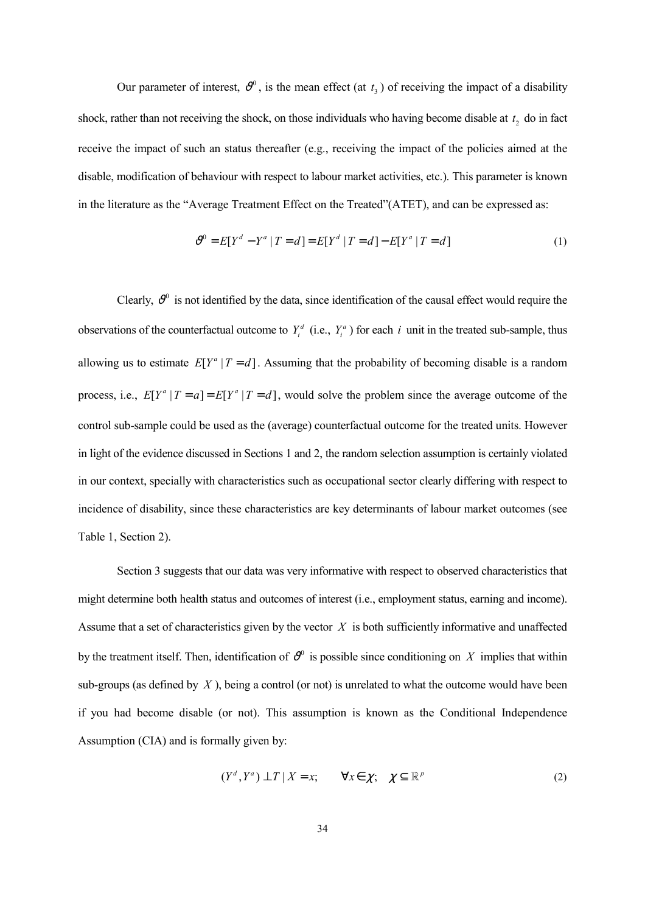Our parameter of interest, $\vartheta^0$, is the mean effect (at $t_3$) of receiving the impact of a disability shock, rather than not receiving the shock, on those individuals who having become disable at $t_2$ do in fact receive the impact of such an status thereafter (e.g., receiving the impact of the policies aimed at the disable, modification of behaviour with respect to labour market activities, etc.). This parameter is known in the literature as the "Average Treatment Effect on the Treated"(ATET), and can be expressed as:

$$\vartheta^0 = E[Y^d - Y^a \mid T = d] = E[Y^d \mid T = d] - E[Y^a \mid T = d] \tag{1}$$

Clearly, $\vartheta^0$ is not identified by the data, since identification of the causal effect would require the observations of the counterfactual outcome to $Y_i^d$ (i.e., $Y_i^a$) for each $i$ unit in the treated sub-sample, thus allowing us to estimate $E[Y^a \mid T = d]$. Assuming that the probability of becoming disable is a random process, i.e., $E[Y^a \mid T = a] = E[Y^a \mid T = d]$, would solve the problem since the average outcome of the control sub-sample could be used as the (average) counterfactual outcome for the treated units. However in light of the evidence discussed in Sections 1 and 2, the random selection assumption is certainly violated in our context, specially with characteristics such as occupational sector clearly differing with respect to incidence of disability, since these characteristics are key determinants of labour market outcomes (see Table 1, Section 2).

Section 3 suggests that our data was very informative with respect to observed characteristics that might determine both health status and outcomes of interest (i.e., employment status, earning and income). Assume that a set of characteristics given by the vector $X$ is both sufficiently informative and unaffected by the treatment itself. Then, identification of $\vartheta^0$ is possible since conditioning on $X$ implies that within sub-groups (as defined by $X$), being a control (or not) is unrelated to what the outcome would have been if you had become disable (or not). This assumption is known as the Conditional Independence Assumption (CIA) and is formally given by:

$$(Y^d, Y^a) \perp T \mid X = x; \qquad \forall x \in \chi; \quad \chi \subseteq \mathbb{R}^p \tag{2}$$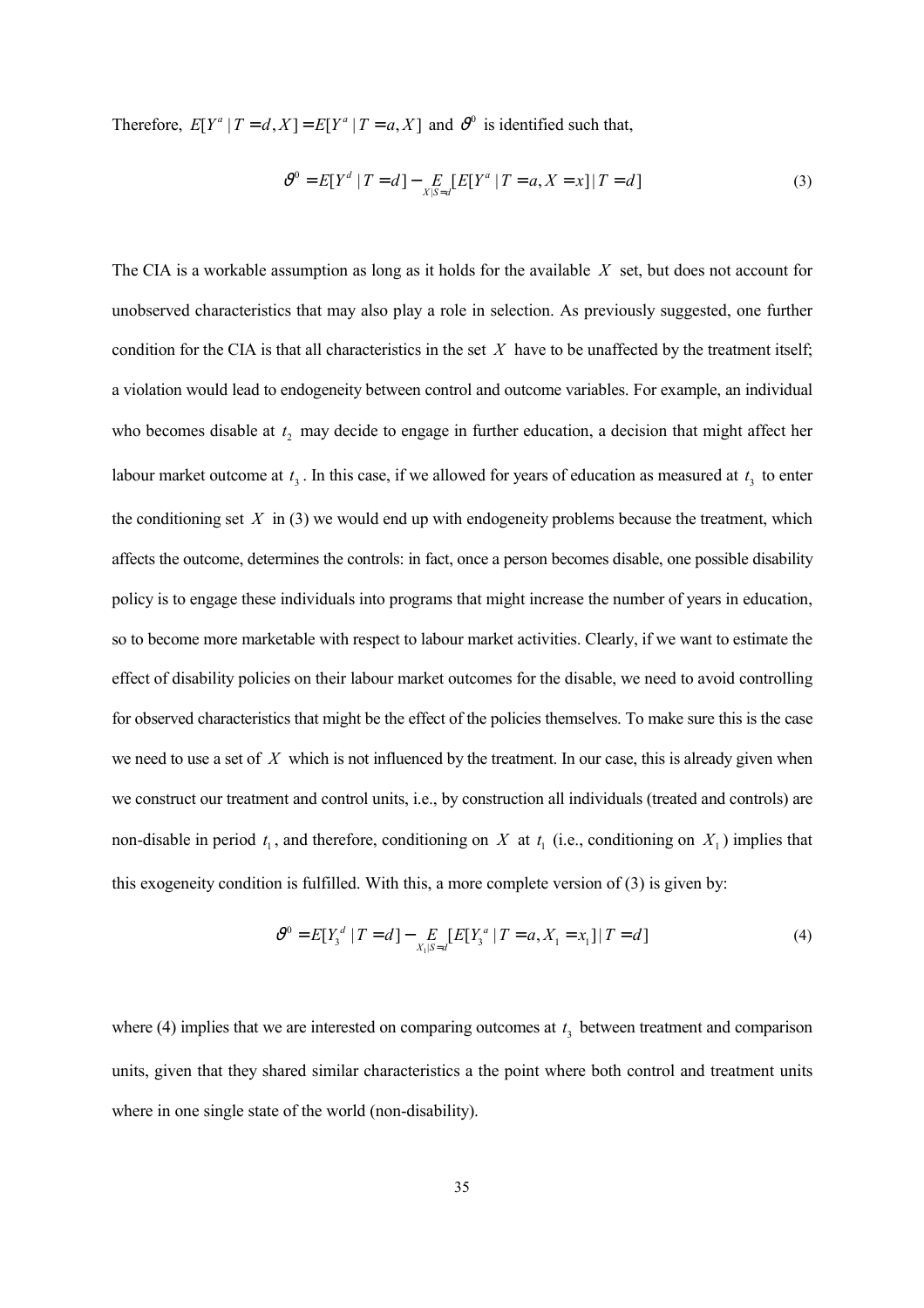Therefore, $E[Y^a \mid T = d, X] = E[Y^a \mid T = a, X]$ and $\vartheta^0$ is identified such that,

$$\vartheta^0 = E[Y^d \mid T = d] - \underset{X|S=d}{E}[E[Y^a \mid T = a, X = x] \mid T = d] \tag{3}$$

The CIA is a workable assumption as long as it holds for the available $X$ set, but does not account for unobserved characteristics that may also play a role in selection. As previously suggested, one further condition for the CIA is that all characteristics in the set $X$ have to be unaffected by the treatment itself; a violation would lead to endogeneity between control and outcome variables. For example, an individual who becomes disable at $t_2$ may decide to engage in further education, a decision that might affect her labour market outcome at $t_3$. In this case, if we allowed for years of education as measured at $t_3$ to enter the conditioning set $X$ in (3) we would end up with endogeneity problems because the treatment, which affects the outcome, determines the controls: in fact, once a person becomes disable, one possible disability policy is to engage these individuals into programs that might increase the number of years in education, so to become more marketable with respect to labour market activities. Clearly, if we want to estimate the effect of disability policies on their labour market outcomes for the disable, we need to avoid controlling for observed characteristics that might be the effect of the policies themselves. To make sure this is the case we need to use a set of $X$ which is not influenced by the treatment. In our case, this is already given when we construct our treatment and control units, i.e., by construction all individuals (treated and controls) are non-disable in period $t_1$, and therefore, conditioning on $X$ at $t_1$ (i.e., conditioning on $X_1$) implies that this exogeneity condition is fulfilled. With this, a more complete version of (3) is given by:

$$\vartheta^0 = E[Y_3^d \mid T = d] - \underset{X_1|S=d}{E}[E[Y_3^a \mid T = a, X_1 = x_1] \mid T = d] \tag{4}$$

where (4) implies that we are interested on comparing outcomes at $t_3$ between treatment and comparison units, given that they shared similar characteristics a the point where both control and treatment units where in one single state of the world (non-disability).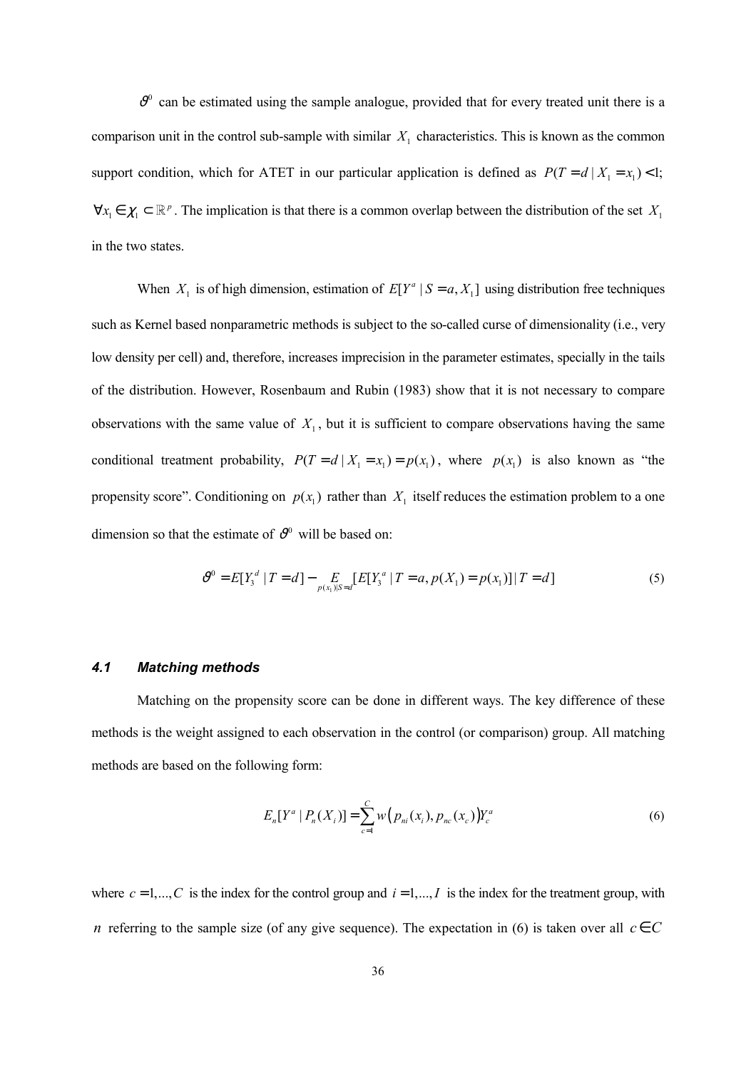$\vartheta^0$ can be estimated using the sample analogue, provided that for every treated unit there is a comparison unit in the control sub-sample with similar $X_1$ characteristics. This is known as the common support condition, which for ATET in our particular application is defined as $P(T = d \mid X_1 = x_1) < 1$; $\forall x_1 \in \chi_1 \subset \mathbb{R}^p$. The implication is that there is a common overlap between the distribution of the set $X_1$ in the two states.

When $X_1$ is of high dimension, estimation of $E[Y^a \mid S = a, X_1]$ using distribution free techniques such as Kernel based nonparametric methods is subject to the so-called curse of dimensionality (i.e., very low density per cell) and, therefore, increases imprecision in the parameter estimates, specially in the tails of the distribution. However, Rosenbaum and Rubin (1983) show that it is not necessary to compare observations with the same value of $X_1$, but it is sufficient to compare observations having the same conditional treatment probability, $P(T = d \mid X_1 = x_1) = p(x_1)$, where $p(x_1)$ is also known as "the propensity score". Conditioning on $p(x_1)$ rather than $X_1$ itself reduces the estimation problem to a one dimension so that the estimate of $\vartheta^0$ will be based on:

$$\vartheta^0 = E[Y_3^d \mid T = d] - \underset{p(x_1)\mid S=d}{E}[E[Y_3^a \mid T = a, p(X_1) = p(x_1)] \mid T = d] \tag{5}$$

### *4.1 Matching methods*

Matching on the propensity score can be done in different ways. The key difference of these methods is the weight assigned to each observation in the control (or comparison) group. All matching methods are based on the following form:

$$E_n[Y^a \mid P_n(X_i)] = \sum_{c=1}^{C} w\left(p_{ni}(x_i), p_{nc}(x_c)\right) Y_c^a \tag{6}$$

where $c = 1,...,C$ is the index for the control group and $i = 1,...,I$ is the index for the treatment group, with $n$ referring to the sample size (of any give sequence). The expectation in (6) is taken over all $c \in C$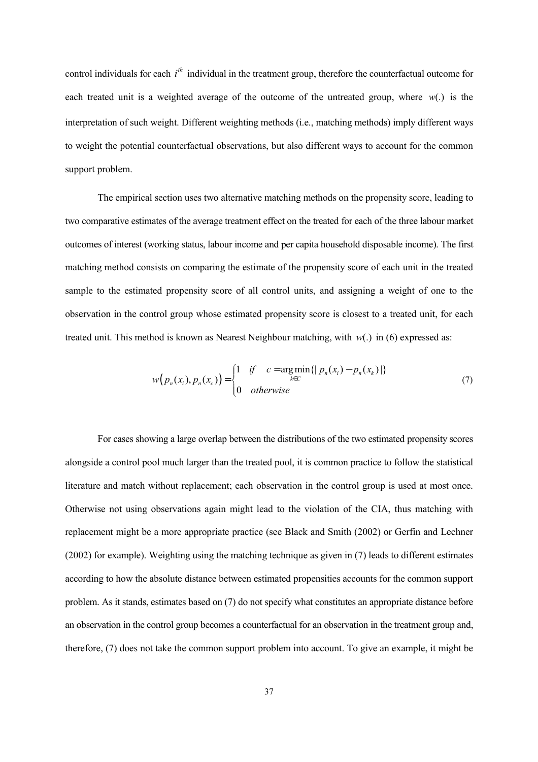control individuals for each $i^{th}$ individual in the treatment group, therefore the counterfactual outcome for each treated unit is a weighted average of the outcome of the untreated group, where $w(.)$ is the interpretation of such weight. Different weighting methods (i.e., matching methods) imply different ways to weight the potential counterfactual observations, but also different ways to account for the common support problem.

The empirical section uses two alternative matching methods on the propensity score, leading to two comparative estimates of the average treatment effect on the treated for each of the three labour market outcomes of interest (working status, labour income and per capita household disposable income). The first matching method consists on comparing the estimate of the propensity score of each unit in the treated sample to the estimated propensity score of all control units, and assigning a weight of one to the observation in the control group whose estimated propensity score is closest to a treated unit, for each treated unit. This method is known as Nearest Neighbour matching, with $w(.)$ in (6) expressed as:

$$w\big(p_n(x_i), p_n(x_c)\big) = \begin{cases} 1 & if \quad c = \underset{k \in C}{\arg\min}\{|\, p_n(x_i) - p_n(x_k)\,|\} \\ 0 & otherwise \end{cases} \tag{7}$$

For cases showing a large overlap between the distributions of the two estimated propensity scores alongside a control pool much larger than the treated pool, it is common practice to follow the statistical literature and match without replacement; each observation in the control group is used at most once. Otherwise not using observations again might lead to the violation of the CIA, thus matching with replacement might be a more appropriate practice (see Black and Smith (2002) or Gerfin and Lechner (2002) for example). Weighting using the matching technique as given in (7) leads to different estimates according to how the absolute distance between estimated propensities accounts for the common support problem. As it stands, estimates based on (7) do not specify what constitutes an appropriate distance before an observation in the control group becomes a counterfactual for an observation in the treatment group and, therefore, (7) does not take the common support problem into account. To give an example, it might be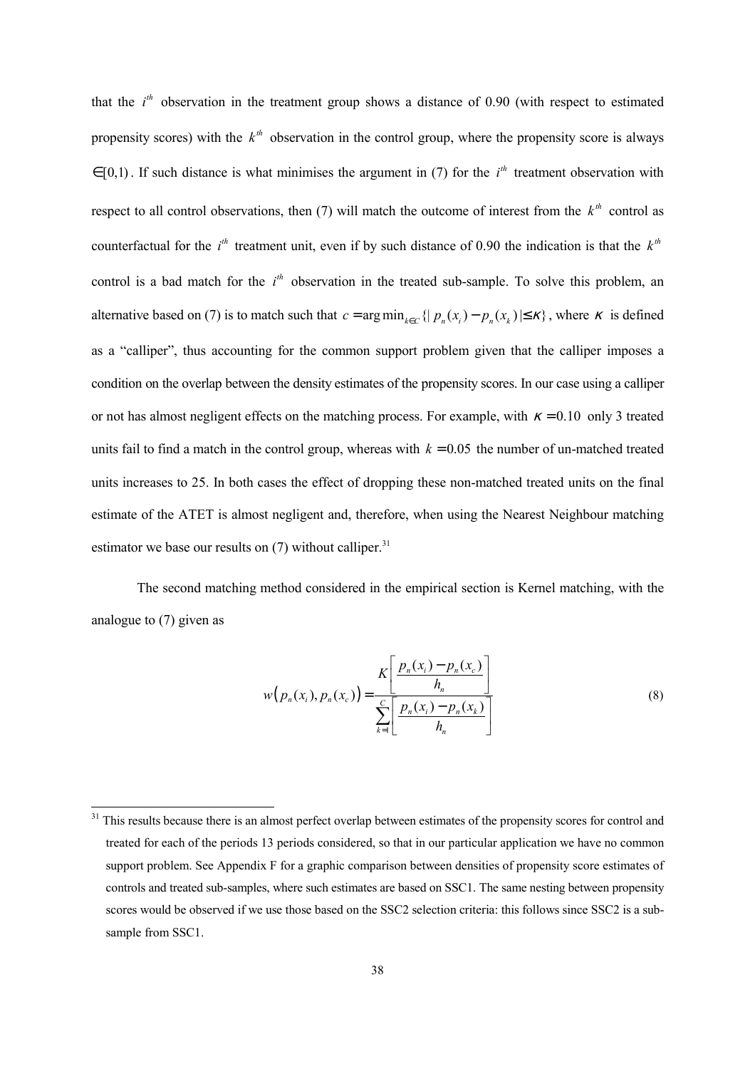that the $i^{th}$ observation in the treatment group shows a distance of 0.90 (with respect to estimated propensity scores) with the $k^{th}$ observation in the control group, where the propensity score is always $\in[0,1)$. If such distance is what minimises the argument in (7) for the $i^{th}$ treatment observation with respect to all control observations, then (7) will match the outcome of interest from the $k^{th}$ control as counterfactual for the $i^{th}$ treatment unit, even if by such distance of 0.90 the indication is that the $k^{th}$ control is a bad match for the $i^{th}$ observation in the treated sub-sample. To solve this problem, an alternative based on (7) is to match such that $c = \arg\min_{k\in C}\{|\, p_n(x_i) - p_n(x_k)\,| \leq \kappa\}$, where $\kappa$ is defined as a "calliper", thus accounting for the common support problem given that the calliper imposes a condition on the overlap between the density estimates of the propensity scores. In our case using a calliper or not has almost negligent effects on the matching process. For example, with $\kappa = 0.10$ only 3 treated units fail to find a match in the control group, whereas with $k = 0.05$ the number of un-matched treated units increases to 25. In both cases the effect of dropping these non-matched treated units on the final estimate of the ATET is almost negligent and, therefore, when using the Nearest Neighbour matching estimator we base our results on (7) without calliper.[31]

The second matching method considered in the empirical section is Kernel matching, with the analogue to (7) given as

$$w\big(p_n(x_i), p_n(x_c)\big) = \frac{K\left[\dfrac{p_n(x_i) - p_n(x_c)}{h_n}\right]}{\sum_{k=1}^{C}\left[\dfrac{p_n(x_i) - p_n(x_k)}{h_n}\right]} \tag{8}$$

[31] This results because there is an almost perfect overlap between estimates of the propensity scores for control and treated for each of the periods 13 periods considered, so that in our particular application we have no common support problem. See Appendix F for a graphic comparison between densities of propensity score estimates of controls and treated sub-samples, where such estimates are based on SSC1. The same nesting between propensity scores would be observed if we use those based on the SSC2 selection criteria: this follows since SSC2 is a sub-sample from SSC1.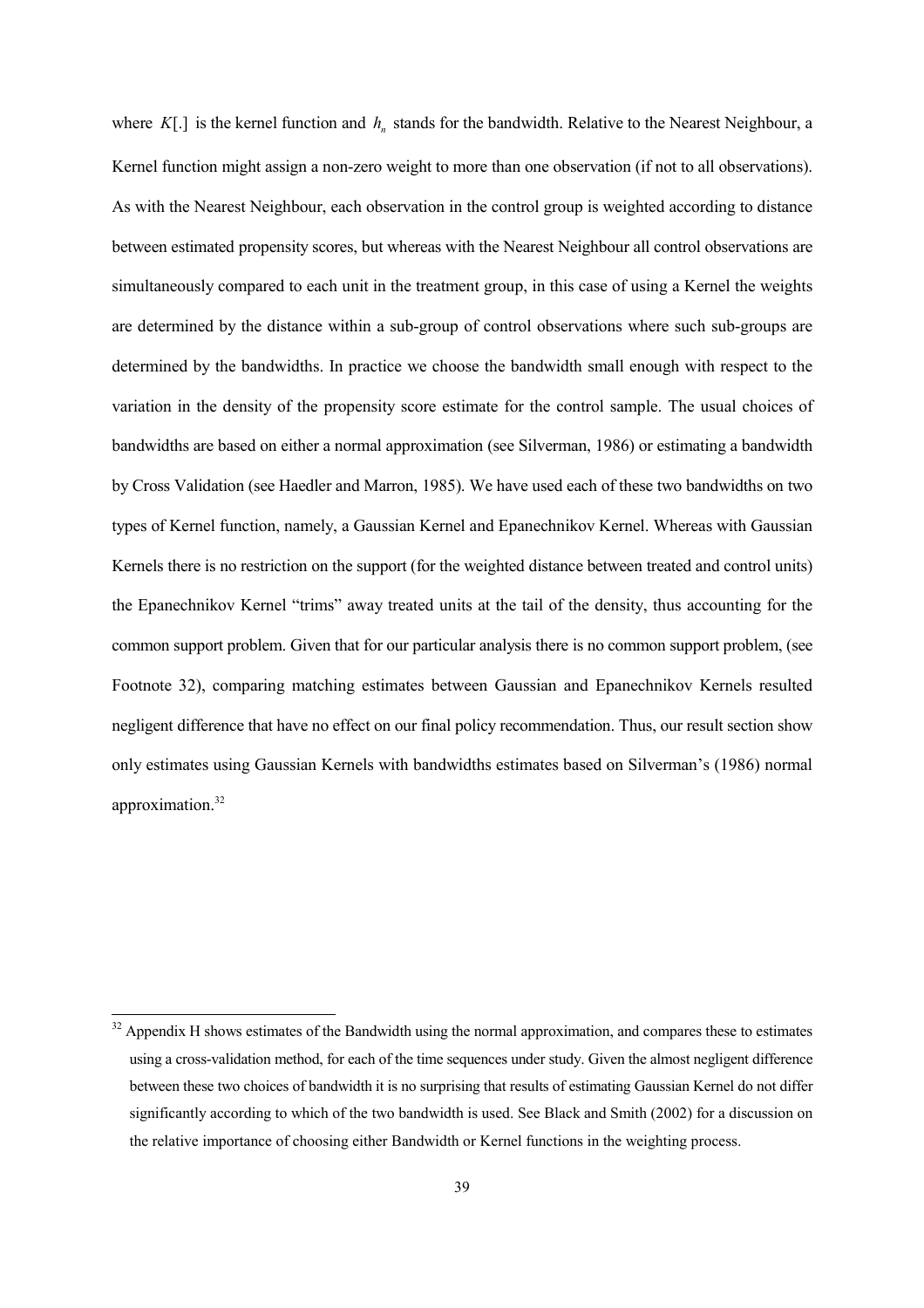where $K[.]$ is the kernel function and $h_n$ stands for the bandwidth. Relative to the Nearest Neighbour, a Kernel function might assign a non-zero weight to more than one observation (if not to all observations). As with the Nearest Neighbour, each observation in the control group is weighted according to distance between estimated propensity scores, but whereas with the Nearest Neighbour all control observations are simultaneously compared to each unit in the treatment group, in this case of using a Kernel the weights are determined by the distance within a sub-group of control observations where such sub-groups are determined by the bandwidths. In practice we choose the bandwidth small enough with respect to the variation in the density of the propensity score estimate for the control sample. The usual choices of bandwidths are based on either a normal approximation (see Silverman, 1986) or estimating a bandwidth by Cross Validation (see Haedler and Marron, 1985). We have used each of these two bandwidths on two types of Kernel function, namely, a Gaussian Kernel and Epanechnikov Kernel. Whereas with Gaussian Kernels there is no restriction on the support (for the weighted distance between treated and control units) the Epanechnikov Kernel "trims" away treated units at the tail of the density, thus accounting for the common support problem. Given that for our particular analysis there is no common support problem, (see Footnote 32), comparing matching estimates between Gaussian and Epanechnikov Kernels resulted negligent difference that have no effect on our final policy recommendation. Thus, our result section show only estimates using Gaussian Kernels with bandwidths estimates based on Silverman's (1986) normal approximation.[32]

[32] Appendix H shows estimates of the Bandwidth using the normal approximation, and compares these to estimates using a cross-validation method, for each of the time sequences under study. Given the almost negligent difference between these two choices of bandwidth it is no surprising that results of estimating Gaussian Kernel do not differ significantly according to which of the two bandwidth is used. See Black and Smith (2002) for a discussion on the relative importance of choosing either Bandwidth or Kernel functions in the weighting process.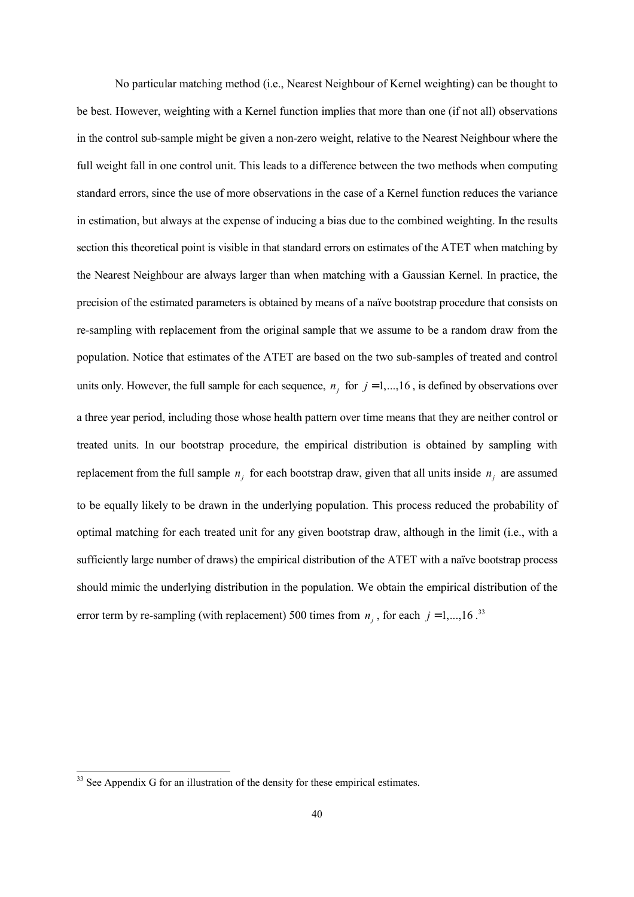No particular matching method (i.e., Nearest Neighbour of Kernel weighting) can be thought to be best. However, weighting with a Kernel function implies that more than one (if not all) observations in the control sub-sample might be given a non-zero weight, relative to the Nearest Neighbour where the full weight fall in one control unit. This leads to a difference between the two methods when computing standard errors, since the use of more observations in the case of a Kernel function reduces the variance in estimation, but always at the expense of inducing a bias due to the combined weighting. In the results section this theoretical point is visible in that standard errors on estimates of the ATET when matching by the Nearest Neighbour are always larger than when matching with a Gaussian Kernel. In practice, the precision of the estimated parameters is obtained by means of a naïve bootstrap procedure that consists on re-sampling with replacement from the original sample that we assume to be a random draw from the population. Notice that estimates of the ATET are based on the two sub-samples of treated and control units only. However, the full sample for each sequence, $n_j$ for $j = 1,...,16$, is defined by observations over a three year period, including those whose health pattern over time means that they are neither control or treated units. In our bootstrap procedure, the empirical distribution is obtained by sampling with replacement from the full sample $n_j$ for each bootstrap draw, given that all units inside $n_j$ are assumed to be equally likely to be drawn in the underlying population. This process reduced the probability of optimal matching for each treated unit for any given bootstrap draw, although in the limit (i.e., with a sufficiently large number of draws) the empirical distribution of the ATET with a naïve bootstrap process should mimic the underlying distribution in the population. We obtain the empirical distribution of the error term by re-sampling (with replacement) 500 times from $n_j$, for each $j = 1,...,16$.[33]

[33] See Appendix G for an illustration of the density for these empirical estimates.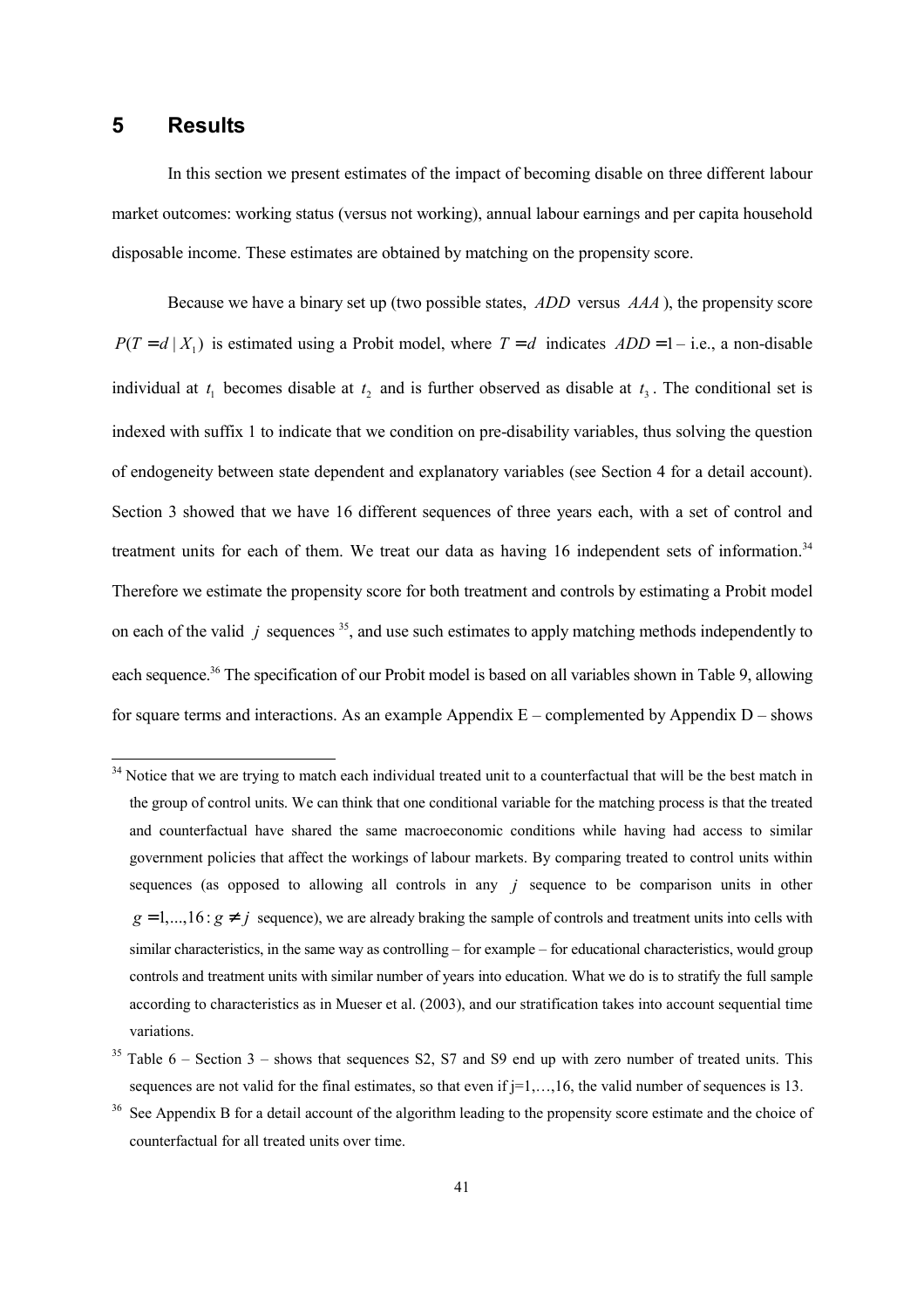# 5 Results

In this section we present estimates of the impact of becoming disable on three different labour market outcomes: working status (versus not working), annual labour earnings and per capita household disposable income. These estimates are obtained by matching on the propensity score.

Because we have a binary set up (two possible states, $ADD$ versus $AAA$), the propensity score $P(T = d \mid X_1)$ is estimated using a Probit model, where $T = d$ indicates $ADD = 1$ – i.e., a non-disable individual at $t_1$ becomes disable at $t_2$ and is further observed as disable at $t_3$. The conditional set is indexed with suffix 1 to indicate that we condition on pre-disability variables, thus solving the question of endogeneity between state dependent and explanatory variables (see Section 4 for a detail account). Section 3 showed that we have 16 different sequences of three years each, with a set of control and treatment units for each of them. We treat our data as having 16 independent sets of information.[34] Therefore we estimate the propensity score for both treatment and controls by estimating a Probit model on each of the valid $j$ sequences [35], and use such estimates to apply matching methods independently to each sequence.[36] The specification of our Probit model is based on all variables shown in Table 9, allowing for square terms and interactions. As an example Appendix E – complemented by Appendix D – shows

---

[34] Notice that we are trying to match each individual treated unit to a counterfactual that will be the best match in the group of control units. We can think that one conditional variable for the matching process is that the treated and counterfactual have shared the same macroeconomic conditions while having had access to similar government policies that affect the workings of labour markets. By comparing treated to control units within sequences (as opposed to allowing all controls in any $j$ sequence to be comparison units in other $g = 1,...,16 : g \neq j$ sequence), we are already braking the sample of controls and treatment units into cells with similar characteristics, in the same way as controlling – for example – for educational characteristics, would group controls and treatment units with similar number of years into education. What we do is to stratify the full sample according to characteristics as in Mueser et al. (2003), and our stratification takes into account sequential time variations.

[35] Table 6 – Section 3 – shows that sequences S2, S7 and S9 end up with zero number of treated units. This sequences are not valid for the final estimates, so that even if j=1,…,16, the valid number of sequences is 13.

[36] See Appendix B for a detail account of the algorithm leading to the propensity score estimate and the choice of counterfactual for all treated units over time.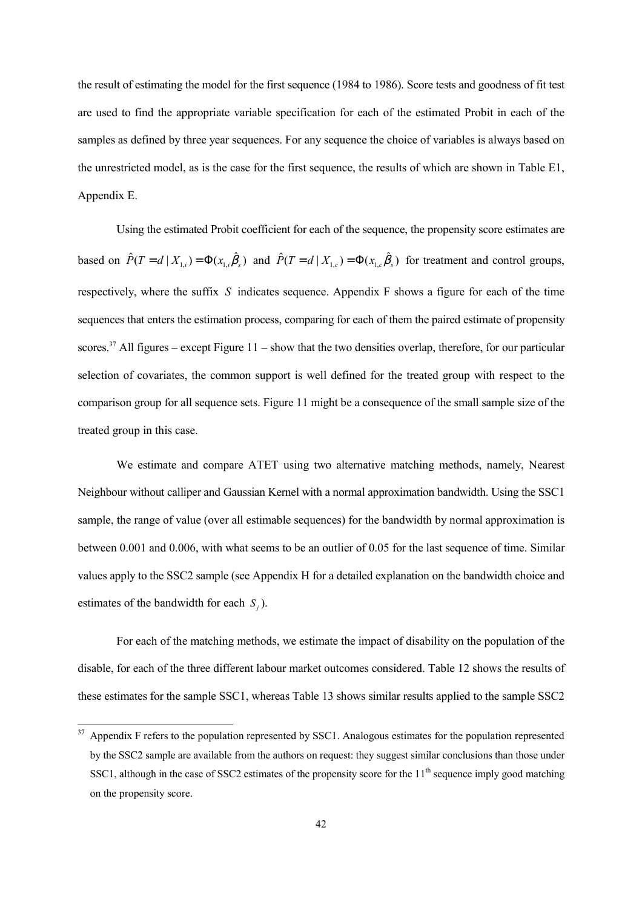the result of estimating the model for the first sequence (1984 to 1986). Score tests and goodness of fit test are used to find the appropriate variable specification for each of the estimated Probit in each of the samples as defined by three year sequences. For any sequence the choice of variables is always based on the unrestricted model, as is the case for the first sequence, the results of which are shown in Table E1, Appendix E.

Using the estimated Probit coefficient for each of the sequence, the propensity score estimates are based on $\hat{P}(T = d \mid X_{1,i}) = \Phi(x_{1,i}\hat{\beta}_s)$ and $\hat{P}(T = d \mid X_{1,c}) = \Phi(x_{1,c}\hat{\beta}_s)$ for treatment and control groups, respectively, where the suffix $S$ indicates sequence. Appendix F shows a figure for each of the time sequences that enters the estimation process, comparing for each of them the paired estimate of propensity scores.[37] All figures – except Figure 11 – show that the two densities overlap, therefore, for our particular selection of covariates, the common support is well defined for the treated group with respect to the comparison group for all sequence sets. Figure 11 might be a consequence of the small sample size of the treated group in this case.

We estimate and compare ATET using two alternative matching methods, namely, Nearest Neighbour without calliper and Gaussian Kernel with a normal approximation bandwidth. Using the SSC1 sample, the range of value (over all estimable sequences) for the bandwidth by normal approximation is between 0.001 and 0.006, with what seems to be an outlier of 0.05 for the last sequence of time. Similar values apply to the SSC2 sample (see Appendix H for a detailed explanation on the bandwidth choice and estimates of the bandwidth for each $S_j$).

For each of the matching methods, we estimate the impact of disability on the population of the disable, for each of the three different labour market outcomes considered. Table 12 shows the results of these estimates for the sample SSC1, whereas Table 13 shows similar results applied to the sample SSC2

[37] Appendix F refers to the population represented by SSC1. Analogous estimates for the population represented by the SSC2 sample are available from the authors on request: they suggest similar conclusions than those under SSC1, although in the case of SSC2 estimates of the propensity score for the 11th sequence imply good matching on the propensity score.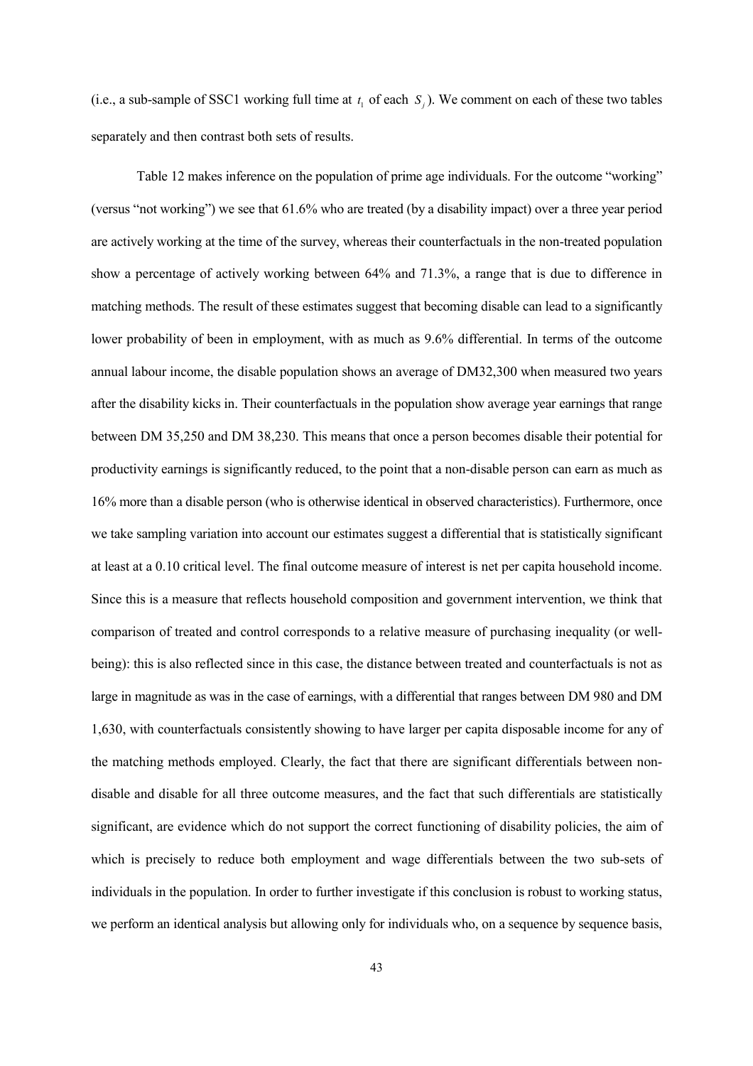(i.e., a sub-sample of SSC1 working full time at $t_1$ of each $S_j$). We comment on each of these two tables separately and then contrast both sets of results.

Table 12 makes inference on the population of prime age individuals. For the outcome "working" (versus "not working") we see that 61.6% who are treated (by a disability impact) over a three year period are actively working at the time of the survey, whereas their counterfactuals in the non-treated population show a percentage of actively working between 64% and 71.3%, a range that is due to difference in matching methods. The result of these estimates suggest that becoming disable can lead to a significantly lower probability of been in employment, with as much as 9.6% differential. In terms of the outcome annual labour income, the disable population shows an average of DM32,300 when measured two years after the disability kicks in. Their counterfactuals in the population show average year earnings that range between DM 35,250 and DM 38,230. This means that once a person becomes disable their potential for productivity earnings is significantly reduced, to the point that a non-disable person can earn as much as 16% more than a disable person (who is otherwise identical in observed characteristics). Furthermore, once we take sampling variation into account our estimates suggest a differential that is statistically significant at least at a 0.10 critical level. The final outcome measure of interest is net per capita household income. Since this is a measure that reflects household composition and government intervention, we think that comparison of treated and control corresponds to a relative measure of purchasing inequality (or well-being): this is also reflected since in this case, the distance between treated and counterfactuals is not as large in magnitude as was in the case of earnings, with a differential that ranges between DM 980 and DM 1,630, with counterfactuals consistently showing to have larger per capita disposable income for any of the matching methods employed. Clearly, the fact that there are significant differentials between non-disable and disable for all three outcome measures, and the fact that such differentials are statistically significant, are evidence which do not support the correct functioning of disability policies, the aim of which is precisely to reduce both employment and wage differentials between the two sub-sets of individuals in the population. In order to further investigate if this conclusion is robust to working status, we perform an identical analysis but allowing only for individuals who, on a sequence by sequence basis,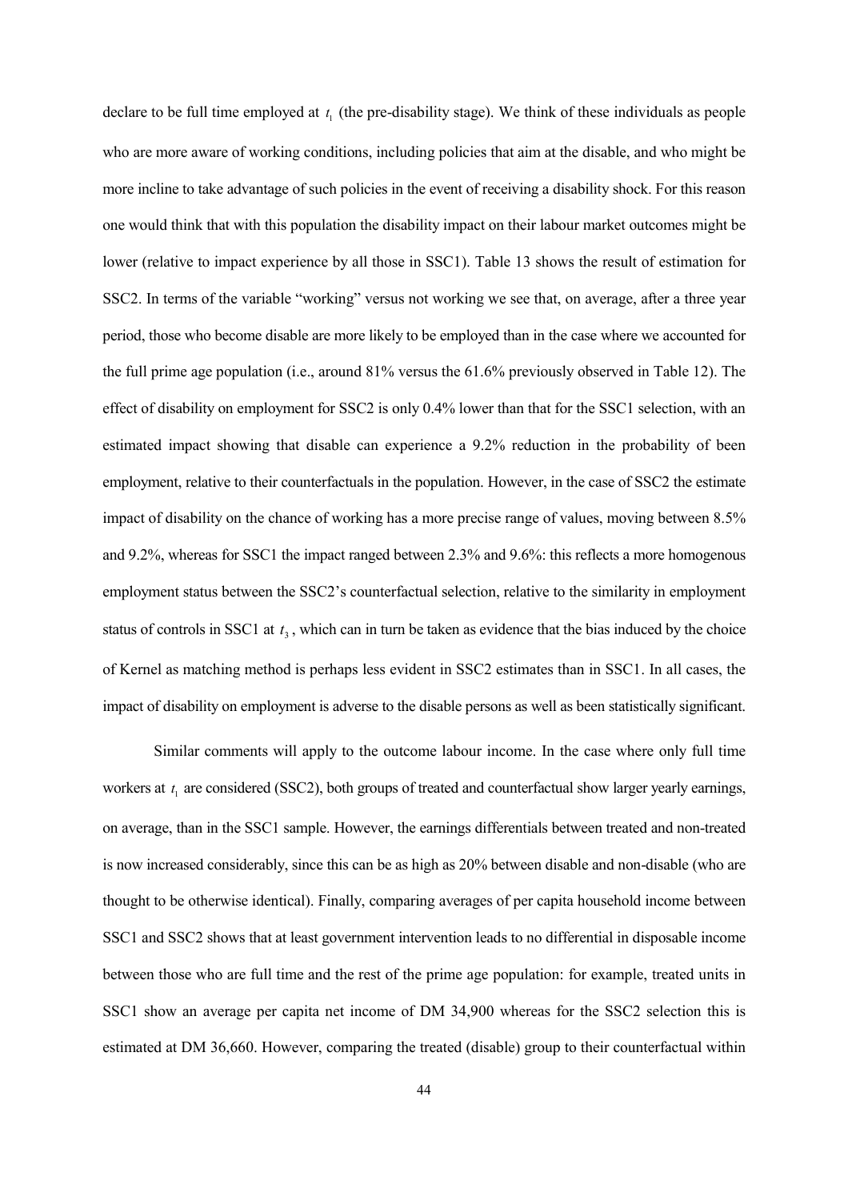declare to be full time employed at $t_1$ (the pre-disability stage). We think of these individuals as people who are more aware of working conditions, including policies that aim at the disable, and who might be more incline to take advantage of such policies in the event of receiving a disability shock. For this reason one would think that with this population the disability impact on their labour market outcomes might be lower (relative to impact experience by all those in SSC1). Table 13 shows the result of estimation for SSC2. In terms of the variable "working" versus not working we see that, on average, after a three year period, those who become disable are more likely to be employed than in the case where we accounted for the full prime age population (i.e., around 81% versus the 61.6% previously observed in Table 12). The effect of disability on employment for SSC2 is only 0.4% lower than that for the SSC1 selection, with an estimated impact showing that disable can experience a 9.2% reduction in the probability of been employment, relative to their counterfactuals in the population. However, in the case of SSC2 the estimate impact of disability on the chance of working has a more precise range of values, moving between 8.5% and 9.2%, whereas for SSC1 the impact ranged between 2.3% and 9.6%: this reflects a more homogenous employment status between the SSC2's counterfactual selection, relative to the similarity in employment status of controls in SSC1 at $t_3$, which can in turn be taken as evidence that the bias induced by the choice of Kernel as matching method is perhaps less evident in SSC2 estimates than in SSC1. In all cases, the impact of disability on employment is adverse to the disable persons as well as been statistically significant.

Similar comments will apply to the outcome labour income. In the case where only full time workers at $t_1$ are considered (SSC2), both groups of treated and counterfactual show larger yearly earnings, on average, than in the SSC1 sample. However, the earnings differentials between treated and non-treated is now increased considerably, since this can be as high as 20% between disable and non-disable (who are thought to be otherwise identical). Finally, comparing averages of per capita household income between SSC1 and SSC2 shows that at least government intervention leads to no differential in disposable income between those who are full time and the rest of the prime age population: for example, treated units in SSC1 show an average per capita net income of DM 34,900 whereas for the SSC2 selection this is estimated at DM 36,660. However, comparing the treated (disable) group to their counterfactual within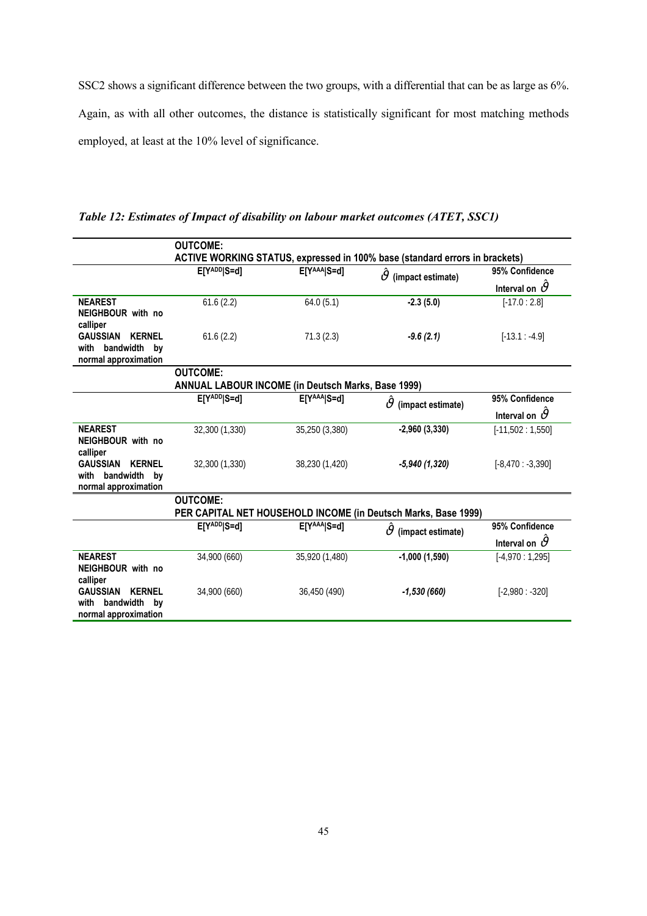SSC2 shows a significant difference between the two groups, with a differential that can be as large as 6%. Again, as with all other outcomes, the distance is statistically significant for most matching methods employed, at least at the 10% level of significance.

*Table 12: Estimates of Impact of disability on labour market outcomes (ATET, SSC1)*

| | **OUTCOME: ACTIVE WORKING STATUS, expressed in 100% base (standard errors in brackets)** | | | |
|---|---|---|---|---|
| | **$E[Y^{ADD}\|S=d]$** | **$E[Y^{AAA}\|S=d]$** | **$\hat{\vartheta}$ (impact estimate)** | **95% Confidence Interval on $\hat{\vartheta}$** |
| **NEAREST NEIGHBOUR with no calliper** | 61.6 (2.2) | 64.0 (5.1) | **-2.3 (5.0)** | [-17.0 : 2.8] |
| **GAUSSIAN KERNEL with bandwidth by normal approximation** | 61.6 (2.2) | 71.3 (2.3) | ***-9.6 (2.1)*** | [-13.1 : -4.9] |
| | **OUTCOME: ANNUAL LABOUR INCOME (in Deutsch Marks, Base 1999)** | | | |
| | **$E[Y^{ADD}\|S=d]$** | **$E[Y^{AAA}\|S=d]$** | **$\hat{\vartheta}$ (impact estimate)** | **95% Confidence Interval on $\hat{\vartheta}$** |
| **NEAREST NEIGHBOUR with no calliper** | 32,300 (1,330) | 35,250 (3,380) | **-2,960 (3,330)** | [-11,502 : 1,550] |
| **GAUSSIAN KERNEL with bandwidth by normal approximation** | 32,300 (1,330) | 38,230 (1,420) | ***-5,940 (1,320)*** | [-8,470 : -3,390] |
| | **OUTCOME: PER CAPITAL NET HOUSEHOLD INCOME (in Deutsch Marks, Base 1999)** | | | |
| | **$E[Y^{ADD}\|S=d]$** | **$E[Y^{AAA}\|S=d]$** | **$\hat{\vartheta}$ (impact estimate)** | **95% Confidence Interval on $\hat{\vartheta}$** |
| **NEAREST NEIGHBOUR with no calliper** | 34,900 (660) | 35,920 (1,480) | **-1,000 (1,590)** | [-4,970 : 1,295] |
| **GAUSSIAN KERNEL with bandwidth by normal approximation** | 34,900 (660) | 36,450 (490) | ***-1,530 (660)*** | [-2,980 : -320] |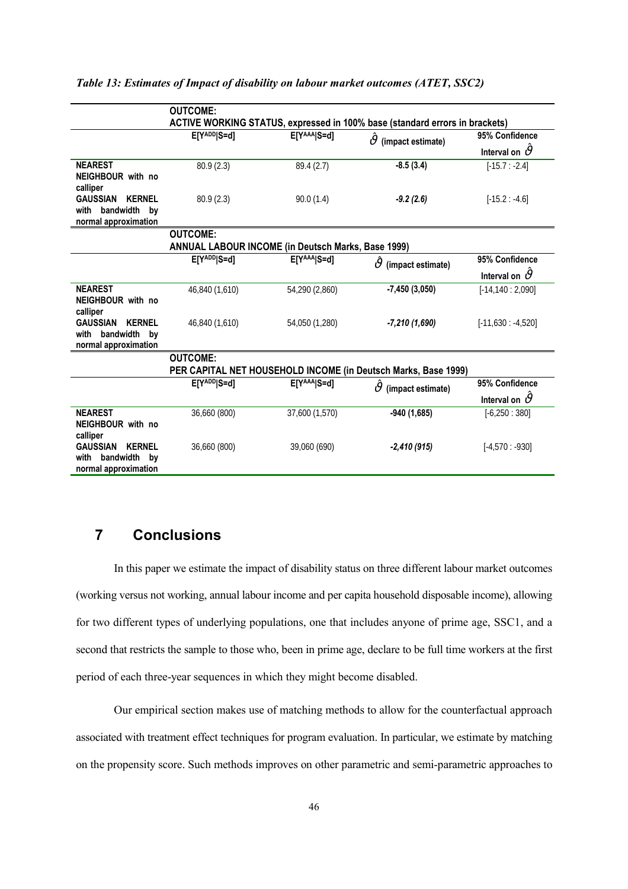*Table 13: Estimates of Impact of disability on labour market outcomes (ATET, SSC2)*

| | OUTCOME: ACTIVE WORKING STATUS, expressed in 100% base (standard errors in brackets) | | | |
|---|---|---|---|---|
| | $E[Y^{ADD}\|S=d]$ | $E[Y^{AAA}\|S=d]$ | $\hat{\vartheta}$ (impact estimate) | 95% Confidence Interval on $\hat{\vartheta}$ |
| **NEAREST NEIGHBOUR with no calliper** | 80.9 (2.3) | 89.4 (2.7) | **-8.5 (3.4)** | [-15.7 : -2.4] |
| **GAUSSIAN KERNEL with bandwidth by normal approximation** | 80.9 (2.3) | 90.0 (1.4) | ***-9.2 (2.6)*** | [-15.2 : -4.6] |
| | **OUTCOME: ANNUAL LABOUR INCOME (in Deutsch Marks, Base 1999)** | | | |
| | $E[Y^{ADD}\|S=d]$ | $E[Y^{AAA}\|S=d]$ | $\hat{\vartheta}$ (impact estimate) | 95% Confidence Interval on $\hat{\vartheta}$ |
| **NEAREST NEIGHBOUR with no calliper** | 46,840 (1,610) | 54,290 (2,860) | **-7,450 (3,050)** | [-14,140 : 2,090] |
| **GAUSSIAN KERNEL with bandwidth by normal approximation** | 46,840 (1,610) | 54,050 (1,280) | ***-7,210 (1,690)*** | [-11,630 : -4,520] |
| | **OUTCOME: PER CAPITAL NET HOUSEHOLD INCOME (in Deutsch Marks, Base 1999)** | | | |
| | $E[Y^{ADD}\|S=d]$ | $E[Y^{AAA}\|S=d]$ | $\hat{\vartheta}$ (impact estimate) | 95% Confidence Interval on $\hat{\vartheta}$ |
| **NEAREST NEIGHBOUR with no calliper** | 36,660 (800) | 37,600 (1,570) | **-940 (1,685)** | [-6,250 : 380] |
| **GAUSSIAN KERNEL with bandwidth by normal approximation** | 36,660 (800) | 39,060 (690) | ***-2,410 (915)*** | [-4,570 : -930] |

# 7 Conclusions

In this paper we estimate the impact of disability status on three different labour market outcomes (working versus not working, annual labour income and per capita household disposable income), allowing for two different types of underlying populations, one that includes anyone of prime age, SSC1, and a second that restricts the sample to those who, been in prime age, declare to be full time workers at the first period of each three-year sequences in which they might become disabled.

Our empirical section makes use of matching methods to allow for the counterfactual approach associated with treatment effect techniques for program evaluation. In particular, we estimate by matching on the propensity score. Such methods improves on other parametric and semi-parametric approaches to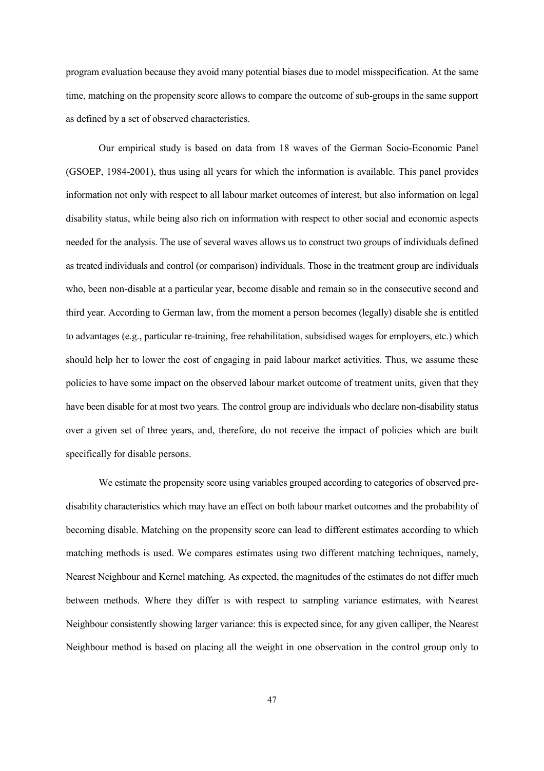program evaluation because they avoid many potential biases due to model misspecification. At the same time, matching on the propensity score allows to compare the outcome of sub-groups in the same support as defined by a set of observed characteristics.

Our empirical study is based on data from 18 waves of the German Socio-Economic Panel (GSOEP, 1984-2001), thus using all years for which the information is available. This panel provides information not only with respect to all labour market outcomes of interest, but also information on legal disability status, while being also rich on information with respect to other social and economic aspects needed for the analysis. The use of several waves allows us to construct two groups of individuals defined as treated individuals and control (or comparison) individuals. Those in the treatment group are individuals who, been non-disable at a particular year, become disable and remain so in the consecutive second and third year. According to German law, from the moment a person becomes (legally) disable she is entitled to advantages (e.g., particular re-training, free rehabilitation, subsidised wages for employers, etc.) which should help her to lower the cost of engaging in paid labour market activities. Thus, we assume these policies to have some impact on the observed labour market outcome of treatment units, given that they have been disable for at most two years. The control group are individuals who declare non-disability status over a given set of three years, and, therefore, do not receive the impact of policies which are built specifically for disable persons.

We estimate the propensity score using variables grouped according to categories of observed pre-disability characteristics which may have an effect on both labour market outcomes and the probability of becoming disable. Matching on the propensity score can lead to different estimates according to which matching methods is used. We compares estimates using two different matching techniques, namely, Nearest Neighbour and Kernel matching. As expected, the magnitudes of the estimates do not differ much between methods. Where they differ is with respect to sampling variance estimates, with Nearest Neighbour consistently showing larger variance: this is expected since, for any given calliper, the Nearest Neighbour method is based on placing all the weight in one observation in the control group only to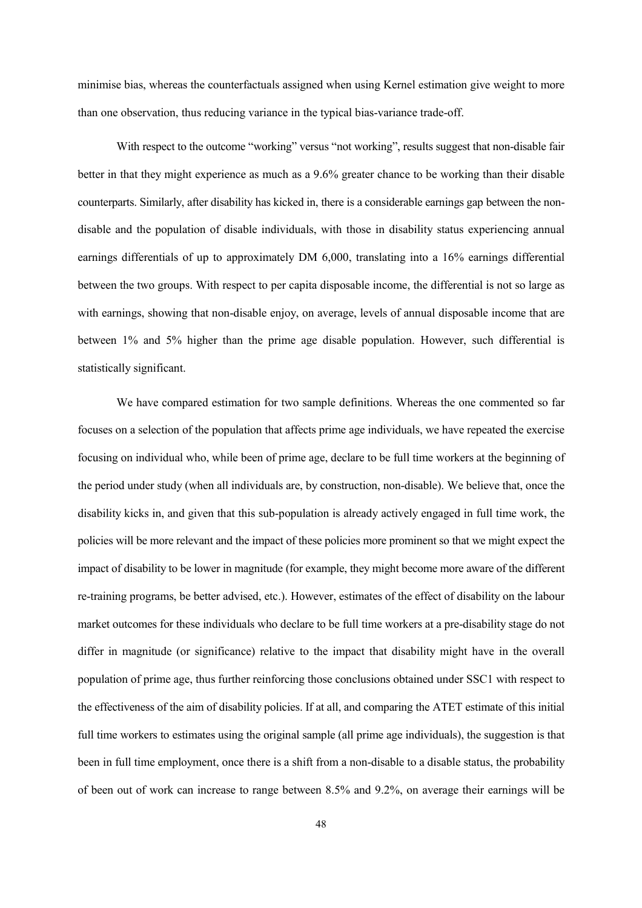minimise bias, whereas the counterfactuals assigned when using Kernel estimation give weight to more than one observation, thus reducing variance in the typical bias-variance trade-off.

With respect to the outcome "working" versus "not working", results suggest that non-disable fair better in that they might experience as much as a 9.6% greater chance to be working than their disable counterparts. Similarly, after disability has kicked in, there is a considerable earnings gap between the non-disable and the population of disable individuals, with those in disability status experiencing annual earnings differentials of up to approximately DM 6,000, translating into a 16% earnings differential between the two groups. With respect to per capita disposable income, the differential is not so large as with earnings, showing that non-disable enjoy, on average, levels of annual disposable income that are between 1% and 5% higher than the prime age disable population. However, such differential is statistically significant.

We have compared estimation for two sample definitions. Whereas the one commented so far focuses on a selection of the population that affects prime age individuals, we have repeated the exercise focusing on individual who, while been of prime age, declare to be full time workers at the beginning of the period under study (when all individuals are, by construction, non-disable). We believe that, once the disability kicks in, and given that this sub-population is already actively engaged in full time work, the policies will be more relevant and the impact of these policies more prominent so that we might expect the impact of disability to be lower in magnitude (for example, they might become more aware of the different re-training programs, be better advised, etc.). However, estimates of the effect of disability on the labour market outcomes for these individuals who declare to be full time workers at a pre-disability stage do not differ in magnitude (or significance) relative to the impact that disability might have in the overall population of prime age, thus further reinforcing those conclusions obtained under SSC1 with respect to the effectiveness of the aim of disability policies. If at all, and comparing the ATET estimate of this initial full time workers to estimates using the original sample (all prime age individuals), the suggestion is that been in full time employment, once there is a shift from a non-disable to a disable status, the probability of been out of work can increase to range between 8.5% and 9.2%, on average their earnings will be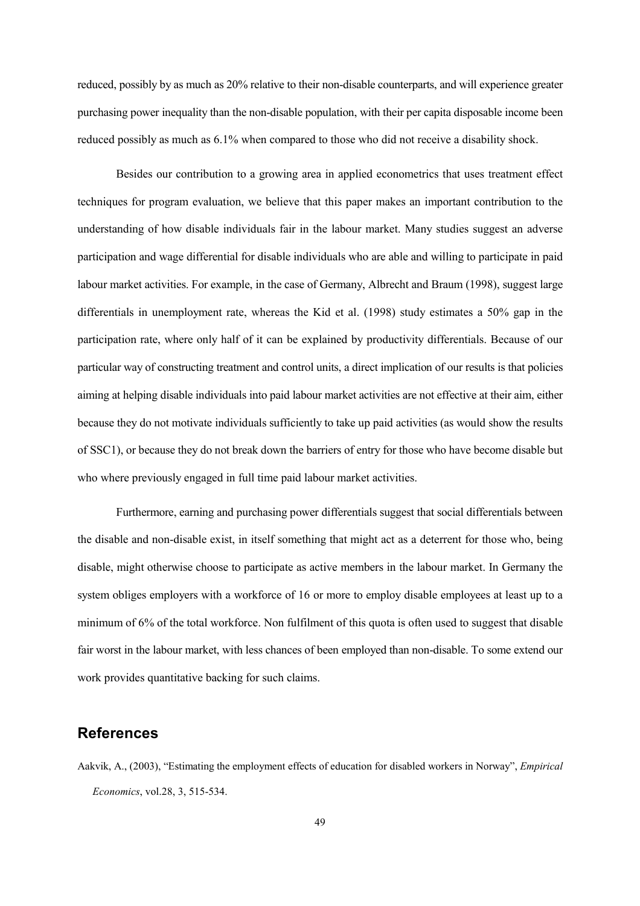reduced, possibly by as much as 20% relative to their non-disable counterparts, and will experience greater purchasing power inequality than the non-disable population, with their per capita disposable income been reduced possibly as much as 6.1% when compared to those who did not receive a disability shock.

Besides our contribution to a growing area in applied econometrics that uses treatment effect techniques for program evaluation, we believe that this paper makes an important contribution to the understanding of how disable individuals fair in the labour market. Many studies suggest an adverse participation and wage differential for disable individuals who are able and willing to participate in paid labour market activities. For example, in the case of Germany, Albrecht and Braum (1998), suggest large differentials in unemployment rate, whereas the Kid et al. (1998) study estimates a 50% gap in the participation rate, where only half of it can be explained by productivity differentials. Because of our particular way of constructing treatment and control units, a direct implication of our results is that policies aiming at helping disable individuals into paid labour market activities are not effective at their aim, either because they do not motivate individuals sufficiently to take up paid activities (as would show the results of SSC1), or because they do not break down the barriers of entry for those who have become disable but who where previously engaged in full time paid labour market activities.

Furthermore, earning and purchasing power differentials suggest that social differentials between the disable and non-disable exist, in itself something that might act as a deterrent for those who, being disable, might otherwise choose to participate as active members in the labour market. In Germany the system obliges employers with a workforce of 16 or more to employ disable employees at least up to a minimum of 6% of the total workforce. Non fulfilment of this quota is often used to suggest that disable fair worst in the labour market, with less chances of been employed than non-disable. To some extend our work provides quantitative backing for such claims.

## References

Aakvik, A., (2003), "Estimating the employment effects of education for disabled workers in Norway", *Empirical Economics*, vol.28, 3, 515-534.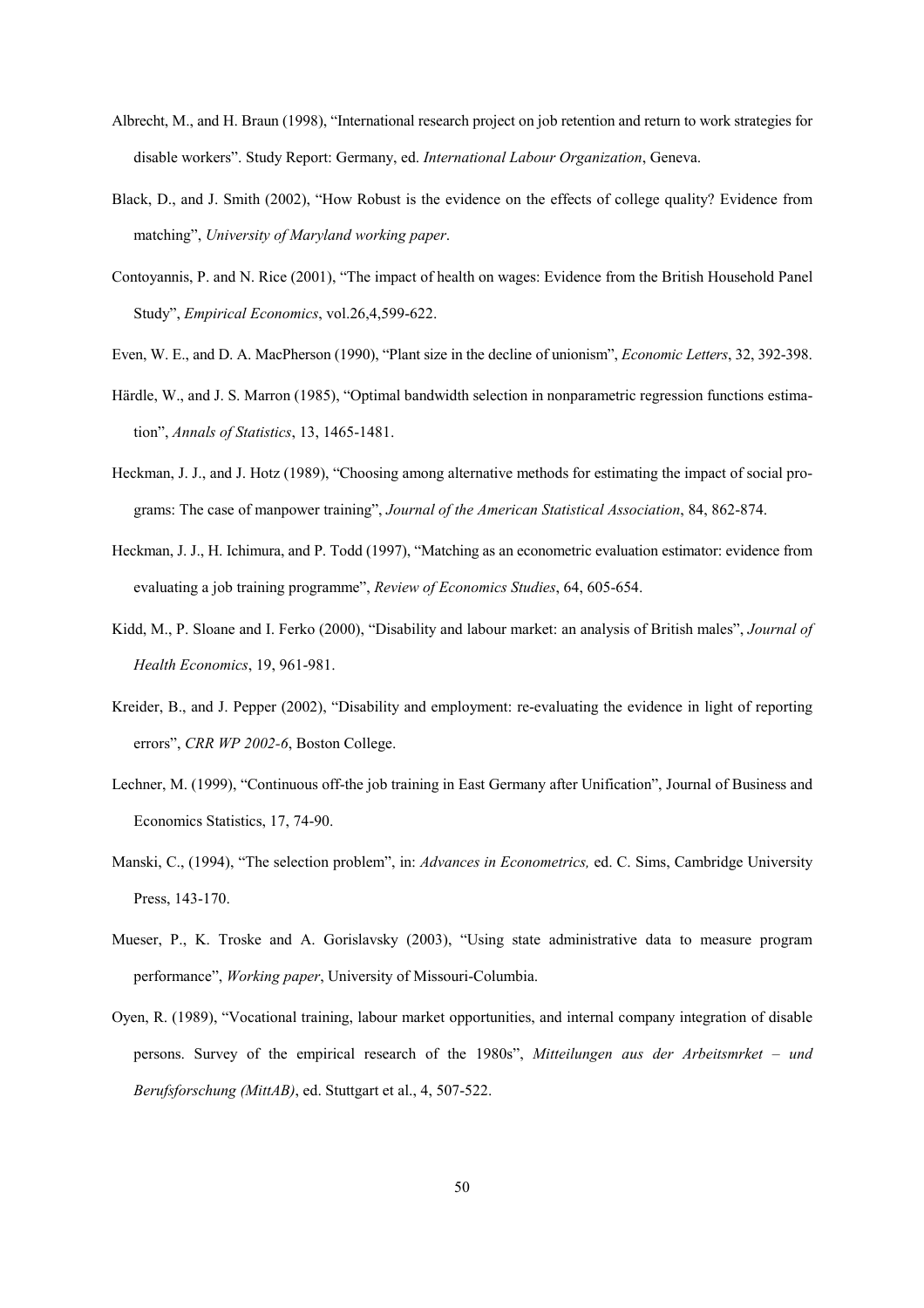Albrecht, M., and H. Braun (1998), "International research project on job retention and return to work strategies for disable workers". Study Report: Germany, ed. *International Labour Organization*, Geneva.

Black, D., and J. Smith (2002), "How Robust is the evidence on the effects of college quality? Evidence from matching", *University of Maryland working paper*.

Contoyannis, P. and N. Rice (2001), "The impact of health on wages: Evidence from the British Household Panel Study", *Empirical Economics*, vol.26,4,599-622.

Even, W. E., and D. A. MacPherson (1990), "Plant size in the decline of unionism", *Economic Letters*, 32, 392-398.

Härdle, W., and J. S. Marron (1985), "Optimal bandwidth selection in nonparametric regression functions estimation", *Annals of Statistics*, 13, 1465-1481.

Heckman, J. J., and J. Hotz (1989), "Choosing among alternative methods for estimating the impact of social programs: The case of manpower training", *Journal of the American Statistical Association*, 84, 862-874.

Heckman, J. J., H. Ichimura, and P. Todd (1997), "Matching as an econometric evaluation estimator: evidence from evaluating a job training programme", *Review of Economics Studies*, 64, 605-654.

Kidd, M., P. Sloane and I. Ferko (2000), "Disability and labour market: an analysis of British males", *Journal of Health Economics*, 19, 961-981.

Kreider, B., and J. Pepper (2002), "Disability and employment: re-evaluating the evidence in light of reporting errors", *CRR WP 2002-6*, Boston College.

Lechner, M. (1999), "Continuous off-the job training in East Germany after Unification", Journal of Business and Economics Statistics, 17, 74-90.

Manski, C., (1994), "The selection problem", in: *Advances in Econometrics,* ed. C. Sims, Cambridge University Press, 143-170.

Mueser, P., K. Troske and A. Gorislavsky (2003), "Using state administrative data to measure program performance", *Working paper*, University of Missouri-Columbia.

Oyen, R. (1989), "Vocational training, labour market opportunities, and internal company integration of disable persons. Survey of the empirical research of the 1980s", *Mitteilungen aus der Arbeitsmrket – und Berufsforschung (MittAB)*, ed. Stuttgart et al., 4, 507-522.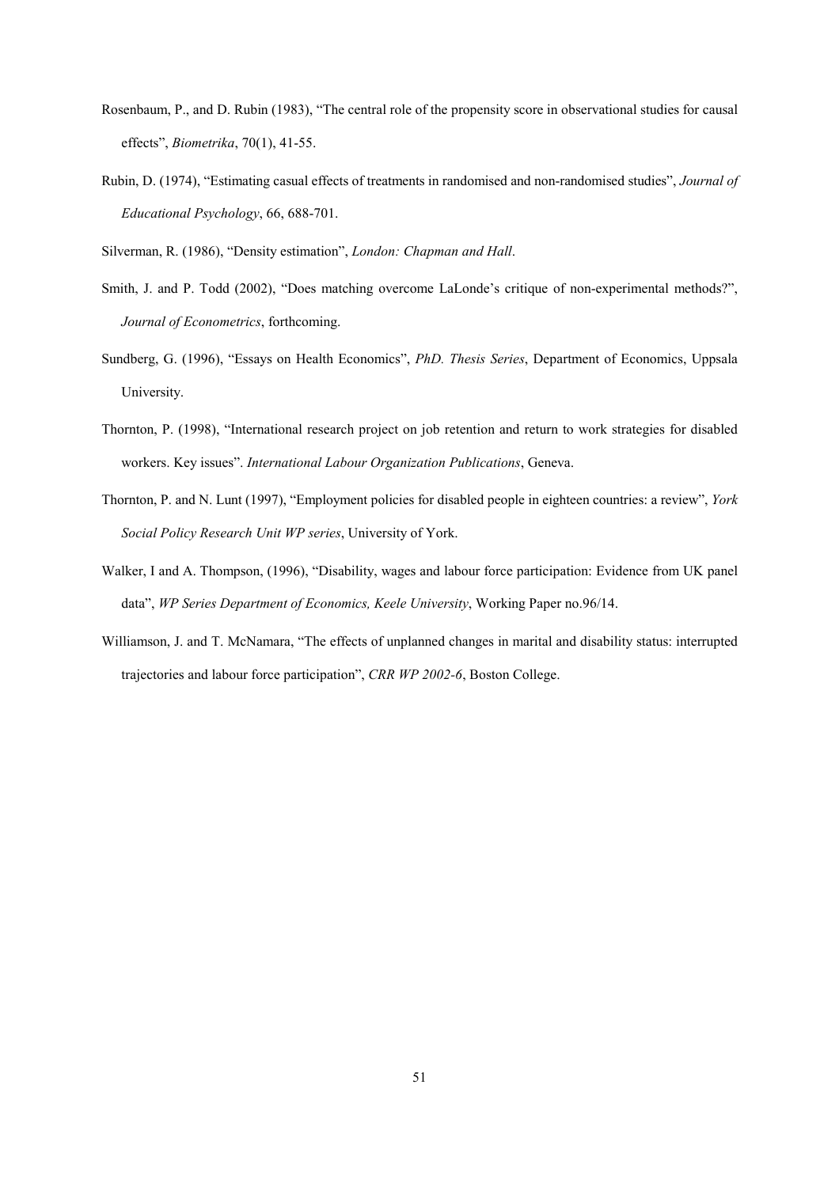Rosenbaum, P., and D. Rubin (1983), "The central role of the propensity score in observational studies for causal effects", *Biometrika*, 70(1), 41-55.

Rubin, D. (1974), "Estimating casual effects of treatments in randomised and non-randomised studies", *Journal of Educational Psychology*, 66, 688-701.

Silverman, R. (1986), "Density estimation", *London: Chapman and Hall*.

Smith, J. and P. Todd (2002), "Does matching overcome LaLonde's critique of non-experimental methods?", *Journal of Econometrics*, forthcoming.

Sundberg, G. (1996), "Essays on Health Economics", *PhD. Thesis Series*, Department of Economics, Uppsala University.

Thornton, P. (1998), "International research project on job retention and return to work strategies for disabled workers. Key issues". *International Labour Organization Publications*, Geneva.

Thornton, P. and N. Lunt (1997), "Employment policies for disabled people in eighteen countries: a review", *York Social Policy Research Unit WP series*, University of York.

Walker, I and A. Thompson, (1996), "Disability, wages and labour force participation: Evidence from UK panel data", *WP Series Department of Economics, Keele University*, Working Paper no.96/14.

Williamson, J. and T. McNamara, "The effects of unplanned changes in marital and disability status: interrupted trajectories and labour force participation", *CRR WP 2002-6*, Boston College.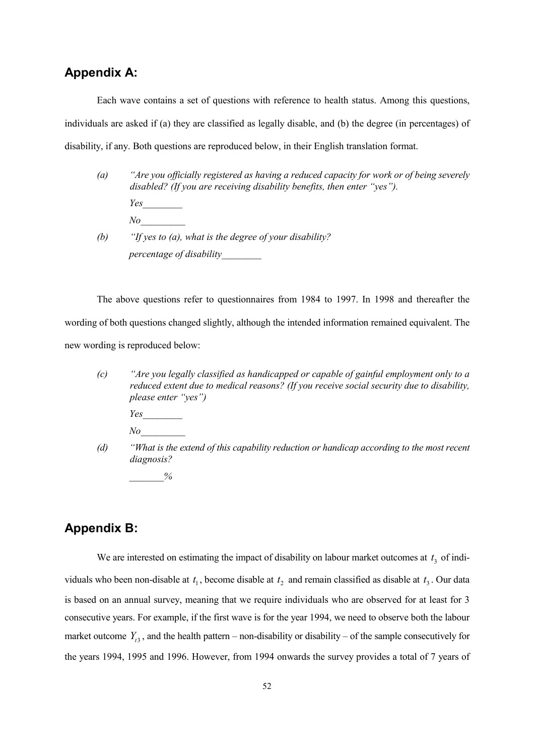## Appendix A:

Each wave contains a set of questions with reference to health status. Among this questions, individuals are asked if (a) they are classified as legally disable, and (b) the degree (in percentages) of disability, if any. Both questions are reproduced below, in their English translation format.

*(a)* *"Are you officially registered as having a reduced capacity for work or of being severely disabled? (If you are receiving disability benefits, then enter "yes").*

*Yes________*

*No_________*

*(b)* *"If yes to (a), what is the degree of your disability?*

*percentage of disability________*

The above questions refer to questionnaires from 1984 to 1997. In 1998 and thereafter the wording of both questions changed slightly, although the intended information remained equivalent. The new wording is reproduced below:

*(c)* *"Are you legally classified as handicapped or capable of gainful employment only to a reduced extent due to medical reasons? (If you receive social security due to disability, please enter "yes")*

*Yes________*

*No_________*

*(d)* *"What is the extend of this capability reduction or handicap according to the most recent diagnosis?*

*_______%*

## Appendix B:

We are interested on estimating the impact of disability on labour market outcomes at $t_3$ of individuals who been non-disable at $t_1$, become disable at $t_2$ and remain classified as disable at $t_3$. Our data is based on an annual survey, meaning that we require individuals who are observed for at least for 3 consecutive years. For example, if the first wave is for the year 1994, we need to observe both the labour market outcome $Y_{t3}$, and the health pattern – non-disability or disability – of the sample consecutively for the years 1994, 1995 and 1996. However, from 1994 onwards the survey provides a total of 7 years of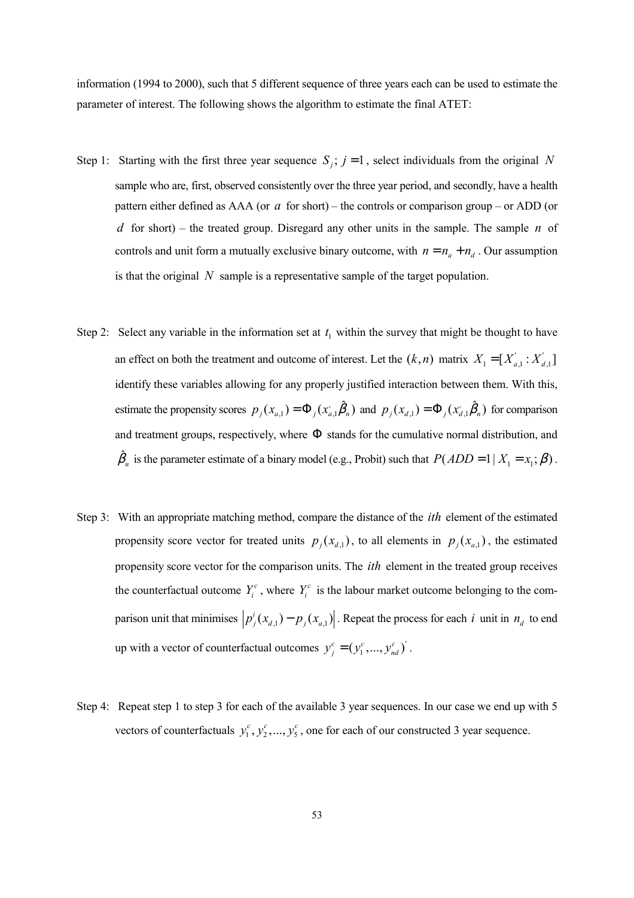information (1994 to 2000), such that 5 different sequence of three years each can be used to estimate the parameter of interest. The following shows the algorithm to estimate the final ATET:

Step 1: Starting with the first three year sequence $S_j$; $j=1$, select individuals from the original $N$ sample who are, first, observed consistently over the three year period, and secondly, have a health pattern either defined as AAA (or $a$ for short) – the controls or comparison group – or ADD (or $d$ for short) – the treated group. Disregard any other units in the sample. The sample $n$ of controls and unit form a mutually exclusive binary outcome, with $n = n_a + n_d$. Our assumption is that the original $N$ sample is a representative sample of the target population.

Step 2: Select any variable in the information set at $t_1$ within the survey that might be thought to have an effect on both the treatment and outcome of interest. Let the $(k,n)$ matrix $X_1 = [X_{a,1}^{'} : X_{d,1}^{'}]$ identify these variables allowing for any properly justified interaction between them. With this, estimate the propensity scores $p_j(x_{a,1}) = \Phi_j(x_{a,1}^{'}\hat{\beta}_n)$ and $p_j(x_{d,1}) = \Phi_j(x_{d,1}^{'}\hat{\beta}_n)$ for comparison and treatment groups, respectively, where $\Phi$ stands for the cumulative normal distribution, and $\hat{\beta}_n$ is the parameter estimate of a binary model (e.g., Probit) such that $P(ADD = 1 \mid X_1 = x_1; \beta)$.

Step 3: With an appropriate matching method, compare the distance of the $ith$ element of the estimated propensity score vector for treated units $p_j(x_{d,1})$, to all elements in $p_j(x_{a,1})$, the estimated propensity score vector for the comparison units. The $ith$ element in the treated group receives the counterfactual outcome $Y_i^c$, where $Y_i^c$ is the labour market outcome belonging to the comparison unit that minimises $\left| p_j^i(x_{d,1}) - p_j(x_{a,1}) \right|$. Repeat the process for each $i$ unit in $n_d$ to end up with a vector of counterfactual outcomes $y_j^c = (y_1^c, ..., y_{nd}^c)^{'}$.

Step 4: Repeat step 1 to step 3 for each of the available 3 year sequences. In our case we end up with 5 vectors of counterfactuals $y_1^c, y_2^c, ..., y_5^c$, one for each of our constructed 3 year sequence.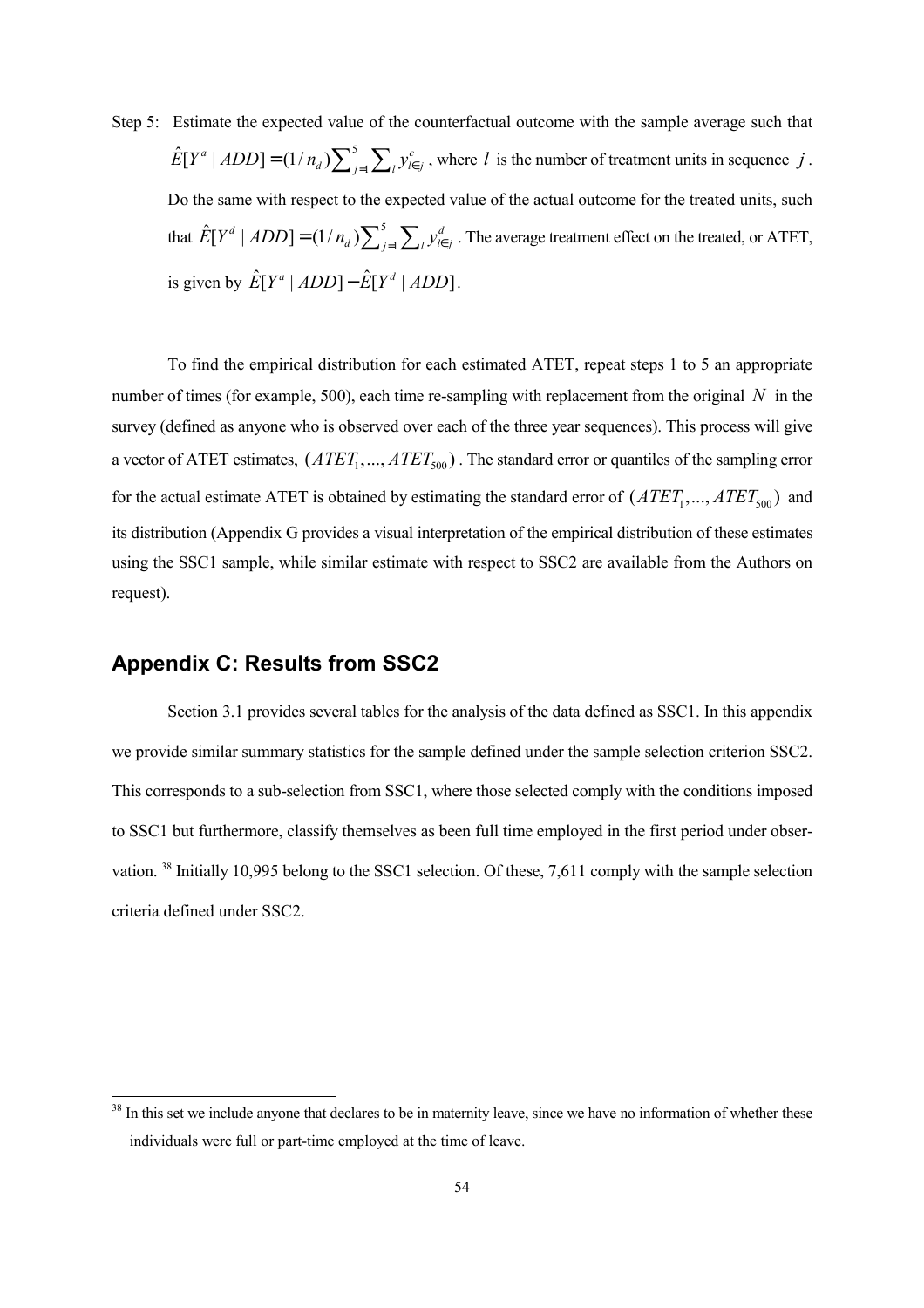Step 5: Estimate the expected value of the counterfactual outcome with the sample average such that $\hat{E}[Y^a \mid ADD] = (1/n_d)\sum_{j=1}^{5}\sum_l y^c_{l\in j}$, where $l$ is the number of treatment units in sequence $j$. Do the same with respect to the expected value of the actual outcome for the treated units, such that $\hat{E}[Y^d \mid ADD] = (1/n_d)\sum_{j=1}^{5}\sum_l y^d_{l\in j}$. The average treatment effect on the treated, or ATET, is given by $\hat{E}[Y^a \mid ADD] - \hat{E}[Y^d \mid ADD]$.

To find the empirical distribution for each estimated ATET, repeat steps 1 to 5 an appropriate number of times (for example, 500), each time re-sampling with replacement from the original $N$ in the survey (defined as anyone who is observed over each of the three year sequences). This process will give a vector of ATET estimates, $(ATET_1, ..., ATET_{500})$. The standard error or quantiles of the sampling error for the actual estimate ATET is obtained by estimating the standard error of $(ATET_1, ..., ATET_{500})$ and its distribution (Appendix G provides a visual interpretation of the empirical distribution of these estimates using the SSC1 sample, while similar estimate with respect to SSC2 are available from the Authors on request).

## Appendix C: Results from SSC2

Section 3.1 provides several tables for the analysis of the data defined as SSC1. In this appendix we provide similar summary statistics for the sample defined under the sample selection criterion SSC2. This corresponds to a sub-selection from SSC1, where those selected comply with the conditions imposed to SSC1 but furthermore, classify themselves as been full time employed in the first period under observation. [38] Initially 10,995 belong to the SSC1 selection. Of these, 7,611 comply with the sample selection criteria defined under SSC2.

[38] In this set we include anyone that declares to be in maternity leave, since we have no information of whether these individuals were full or part-time employed at the time of leave.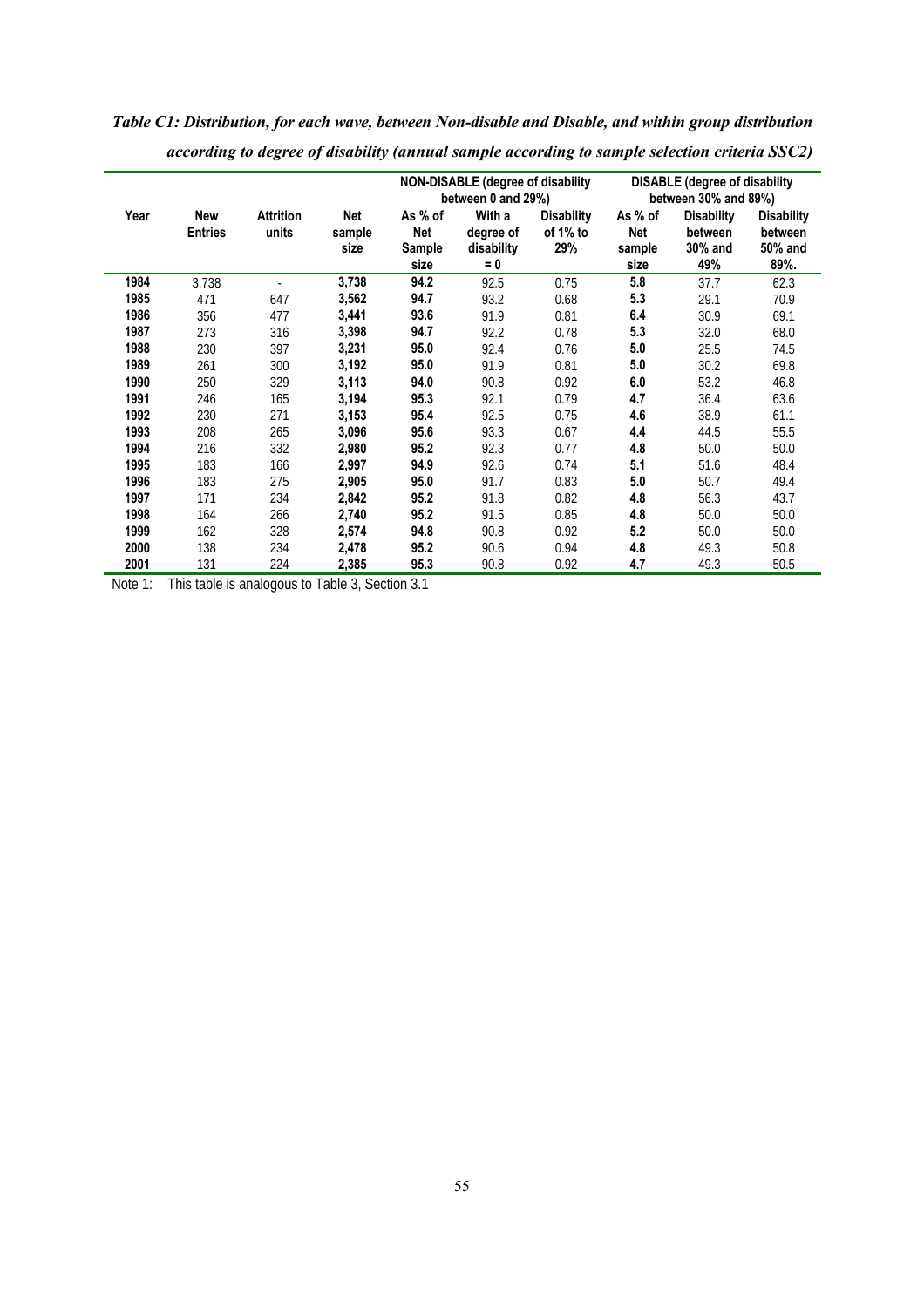*Table C1: Distribution, for each wave, between Non-disable and Disable, and within group distribution according to degree of disability (annual sample according to sample selection criteria SSC2)*

| | | | | NON-DISABLE (degree of disability between 0 and 29%) | | | DISABLE (degree of disability between 30% and 89%) | | |
|---|---|---|---|---|---|---|---|---|---|
| **Year** | **New Entries** | **Attrition units** | **Net sample size** | **As % of Net Sample size** | **With a degree of disability = 0** | **Disability of 1% to 29%** | **As % of Net sample size** | **Disability between 30% and 49%** | **Disability between 50% and 89%.** |
| **1984** | 3,738 | - | **3,738** | **94.2** | 92.5 | 0.75 | **5.8** | 37.7 | 62.3 |
| **1985** | 471 | 647 | **3,562** | **94.7** | 93.2 | 0.68 | **5.3** | 29.1 | 70.9 |
| **1986** | 356 | 477 | **3,441** | **93.6** | 91.9 | 0.81 | **6.4** | 30.9 | 69.1 |
| **1987** | 273 | 316 | **3,398** | **94.7** | 92.2 | 0.78 | **5.3** | 32.0 | 68.0 |
| **1988** | 230 | 397 | **3,231** | **95.0** | 92.4 | 0.76 | **5.0** | 25.5 | 74.5 |
| **1989** | 261 | 300 | **3,192** | **95.0** | 91.9 | 0.81 | **5.0** | 30.2 | 69.8 |
| **1990** | 250 | 329 | **3,113** | **94.0** | 90.8 | 0.92 | **6.0** | 53.2 | 46.8 |
| **1991** | 246 | 165 | **3,194** | **95.3** | 92.1 | 0.79 | **4.7** | 36.4 | 63.6 |
| **1992** | 230 | 271 | **3,153** | **95.4** | 92.5 | 0.75 | **4.6** | 38.9 | 61.1 |
| **1993** | 208 | 265 | **3,096** | **95.6** | 93.3 | 0.67 | **4.4** | 44.5 | 55.5 |
| **1994** | 216 | 332 | **2,980** | **95.2** | 92.3 | 0.77 | **4.8** | 50.0 | 50.0 |
| **1995** | 183 | 166 | **2,997** | **94.9** | 92.6 | 0.74 | **5.1** | 51.6 | 48.4 |
| **1996** | 183 | 275 | **2,905** | **95.0** | 91.7 | 0.83 | **5.0** | 50.7 | 49.4 |
| **1997** | 171 | 234 | **2,842** | **95.2** | 91.8 | 0.82 | **4.8** | 56.3 | 43.7 |
| **1998** | 164 | 266 | **2,740** | **95.2** | 91.5 | 0.85 | **4.8** | 50.0 | 50.0 |
| **1999** | 162 | 328 | **2,574** | **94.8** | 90.8 | 0.92 | **5.2** | 50.0 | 50.0 |
| **2000** | 138 | 234 | **2,478** | **95.2** | 90.6 | 0.94 | **4.8** | 49.3 | 50.8 |
| **2001** | 131 | 224 | **2,385** | **95.3** | 90.8 | 0.92 | **4.7** | 49.3 | 50.5 |

Note 1: This table is analogous to Table 3, Section 3.1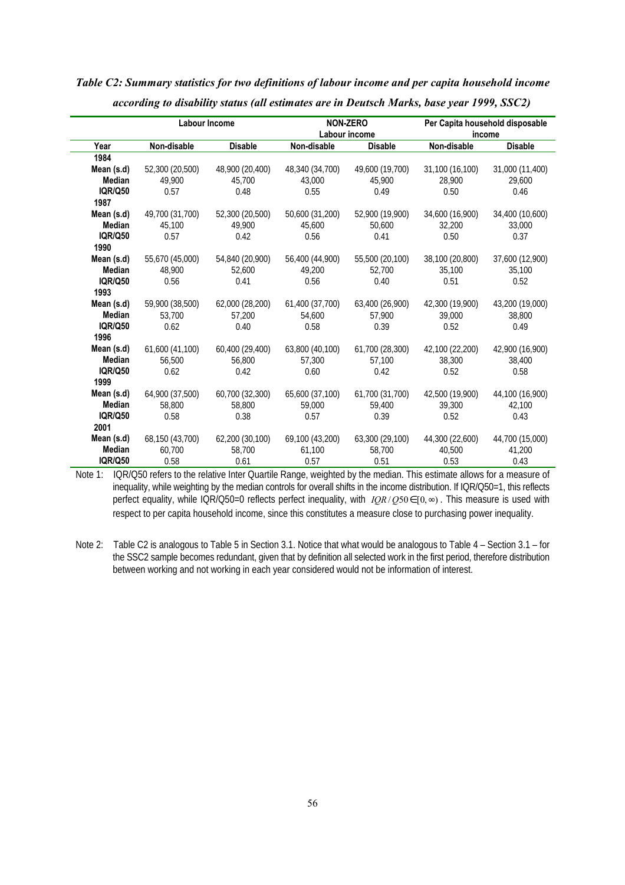*Table C2: Summary statistics for two definitions of labour income and per capita household income according to disability status (all estimates are in Deutsch Marks, base year 1999, SSC2)*

| | Labour Income | | NON-ZERO Labour income | | Per Capita household disposable income | |
|---|---|---|---|---|---|---|
| Year | Non-disable | Disable | Non-disable | Disable | Non-disable | Disable |
| 1984 | | | | | | |
| Mean (s.d) | 52,300 (20,500) | 48,900 (20,400) | 48,340 (34,700) | 49,600 (19,700) | 31,100 (16,100) | 31,000 (11,400) |
| Median | 49,900 | 45,700 | 43,000 | 45,900 | 28,900 | 29,600 |
| IQR/Q50 | 0.57 | 0.48 | 0.55 | 0.49 | 0.50 | 0.46 |
| 1987 | | | | | | |
| Mean (s.d) | 49,700 (31,700) | 52,300 (20,500) | 50,600 (31,200) | 52,900 (19,900) | 34,600 (16,900) | 34,400 (10,600) |
| Median | 45,100 | 49,900 | 45,600 | 50,600 | 32,200 | 33,000 |
| IQR/Q50 | 0.57 | 0.42 | 0.56 | 0.41 | 0.50 | 0.37 |
| 1990 | | | | | | |
| Mean (s.d) | 55,670 (45,000) | 54,840 (20,900) | 56,400 (44,900) | 55,500 (20,100) | 38,100 (20,800) | 37,600 (12,900) |
| Median | 48,900 | 52,600 | 49,200 | 52,700 | 35,100 | 35,100 |
| IQR/Q50 | 0.56 | 0.41 | 0.56 | 0.40 | 0.51 | 0.52 |
| 1993 | | | | | | |
| Mean (s.d) | 59,900 (38,500) | 62,000 (28,200) | 61,400 (37,700) | 63,400 (26,900) | 42,300 (19,900) | 43,200 (19,000) |
| Median | 53,700 | 57,200 | 54,600 | 57,900 | 39,000 | 38,800 |
| IQR/Q50 | 0.62 | 0.40 | 0.58 | 0.39 | 0.52 | 0.49 |
| 1996 | | | | | | |
| Mean (s.d) | 61,600 (41,100) | 60,400 (29,400) | 63,800 (40,100) | 61,700 (28,300) | 42,100 (22,200) | 42,900 (16,900) |
| Median | 56,500 | 56,800 | 57,300 | 57,100 | 38,300 | 38,400 |
| IQR/Q50 | 0.62 | 0.42 | 0.60 | 0.42 | 0.52 | 0.58 |
| 1999 | | | | | | |
| Mean (s.d) | 64,900 (37,500) | 60,700 (32,300) | 65,600 (37,100) | 61,700 (31,700) | 42,500 (19,900) | 44,100 (16,900) |
| Median | 58,800 | 58,800 | 59,000 | 59,400 | 39,300 | 42,100 |
| IQR/Q50 | 0.58 | 0.38 | 0.57 | 0.39 | 0.52 | 0.43 |
| 2001 | | | | | | |
| Mean (s.d) | 68,150 (43,700) | 62,200 (30,100) | 69,100 (43,200) | 63,300 (29,100) | 44,300 (22,600) | 44,700 (15,000) |
| Median | 60,700 | 58,700 | 61,100 | 58,700 | 40,500 | 41,200 |
| IQR/Q50 | 0.58 | 0.61 | 0.57 | 0.51 | 0.53 | 0.43 |

Note 1: IQR/Q50 refers to the relative Inter Quartile Range, weighted by the median. This estimate allows for a measure of inequality, while weighting by the median controls for overall shifts in the income distribution. If IQR/Q50=1, this reflects perfect equality, while IQR/Q50=0 reflects perfect inequality, with $IQR/Q50 \in [0, \infty)$. This measure is used with respect to per capita household income, since this constitutes a measure close to purchasing power inequality.

Note 2: Table C2 is analogous to Table 5 in Section 3.1. Notice that what would be analogous to Table 4 – Section 3.1 – for the SSC2 sample becomes redundant, given that by definition all selected work in the first period, therefore distribution between working and not working in each year considered would not be information of interest.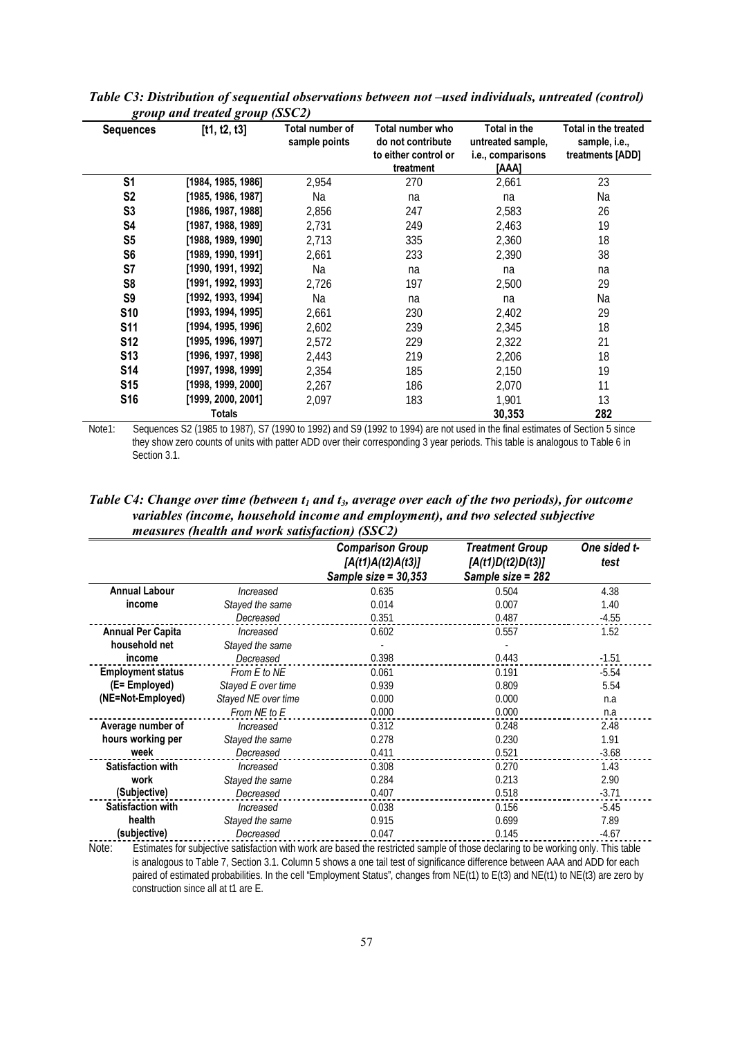*Table C3: Distribution of sequential observations between not –used individuals, untreated (control) group and treated group (SSC2)*

| Sequences | [t1, t2, t3] | Total number of sample points | Total number who do not contribute to either control or treatment | Total in the untreated sample, i.e., comparisons [AAA] | Total in the treated sample, i.e., treatments [ADD] |
|---|---|---|---|---|---|
| S1 | [1984, 1985, 1986] | 2,954 | 270 | 2,661 | 23 |
| S2 | [1985, 1986, 1987] | Na | na | na | Na |
| S3 | [1986, 1987, 1988] | 2,856 | 247 | 2,583 | 26 |
| S4 | [1987, 1988, 1989] | 2,731 | 249 | 2,463 | 19 |
| S5 | [1988, 1989, 1990] | 2,713 | 335 | 2,360 | 18 |
| S6 | [1989, 1990, 1991] | 2,661 | 233 | 2,390 | 38 |
| S7 | [1990, 1991, 1992] | Na | na | na | na |
| S8 | [1991, 1992, 1993] | 2,726 | 197 | 2,500 | 29 |
| S9 | [1992, 1993, 1994] | Na | na | na | Na |
| S10 | [1993, 1994, 1995] | 2,661 | 230 | 2,402 | 29 |
| S11 | [1994, 1995, 1996] | 2,602 | 239 | 2,345 | 18 |
| S12 | [1995, 1996, 1997] | 2,572 | 229 | 2,322 | 21 |
| S13 | [1996, 1997, 1998] | 2,443 | 219 | 2,206 | 18 |
| S14 | [1997, 1998, 1999] | 2,354 | 185 | 2,150 | 19 |
| S15 | [1998, 1999, 2000] | 2,267 | 186 | 2,070 | 11 |
| S16 | [1999, 2000, 2001] | 2,097 | 183 | 1,901 | 13 |
| | Totals | | | 30,353 | 282 |

Note1: Sequences S2 (1985 to 1987), S7 (1990 to 1992) and S9 (1992 to 1994) are not used in the final estimates of Section 5 since they show zero counts of units with patter ADD over their corresponding 3 year periods. This table is analogous to Table 6 in Section 3.1.

*Table C4: Change over time (between $t_1$ and $t_3$, average over each of the two periods), for outcome variables (income, household income and employment), and two selected subjective measures (health and work satisfaction) (SSC2)*

| | | *Comparison Group [A(t1)A(t2)A(t3)] Sample size = 30,353* | *Treatment Group [A(t1)D(t2)D(t3)] Sample size = 282* | *One sided t-test* |
|---|---|---|---|---|
| **Annual Labour income** | *Increased* | 0.635 | 0.504 | 4.38 |
| | *Stayed the same* | 0.014 | 0.007 | 1.40 |
| | *Decreased* | 0.351 | 0.487 | -4.55 |
| **Annual Per Capita household net income** | *Increased* | 0.602 | 0.557 | 1.52 |
| | *Stayed the same* | - | - | |
| | *Decreased* | 0.398 | 0.443 | -1.51 |
| **Employment status (E= Employed) (NE=Not-Employed)** | *From E to NE* | 0.061 | 0.191 | -5.54 |
| | *Stayed E over time* | 0.939 | 0.809 | 5.54 |
| | *Stayed NE over time* | 0.000 | 0.000 | n.a |
| | *From NE to E* | 0.000 | 0.000 | n.a |
| **Average number of hours working per week** | *Increased* | 0.312 | 0.248 | 2.48 |
| | *Stayed the same* | 0.278 | 0.230 | 1.91 |
| | *Decreased* | 0.411 | 0.521 | -3.68 |
| **Satisfaction with work (Subjective)** | *Increased* | 0.308 | 0.270 | 1.43 |
| | *Stayed the same* | 0.284 | 0.213 | 2.90 |
| | *Decreased* | 0.407 | 0.518 | -3.71 |
| **Satisfaction with health (subjective)** | *Increased* | 0.038 | 0.156 | -5.45 |
| | *Stayed the same* | 0.915 | 0.699 | 7.89 |
| | *Decreased* | 0.047 | 0.145 | -4.67 |

Note: Estimates for subjective satisfaction with work are based the restricted sample of those declaring to be working only. This table is analogous to Table 7, Section 3.1. Column 5 shows a one tail test of significance difference between AAA and ADD for each paired of estimated probabilities. In the cell "Employment Status", changes from NE(t1) to E(t3) and NE(t1) to NE(t3) are zero by construction since all at t1 are E.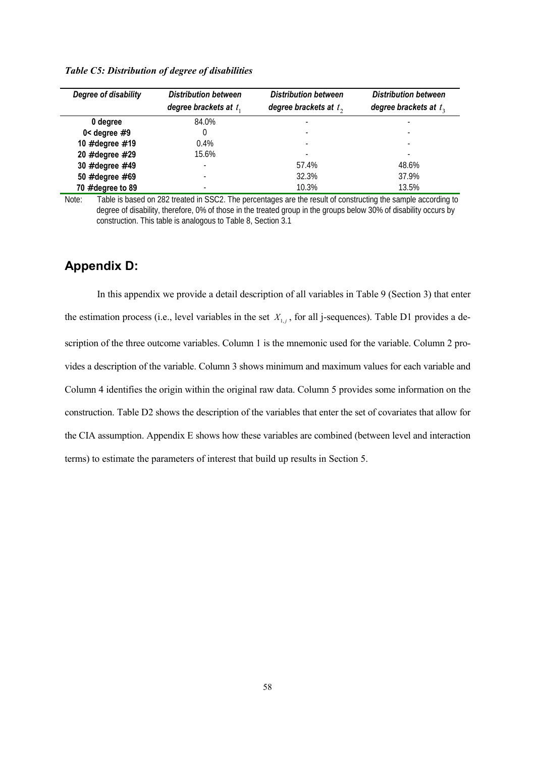*Table C5: Distribution of degree of disabilities*

| Degree of disability | Distribution between degree brackets at $t_1$ | Distribution between degree brackets at $t_2$ | Distribution between degree brackets at $t_3$ |
|---|---|---|---|
| 0 degree | 84.0% | - | - |
| 0< degree #9 | 0 | - | - |
| 10 #degree #19 | 0.4% | - | - |
| 20 #degree #29 | 15.6% | - | - |
| 30 #degree #49 | - | 57.4% | 48.6% |
| 50 #degree #69 | - | 32.3% | 37.9% |
| 70 #degree to 89 | - | 10.3% | 13.5% |

Note: Table is based on 282 treated in SSC2. The percentages are the result of constructing the sample according to degree of disability, therefore, 0% of those in the treated group in the groups below 30% of disability occurs by construction. This table is analogous to Table 8, Section 3.1

## Appendix D:

In this appendix we provide a detail description of all variables in Table 9 (Section 3) that enter the estimation process (i.e., level variables in the set $X_{1,j}$, for all j-sequences). Table D1 provides a description of the three outcome variables. Column 1 is the mnemonic used for the variable. Column 2 provides a description of the variable. Column 3 shows minimum and maximum values for each variable and Column 4 identifies the origin within the original raw data. Column 5 provides some information on the construction. Table D2 shows the description of the variables that enter the set of covariates that allow for the CIA assumption. Appendix E shows how these variables are combined (between level and interaction terms) to estimate the parameters of interest that build up results in Section 5.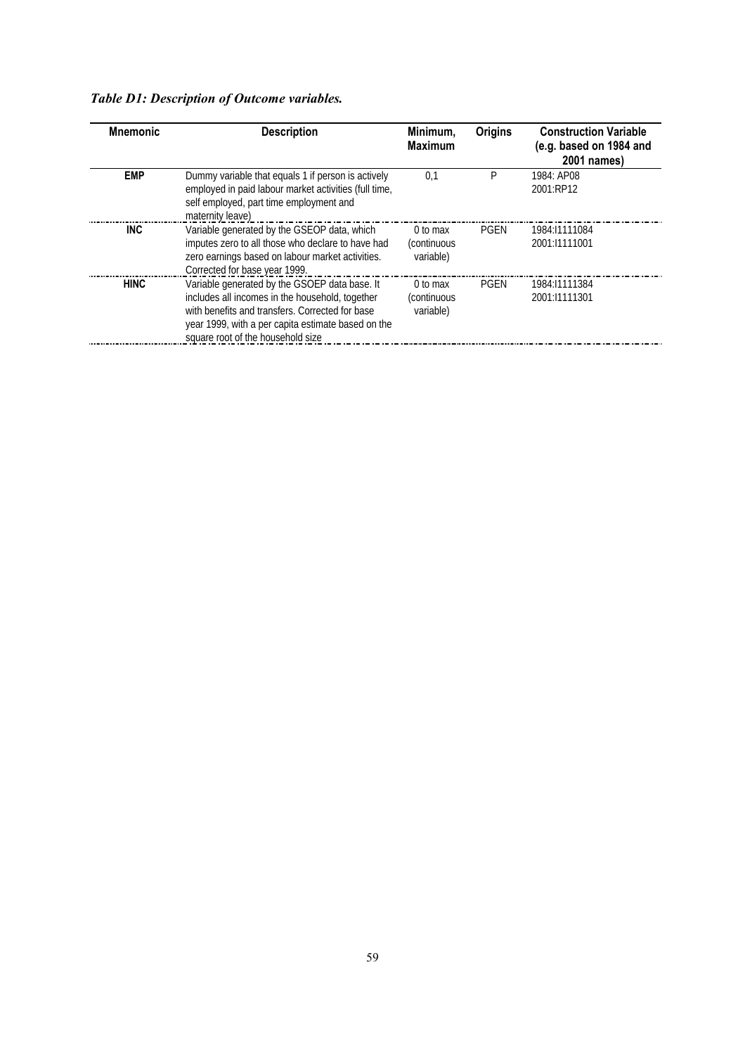*Table D1: Description of Outcome variables.*

| Mnemonic | Description | Minimum, Maximum | Origins | Construction Variable (e.g. based on 1984 and 2001 names) |
|---|---|---|---|---|
| **EMP** | Dummy variable that equals 1 if person is actively employed in paid labour market activities (full time, self employed, part time employment and maternity leave) | 0,1 | P | 1984: AP08<br>2001:RP12 |
| **INC** | Variable generated by the GSEOP data, which imputes zero to all those who declare to have had zero earnings based on labour market activities. Corrected for base year 1999. | 0 to max (continuous variable) | PGEN | 1984:I1111084<br>2001:I1111001 |
| **HINC** | Variable generated by the GSOEP data base. It includes all incomes in the household, together with benefits and transfers. Corrected for base year 1999, with a per capita estimate based on the square root of the household size | 0 to max (continuous variable) | PGEN | 1984:I1111384<br>2001:I1111301 |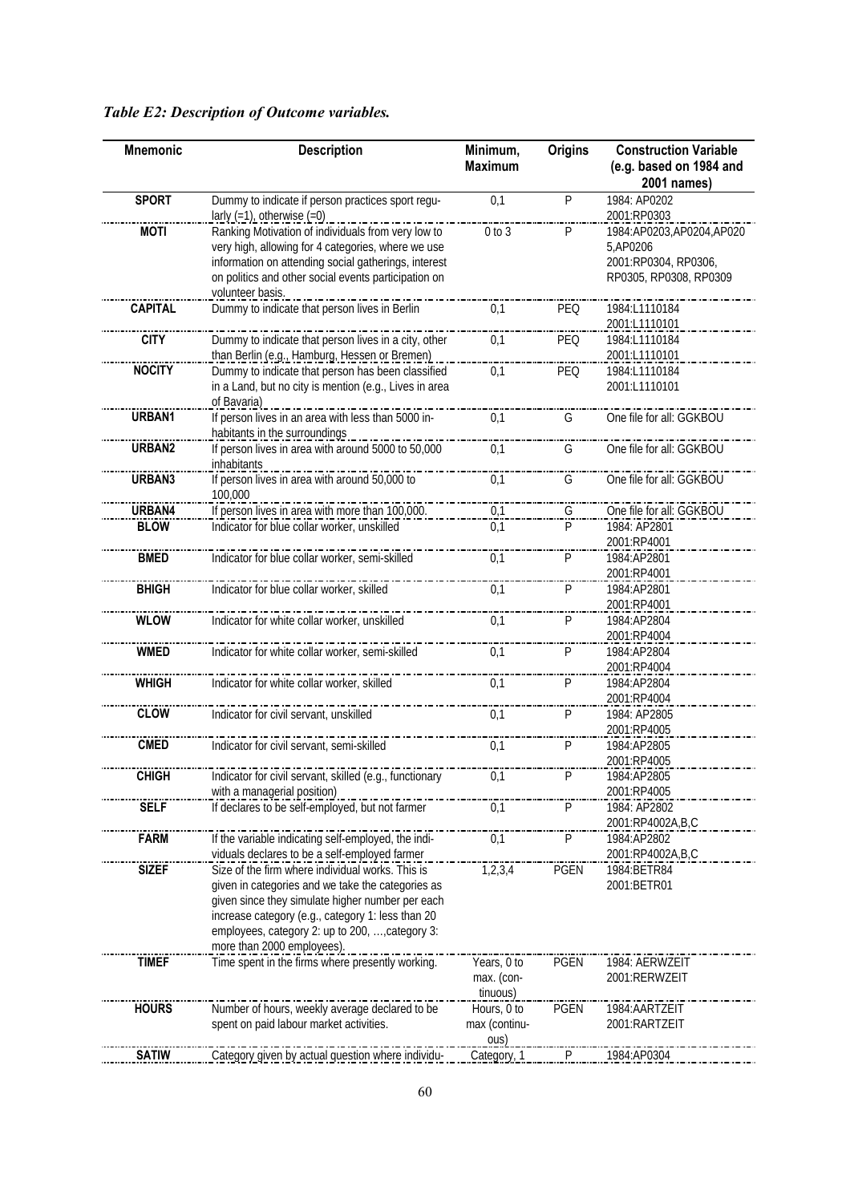*Table E2: Description of Outcome variables.*

| Mnemonic | Description | Minimum, Maximum | Origins | Construction Variable (e.g. based on 1984 and 2001 names) |
|---|---|---|---|---|
| **SPORT** | Dummy to indicate if person practices sport regularly (=1), otherwise (=0) | 0,1 | P | 1984: AP0202<br>2001:RP0303 |
| **MOTI** | Ranking Motivation of individuals from very low to very high, allowing for 4 categories, where we use information on attending social gatherings, interest on politics and other social events participation on volunteer basis. | 0 to 3 | P | 1984:AP0203,AP0204,AP0205,AP0206<br>2001:RP0304, RP0306, RP0305, RP0308, RP0309 |
| **CAPITAL** | Dummy to indicate that person lives in Berlin | 0,1 | PEQ | 1984:L1110184<br>2001:L1110101 |
| **CITY** | Dummy to indicate that person lives in a city, other than Berlin (e.g., Hamburg, Hessen or Bremen) | 0,1 | PEQ | 1984:L1110184<br>2001:L1110101 |
| **NOCITY** | Dummy to indicate that person has been classified in a Land, but no city is mention (e.g., Lives in area of Bavaria) | 0,1 | PEQ | 1984:L1110184<br>2001:L1110101 |
| **URBAN1** | If person lives in an area with less than 5000 inhabitants in the surroundings | 0,1 | G | One file for all: GGKBOU |
| **URBAN2** | If person lives in area with around 5000 to 50,000 inhabitants | 0,1 | G | One file for all: GGKBOU |
| **URBAN3** | If person lives in area with around 50,000 to 100,000 | 0,1 | G | One file for all: GGKBOU |
| **URBAN4** | If person lives in area with more than 100,000. | 0,1 | G | One file for all: GGKBOU |
| **BLOW** | Indicator for blue collar worker, unskilled | 0,1 | P | 1984: AP2801<br>2001:RP4001 |
| **BMED** | Indicator for blue collar worker, semi-skilled | 0,1 | P | 1984:AP2801<br>2001:RP4001 |
| **BHIGH** | Indicator for blue collar worker, skilled | 0,1 | P | 1984:AP2801<br>2001:RP4001 |
| **WLOW** | Indicator for white collar worker, unskilled | 0,1 | P | 1984:AP2804<br>2001:RP4004 |
| **WMED** | Indicator for white collar worker, semi-skilled | 0,1 | P | 1984:AP2804<br>2001:RP4004 |
| **WHIGH** | Indicator for white collar worker, skilled | 0,1 | P | 1984:AP2804<br>2001:RP4004 |
| **CLOW** | Indicator for civil servant, unskilled | 0,1 | P | 1984: AP2805<br>2001:RP4005 |
| **CMED** | Indicator for civil servant, semi-skilled | 0,1 | P | 1984:AP2805<br>2001:RP4005 |
| **CHIGH** | Indicator for civil servant, skilled (e.g., functionary with a managerial position) | 0,1 | P | 1984:AP2805<br>2001:RP4005 |
| **SELF** | If declares to be self-employed, but not farmer | 0,1 | P | 1984: AP2802<br>2001:RP4002A,B,C |
| **FARM** | If the variable indicating self-employed, the individuals declares to be a self-employed farmer | 0,1 | P | 1984:AP2802<br>2001:RP4002A,B,C |
| **SIZEF** | Size of the firm where individual works. This is given in categories and we take the categories as given since they simulate higher number per each increase category (e.g., category 1: less than 20 employees, category 2: up to 200, …,category 3: more than 2000 employees). | 1,2,3,4 | PGEN | 1984:BETR84<br>2001:BETR01 |
| **TIMEF** | Time spent in the firms where presently working. | Years, 0 to max. (continuous) | PGEN | 1984: AERWZEIT<br>2001:RERWZEIT |
| **HOURS** | Number of hours, weekly average declared to be spent on paid labour market activities. | Hours, 0 to max (continuous) | PGEN | 1984:AARTZEIT<br>2001:RARTZEIT |
| **SATIW** | Category given by actual question where individu- | Category, 1 | P | 1984:AP0304 |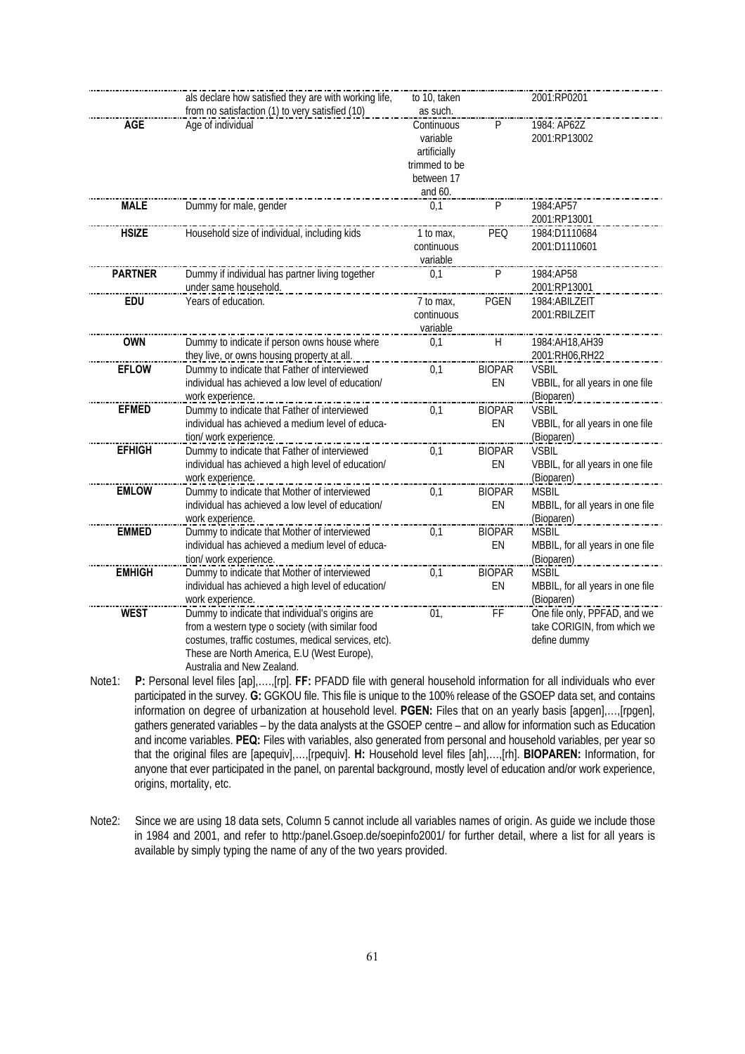|  | als declare how satisfied they are with working life, from no satisfaction (1) to very satisfied (10) | to 10, taken as such. |  | 2001:RP0201 |
|---|---|---|---|---|
| **AGE** | Age of individual | Continuous variable artificially trimmed to be between 17 and 60. | P | 1984: AP62Z 2001:RP13002 |
| **MALE** | Dummy for male, gender | 0,1 | P | 1984:AP57 2001:RP13001 |
| **HSIZE** | Household size of individual, including kids | 1 to max, continuous variable | PEQ | 1984:D1110684 2001:D1110601 |
| **PARTNER** | Dummy if individual has partner living together under same household. | 0,1 | P | 1984:AP58 2001:RP13001 |
| **EDU** | Years of education. | 7 to max, continuous variable | PGEN | 1984:ABILZEIT 2001:RBILZEIT |
| **OWN** | Dummy to indicate if person owns house where they live, or owns housing property at all. | 0,1 | H | 1984:AH18,AH39 2001:RH06,RH22 |
| **EFLOW** | Dummy to indicate that Father of interviewed individual has achieved a low level of education/ work experience. | 0,1 | BIOPAR EN | VSBIL VBBIL, for all years in one file (Bioparen) |
| **EFMED** | Dummy to indicate that Father of interviewed individual has achieved a medium level of education/ work experience. | 0,1 | BIOPAR EN | VSBIL VBBIL, for all years in one file (Bioparen) |
| **EFHIGH** | Dummy to indicate that Father of interviewed individual has achieved a high level of education/ work experience. | 0,1 | BIOPAR EN | VSBIL VBBIL, for all years in one file (Bioparen) |
| **EMLOW** | Dummy to indicate that Mother of interviewed individual has achieved a low level of education/ work experience. | 0,1 | BIOPAR EN | MSBIL MBBIL, for all years in one file (Bioparen) |
| **EMMED** | Dummy to indicate that Mother of interviewed individual has achieved a medium level of education/ work experience. | 0,1 | BIOPAR EN | MSBIL MBBIL, for all years in one file (Bioparen) |
| **EMHIGH** | Dummy to indicate that Mother of interviewed individual has achieved a high level of education/ work experience. | 0,1 | BIOPAR EN | MSBIL MBBIL, for all years in one file (Bioparen) |
| **WEST** | Dummy to indicate that individual's origins are from a western type o society (with similar food costumes, traffic costumes, medical services, etc). These are North America, E.U (West Europe), Australia and New Zealand. | 01, | FF | One file only, PPFAD, and we take CORIGIN, from which we define dummy |

Note1: **P:** Personal level files [ap],….,[rp]. **FF:** PFADD file with general household information for all individuals who ever participated in the survey. **G:** GGKOU file. This file is unique to the 100% release of the GSOEP data set, and contains information on degree of urbanization at household level. **PGEN:** Files that on an yearly basis [apgen],…,[rpgen], gathers generated variables – by the data analysts at the GSOEP centre – and allow for information such as Education and income variables. **PEQ:** Files with variables, also generated from personal and household variables, per year so that the original files are [apequiv],…,[rpequiv]. **H:** Household level files [ah],…,[rh]. **BIOPAREN:** Information, for anyone that ever participated in the panel, on parental background, mostly level of education and/or work experience, origins, mortality, etc.

Note2: Since we are using 18 data sets, Column 5 cannot include all variables names of origin. As guide we include those in 1984 and 2001, and refer to http:/panel.Gsoep.de/soepinfo2001/ for further detail, where a list for all years is available by simply typing the name of any of the two years provided.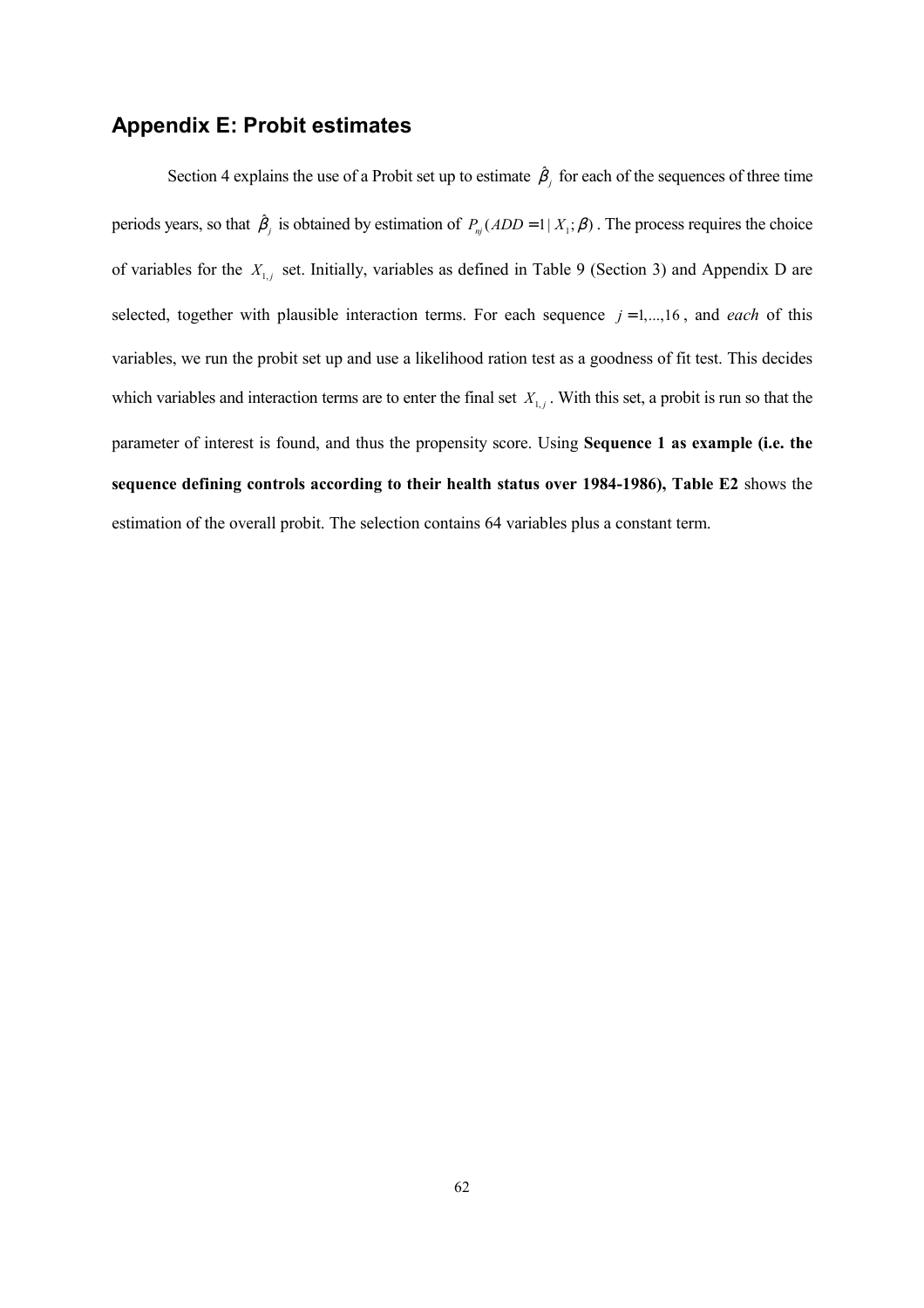## Appendix E: Probit estimates

Section 4 explains the use of a Probit set up to estimate $\hat{\beta}_j$ for each of the sequences of three time periods years, so that $\hat{\beta}_j$ is obtained by estimation of $P_{nj}(ADD=1 \mid X_1; \beta)$. The process requires the choice of variables for the $X_{1,j}$ set. Initially, variables as defined in Table 9 (Section 3) and Appendix D are selected, together with plausible interaction terms. For each sequence $j = 1,...,16$, and *each* of this variables, we run the probit set up and use a likelihood ration test as a goodness of fit test. This decides which variables and interaction terms are to enter the final set $X_{1,j}$. With this set, a probit is run so that the parameter of interest is found, and thus the propensity score. Using **Sequence 1 as example (i.e. the sequence defining controls according to their health status over 1984-1986), Table E2** shows the estimation of the overall probit. The selection contains 64 variables plus a constant term.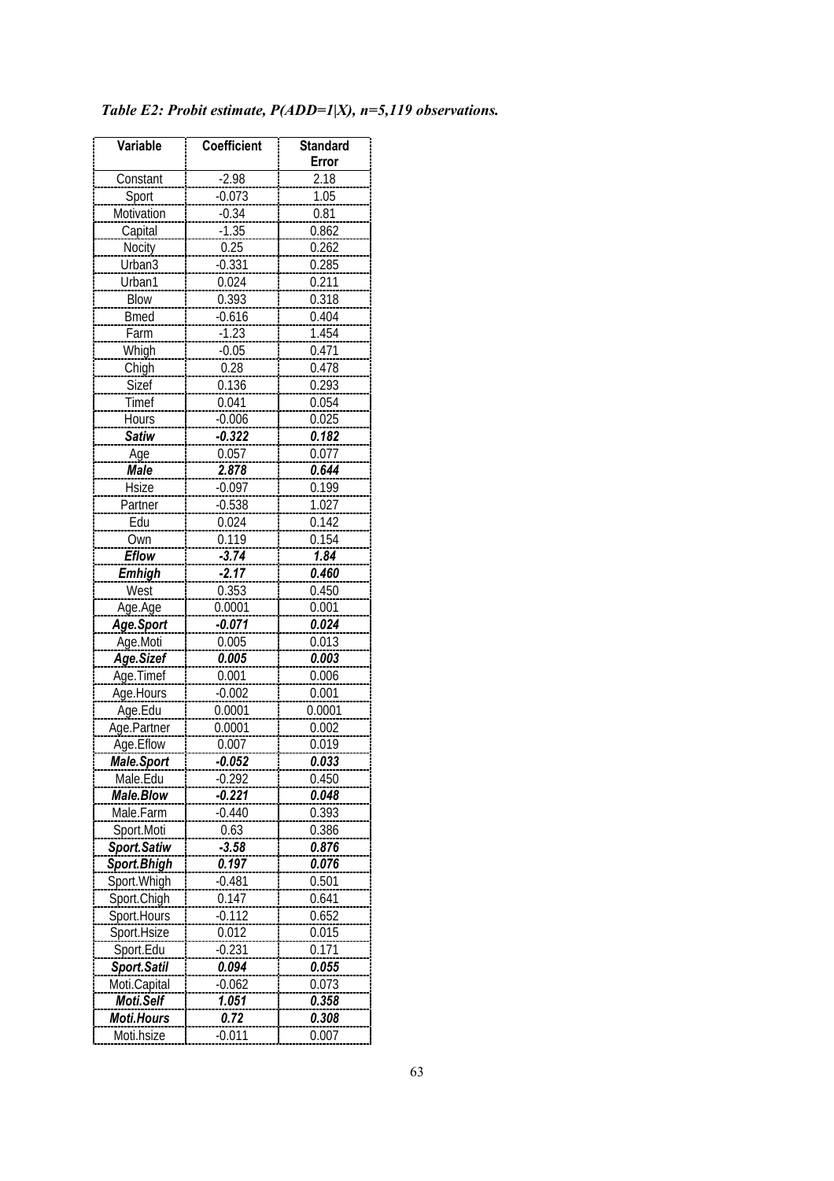*Table E2: Probit estimate, P(ADD=1|X), n=5,119 observations.*

| Variable | Coefficient | Standard Error |
|---|---|---|
| Constant | -2.98 | 2.18 |
| Sport | -0.073 | 1.05 |
| Motivation | -0.34 | 0.81 |
| Capital | -1.35 | 0.862 |
| Nocity | 0.25 | 0.262 |
| Urban3 | -0.331 | 0.285 |
| Urban1 | 0.024 | 0.211 |
| Blow | 0.393 | 0.318 |
| Bmed | -0.616 | 0.404 |
| Farm | -1.23 | 1.454 |
| Whigh | -0.05 | 0.471 |
| Chigh | 0.28 | 0.478 |
| Sizef | 0.136 | 0.293 |
| Timef | 0.041 | 0.054 |
| Hours | -0.006 | 0.025 |
| ***Satiw*** | ***-0.322*** | ***0.182*** |
| Age | 0.057 | 0.077 |
| ***Male*** | ***2.878*** | ***0.644*** |
| Hsize | -0.097 | 0.199 |
| Partner | -0.538 | 1.027 |
| Edu | 0.024 | 0.142 |
| Own | 0.119 | 0.154 |
| ***Eflow*** | ***-3.74*** | ***1.84*** |
| ***Emhigh*** | ***-2.17*** | ***0.460*** |
| West | 0.353 | 0.450 |
| Age.Age | 0.0001 | 0.001 |
| ***Age.Sport*** | ***-0.071*** | ***0.024*** |
| Age.Moti | 0.005 | 0.013 |
| ***Age.Sizef*** | ***0.005*** | ***0.003*** |
| Age.Timef | 0.001 | 0.006 |
| Age.Hours | -0.002 | 0.001 |
| Age.Edu | 0.0001 | 0.0001 |
| Age.Partner | 0.0001 | 0.002 |
| Age.Eflow | 0.007 | 0.019 |
| ***Male.Sport*** | ***-0.052*** | ***0.033*** |
| Male.Edu | -0.292 | 0.450 |
| ***Male.Blow*** | ***-0.221*** | ***0.048*** |
| Male.Farm | -0.440 | 0.393 |
| Sport.Moti | 0.63 | 0.386 |
| ***Sport.Satiw*** | ***-3.58*** | ***0.876*** |
| ***Sport.Bhigh*** | ***0.197*** | ***0.076*** |
| Sport.Whigh | -0.481 | 0.501 |
| Sport.Chigh | 0.147 | 0.641 |
| Sport.Hours | -0.112 | 0.652 |
| Sport.Hsize | 0.012 | 0.015 |
| Sport.Edu | -0.231 | 0.171 |
| ***Sport.Satil*** | ***0.094*** | ***0.055*** |
| Moti.Capital | -0.062 | 0.073 |
| ***Moti.Self*** | ***1.051*** | ***0.358*** |
| ***Moti.Hours*** | ***0.72*** | ***0.308*** |
| Moti.hsize | -0.011 | 0.007 |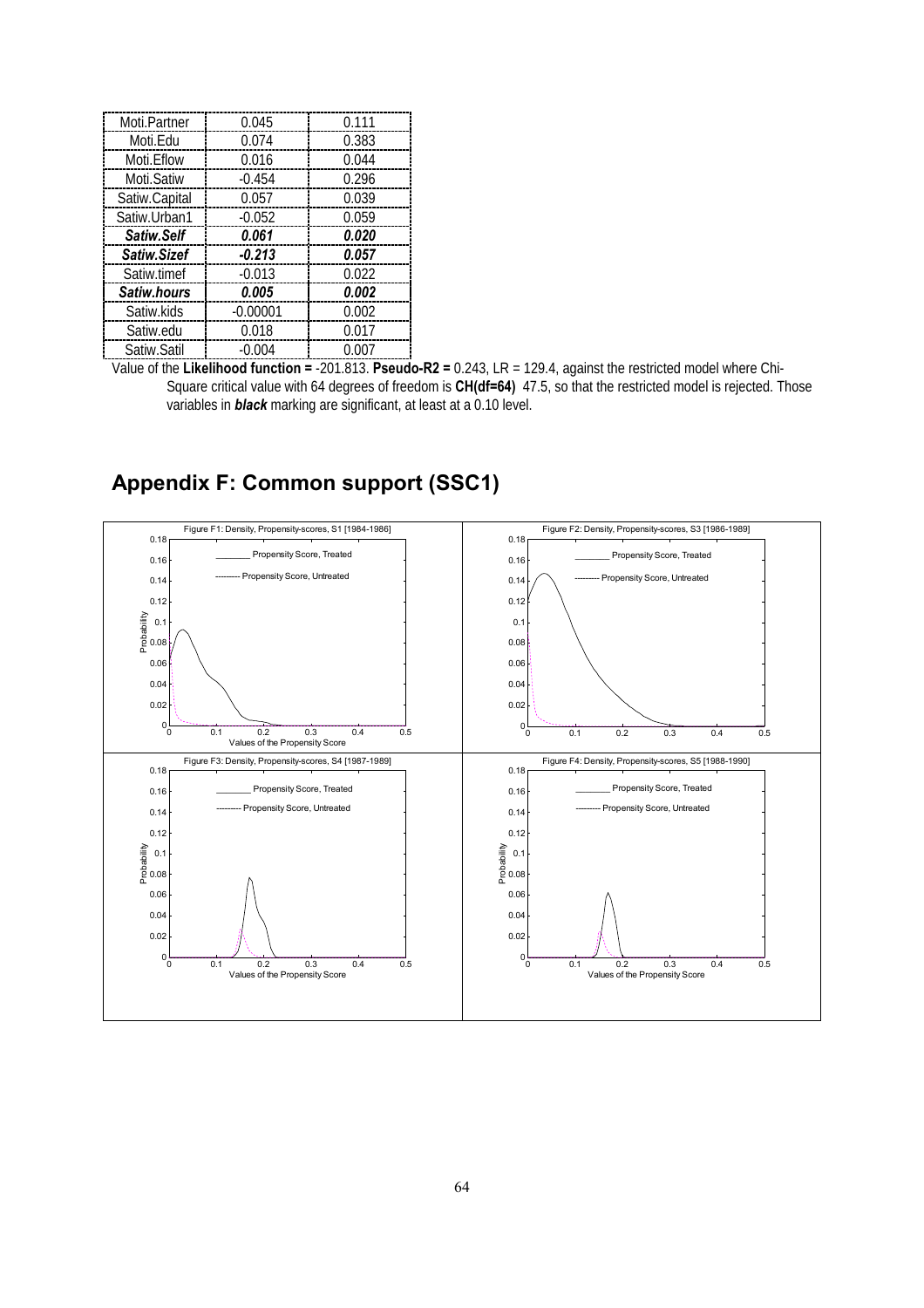| Moti.Partner | 0.045 | 0.111 |
|---|---|---|
| Moti.Edu | 0.074 | 0.383 |
| Moti.Eflow | 0.016 | 0.044 |
| Moti.Satiw | -0.454 | 0.296 |
| Satiw.Capital | 0.057 | 0.039 |
| Satiw.Urban1 | -0.052 | 0.059 |
| ***Satiw.Self*** | ***0.061*** | ***0.020*** |
| ***Satiw.Sizef*** | ***-0.213*** | ***0.057*** |
| Satiw.timef | -0.013 | 0.022 |
| ***Satiw.hours*** | ***0.005*** | ***0.002*** |
| Satiw.kids | -0.00001 | 0.002 |
| Satiw.edu | 0.018 | 0.017 |
| Satiw.Satil | -0.004 | 0.007 |

Value of the **Likelihood function =** -201.813. **Pseudo-R2 =** 0.243, LR = 129.4, against the restricted model where Chi-Square critical value with 64 degrees of freedom is **CH(df=64)** 47.5, so that the restricted model is rejected. Those variables in ***black*** marking are significant, at least at a 0.10 level.

## Appendix F: Common support (SSC1)

Figure F1: Density, Propensity-scores, S1 [1984-1986]

Figure F2: Density, Propensity-scores, S3 [1986-1989]

Figure F3: Density, Propensity-scores, S4 [1987-1989]

Figure F4: Density, Propensity-scores, S5 [1988-1990]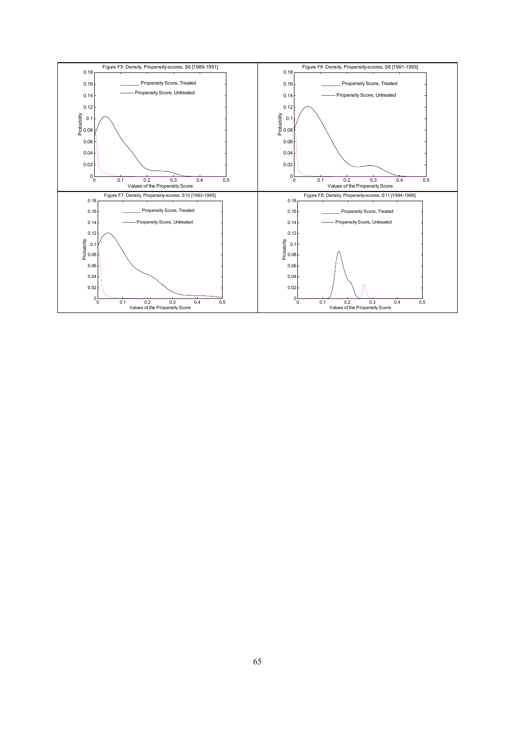Figure F5: Density, Propensity-scores, S6 [1989-1991]

Figure F6: Density, Propensity-scores, S8 [1991-1993]

Figure F7: Density, Propensity-scores, S10 [1993-1995]

Figure F8: Density, Propensity-scores, S11 [1994-1996]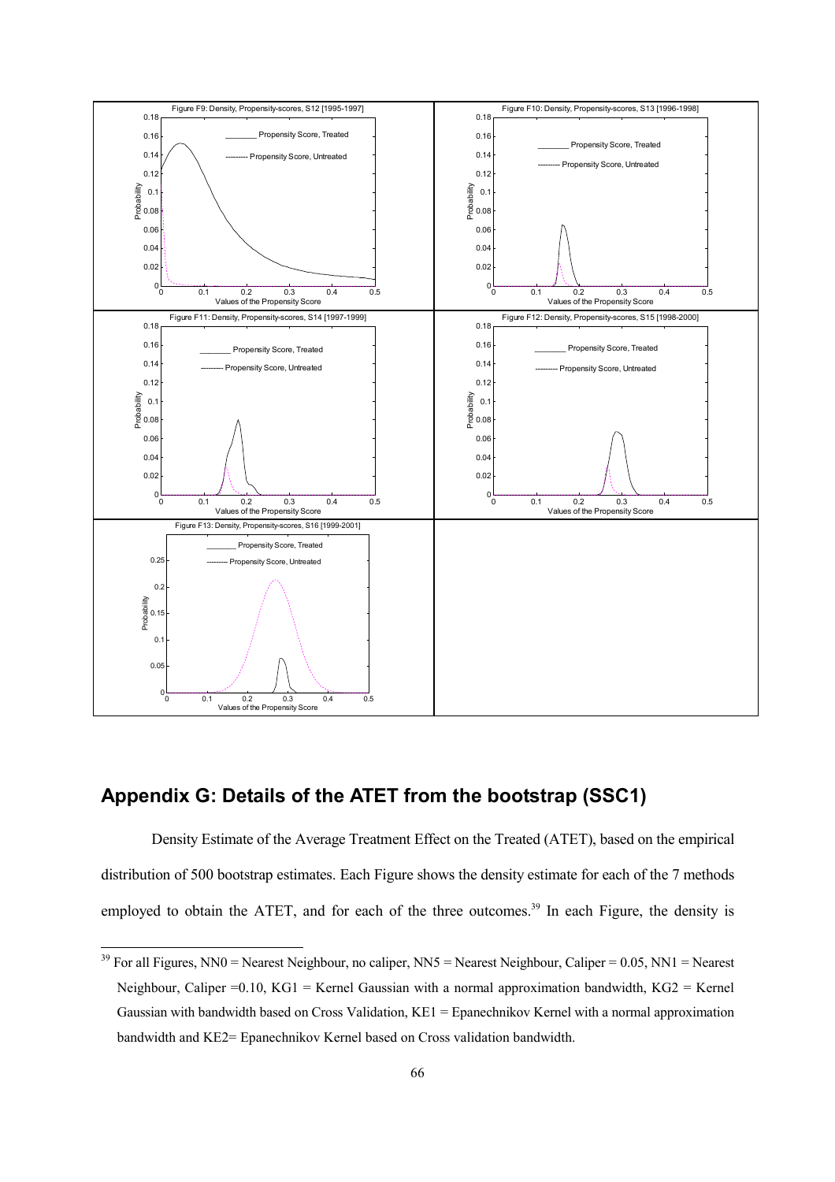Figure F9: Density, Propensity-scores, S12 [1995-1997]

Figure F10: Density, Propensity-scores, S13 [1996-1998]

Figure F11: Density, Propensity-scores, S14 [1997-1999]

Figure F12: Density, Propensity-scores, S15 [1998-2000]

Figure F13: Density, Propensity-scores, S16 [1999-2001]

## Appendix G: Details of the ATET from the bootstrap (SSC1)

Density Estimate of the Average Treatment Effect on the Treated (ATET), based on the empirical distribution of 500 bootstrap estimates. Each Figure shows the density estimate for each of the 7 methods employed to obtain the ATET, and for each of the three outcomes.[39] In each Figure, the density is

[39] For all Figures, NN0 = Nearest Neighbour, no caliper, NN5 = Nearest Neighbour, Caliper = 0.05, NN1 = Nearest Neighbour, Caliper =0.10, KG1 = Kernel Gaussian with a normal approximation bandwidth, KG2 = Kernel Gaussian with bandwidth based on Cross Validation, KE1 = Epanechnikov Kernel with a normal approximation bandwidth and KE2= Epanechnikov Kernel based on Cross validation bandwidth.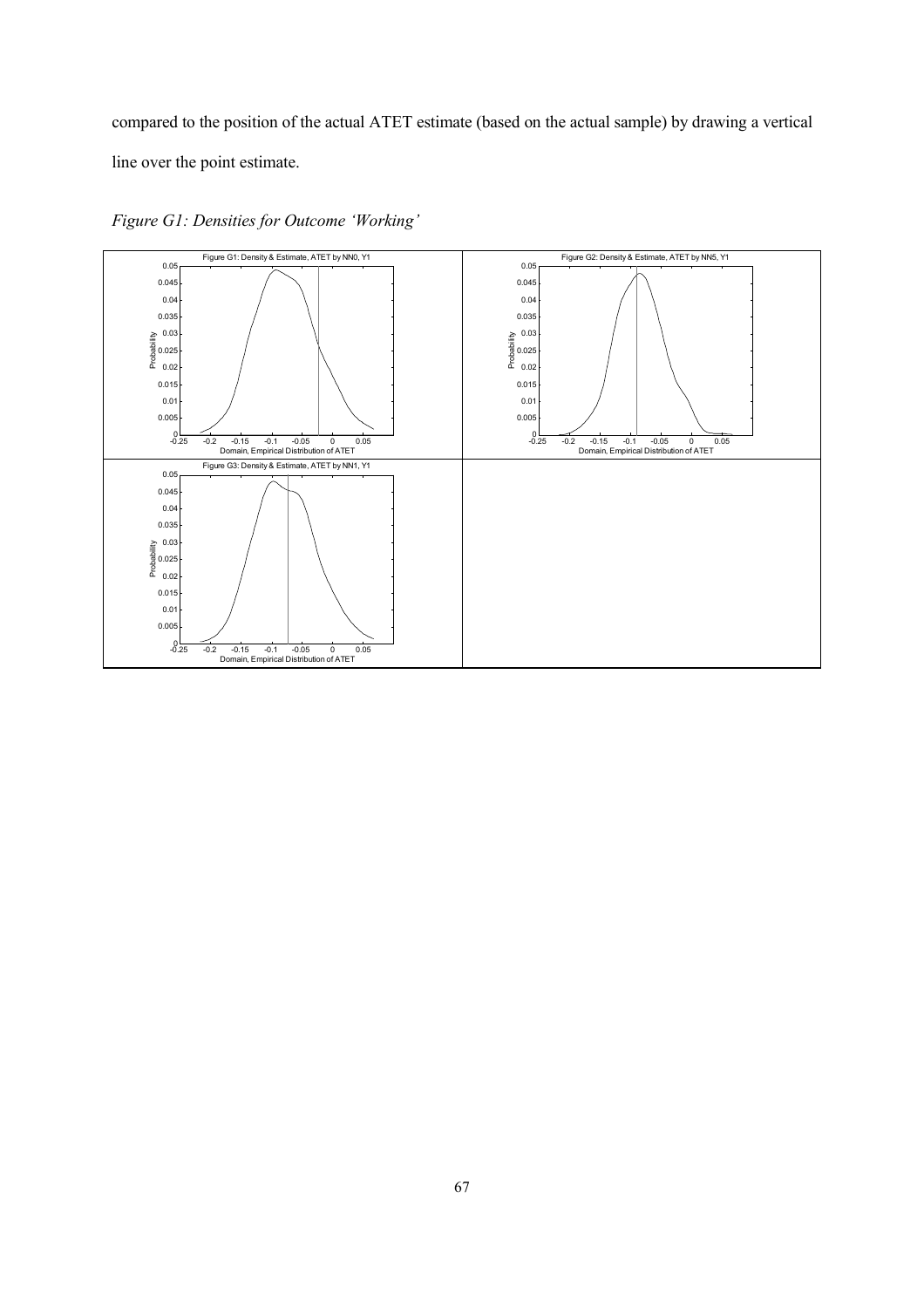compared to the position of the actual ATET estimate (based on the actual sample) by drawing a vertical line over the point estimate.

*Figure G1: Densities for Outcome 'Working'*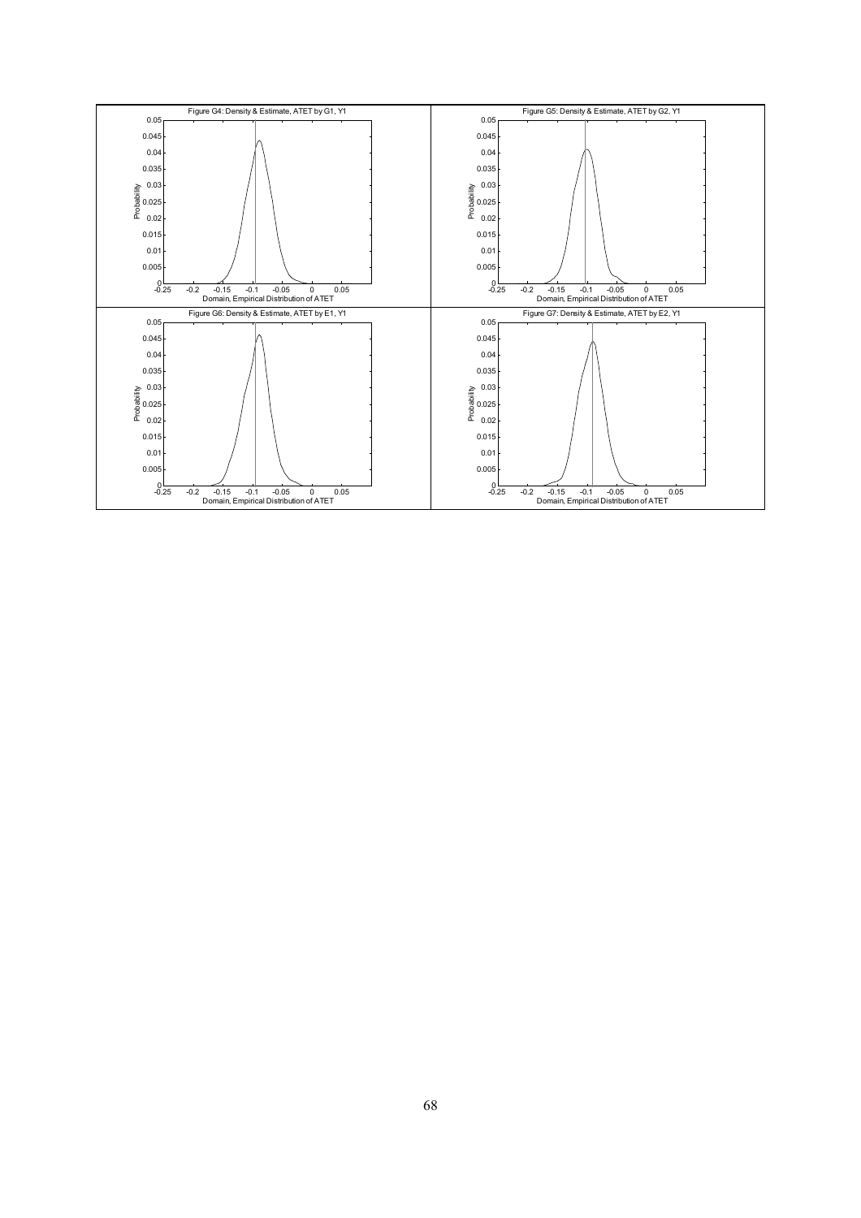Figure G4: Density & Estimate, ATET by G1, Y1

Figure G5: Density & Estimate, ATET by G2, Y1

Figure G6: Density & Estimate, ATET by E1, Y1

Figure G7: Density & Estimate, ATET by E2, Y1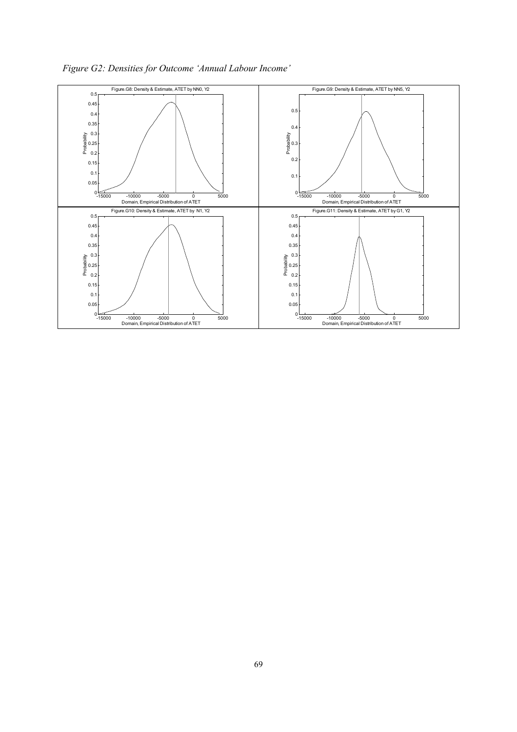*Figure G2: Densities for Outcome 'Annual Labour Income'*

Figure.G8: Density & Estimate, ATET by NN0, Y2

Figure.G9: Density & Estimate, ATET by NN5, Y2

Figure.G10: Density & Estimate, ATET by N1, Y2

Figure.G11: Density & Estimate, ATET by G1, Y2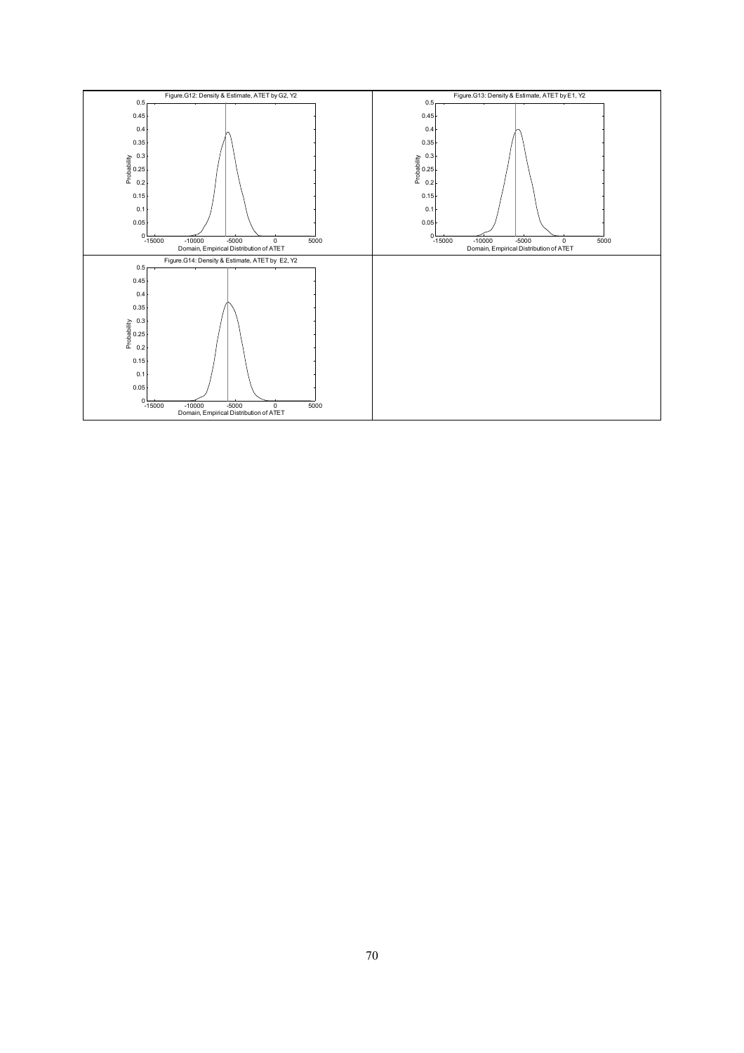Figure.G12: Density & Estimate, ATET by G2, Y2

Figure.G13: Density & Estimate, ATET by E1, Y2

Figure.G14: Density & Estimate, ATET by E2, Y2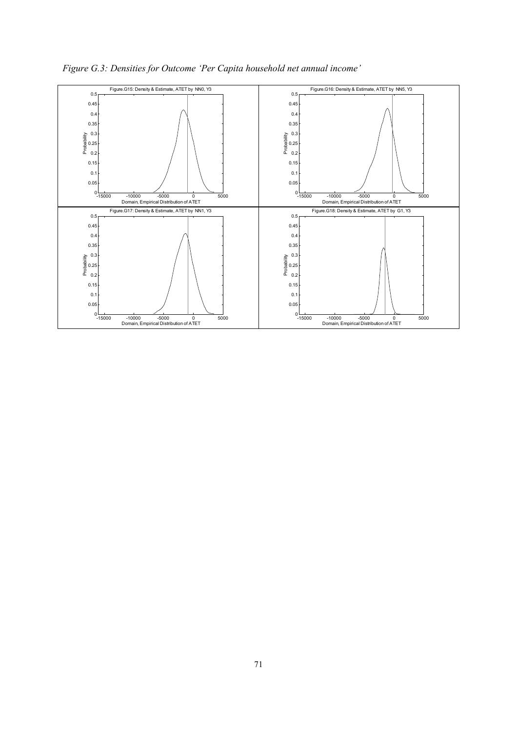*Figure G.3: Densities for Outcome 'Per Capita household net annual income'*

Figure.G15: Density & Estimate, ATET by NN0, Y3

Figure.G16: Density & Estimate, ATET by NN5, Y3

Figure.G17: Density & Estimate, ATET by NN1, Y3

Figure.G18: Density & Estimate, ATET by G1, Y3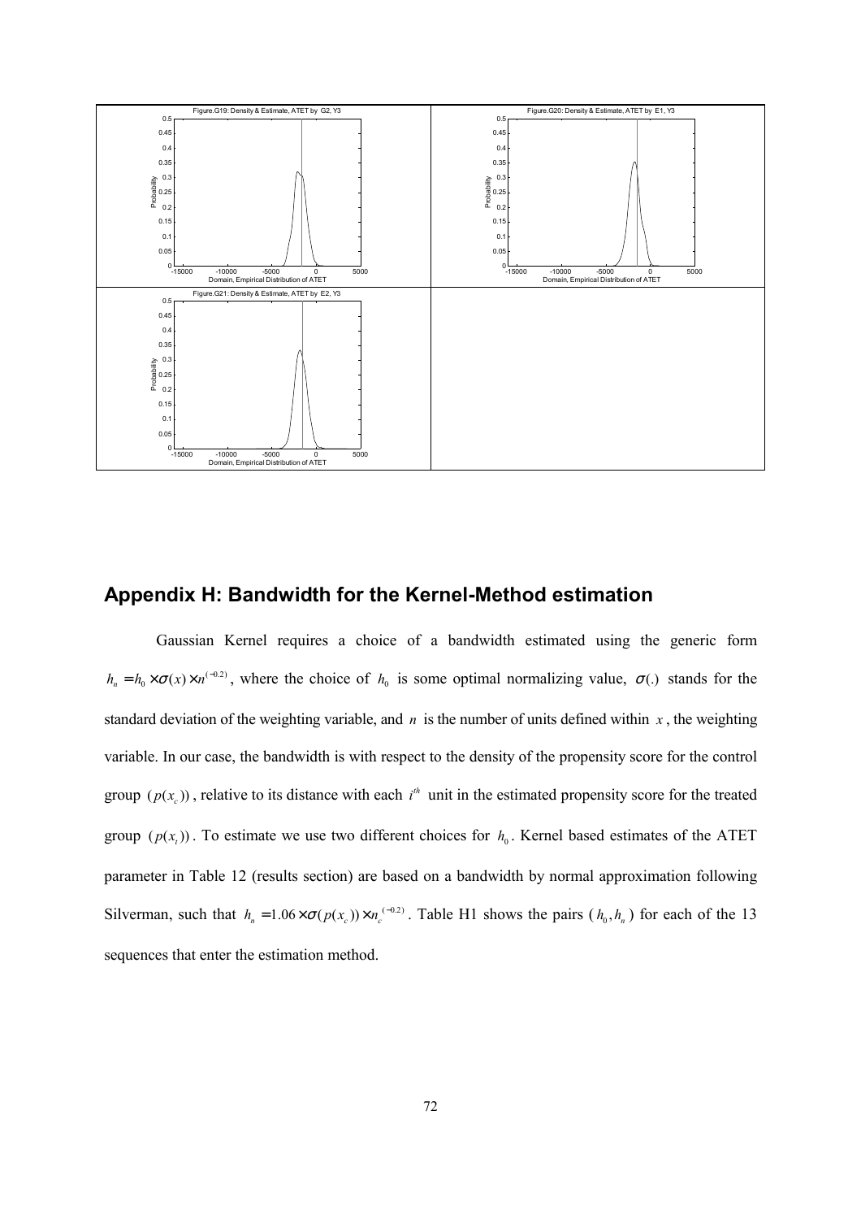Figure.G19: Density & Estimate, ATET by G2, Y3

Figure.G20: Density & Estimate, ATET by E1, Y3

Figure.G21: Density & Estimate, ATET by E2, Y3

## Appendix H: Bandwidth for the Kernel-Method estimation

Gaussian Kernel requires a choice of a bandwidth estimated using the generic form $h_n = h_0 \times \sigma(x) \times n^{(-0.2)}$, where the choice of $h_0$ is some optimal normalizing value, $\sigma(.)$ stands for the standard deviation of the weighting variable, and $n$ is the number of units defined within $x$, the weighting variable. In our case, the bandwidth is with respect to the density of the propensity score for the control group $(p(x_c))$, relative to its distance with each $i^{th}$ unit in the estimated propensity score for the treated group $(p(x_t))$. To estimate we use two different choices for $h_0$. Kernel based estimates of the ATET parameter in Table 12 (results section) are based on a bandwidth by normal approximation following Silverman, such that $h_n = 1.06 \times \sigma(p(x_c)) \times n_c^{(-0.2)}$. Table H1 shows the pairs $(h_0, h_n)$ for each of the 13 sequences that enter the estimation method.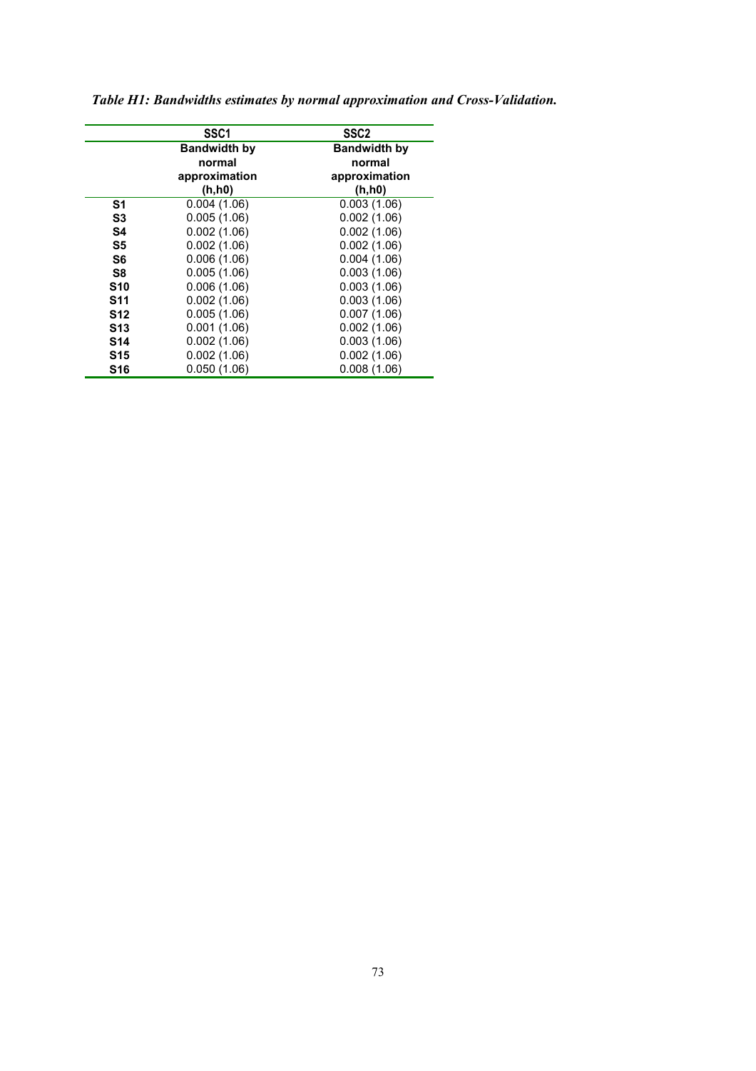*Table H1: Bandwidths estimates by normal approximation and Cross-Validation.*

| | SSC1 | SSC2 |
|---|---|---|
| | **Bandwidth by normal approximation (h,h0)** | **Bandwidth by normal approximation (h,h0)** |
| **S1** | 0.004 (1.06) | 0.003 (1.06) |
| **S3** | 0.005 (1.06) | 0.002 (1.06) |
| **S4** | 0.002 (1.06) | 0.002 (1.06) |
| **S5** | 0.002 (1.06) | 0.002 (1.06) |
| **S6** | 0.006 (1.06) | 0.004 (1.06) |
| **S8** | 0.005 (1.06) | 0.003 (1.06) |
| **S10** | 0.006 (1.06) | 0.003 (1.06) |
| **S11** | 0.002 (1.06) | 0.003 (1.06) |
| **S12** | 0.005 (1.06) | 0.007 (1.06) |
| **S13** | 0.001 (1.06) | 0.002 (1.06) |
| **S14** | 0.002 (1.06) | 0.003 (1.06) |
| **S15** | 0.002 (1.06) | 0.002 (1.06) |
| **S16** | 0.050 (1.06) | 0.008 (1.06) |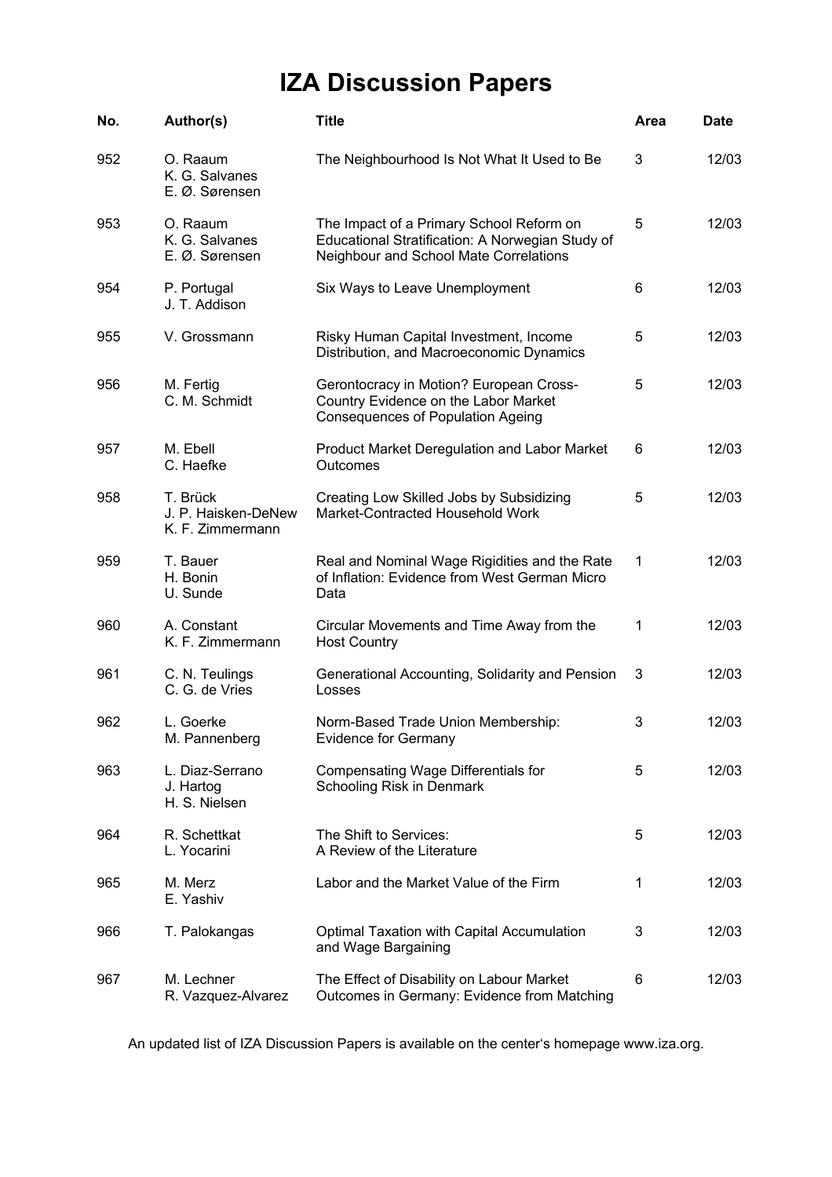# IZA Discussion Papers

| No. | Author(s) | Title | Area | Date |
|---|---|---|---|---|
| 952 | O. Raaum<br>K. G. Salvanes<br>E. Ø. Sørensen | The Neighbourhood Is Not What It Used to Be | 3 | 12/03 |
| 953 | O. Raaum<br>K. G. Salvanes<br>E. Ø. Sørensen | The Impact of a Primary School Reform on Educational Stratification: A Norwegian Study of Neighbour and School Mate Correlations | 5 | 12/03 |
| 954 | P. Portugal<br>J. T. Addison | Six Ways to Leave Unemployment | 6 | 12/03 |
| 955 | V. Grossmann | Risky Human Capital Investment, Income Distribution, and Macroeconomic Dynamics | 5 | 12/03 |
| 956 | M. Fertig<br>C. M. Schmidt | Gerontocracy in Motion? European Cross-Country Evidence on the Labor Market Consequences of Population Ageing | 5 | 12/03 |
| 957 | M. Ebell<br>C. Haefke | Product Market Deregulation and Labor Market Outcomes | 6 | 12/03 |
| 958 | T. Brück<br>J. P. Haisken-DeNew<br>K. F. Zimmermann | Creating Low Skilled Jobs by Subsidizing Market-Contracted Household Work | 5 | 12/03 |
| 959 | T. Bauer<br>H. Bonin<br>U. Sunde | Real and Nominal Wage Rigidities and the Rate of Inflation: Evidence from West German Micro Data | 1 | 12/03 |
| 960 | A. Constant<br>K. F. Zimmermann | Circular Movements and Time Away from the Host Country | 1 | 12/03 |
| 961 | C. N. Teulings<br>C. G. de Vries | Generational Accounting, Solidarity and Pension Losses | 3 | 12/03 |
| 962 | L. Goerke<br>M. Pannenberg | Norm-Based Trade Union Membership: Evidence for Germany | 3 | 12/03 |
| 963 | L. Diaz-Serrano<br>J. Hartog<br>H. S. Nielsen | Compensating Wage Differentials for Schooling Risk in Denmark | 5 | 12/03 |
| 964 | R. Schettkat<br>L. Yocarini | The Shift to Services: A Review of the Literature | 5 | 12/03 |
| 965 | M. Merz<br>E. Yashiv | Labor and the Market Value of the Firm | 1 | 12/03 |
| 966 | T. Palokangas | Optimal Taxation with Capital Accumulation and Wage Bargaining | 3 | 12/03 |
| 967 | M. Lechner<br>R. Vazquez-Alvarez | The Effect of Disability on Labour Market Outcomes in Germany: Evidence from Matching | 6 | 12/03 |

An updated list of IZA Discussion Papers is available on the center's homepage www.iza.org.